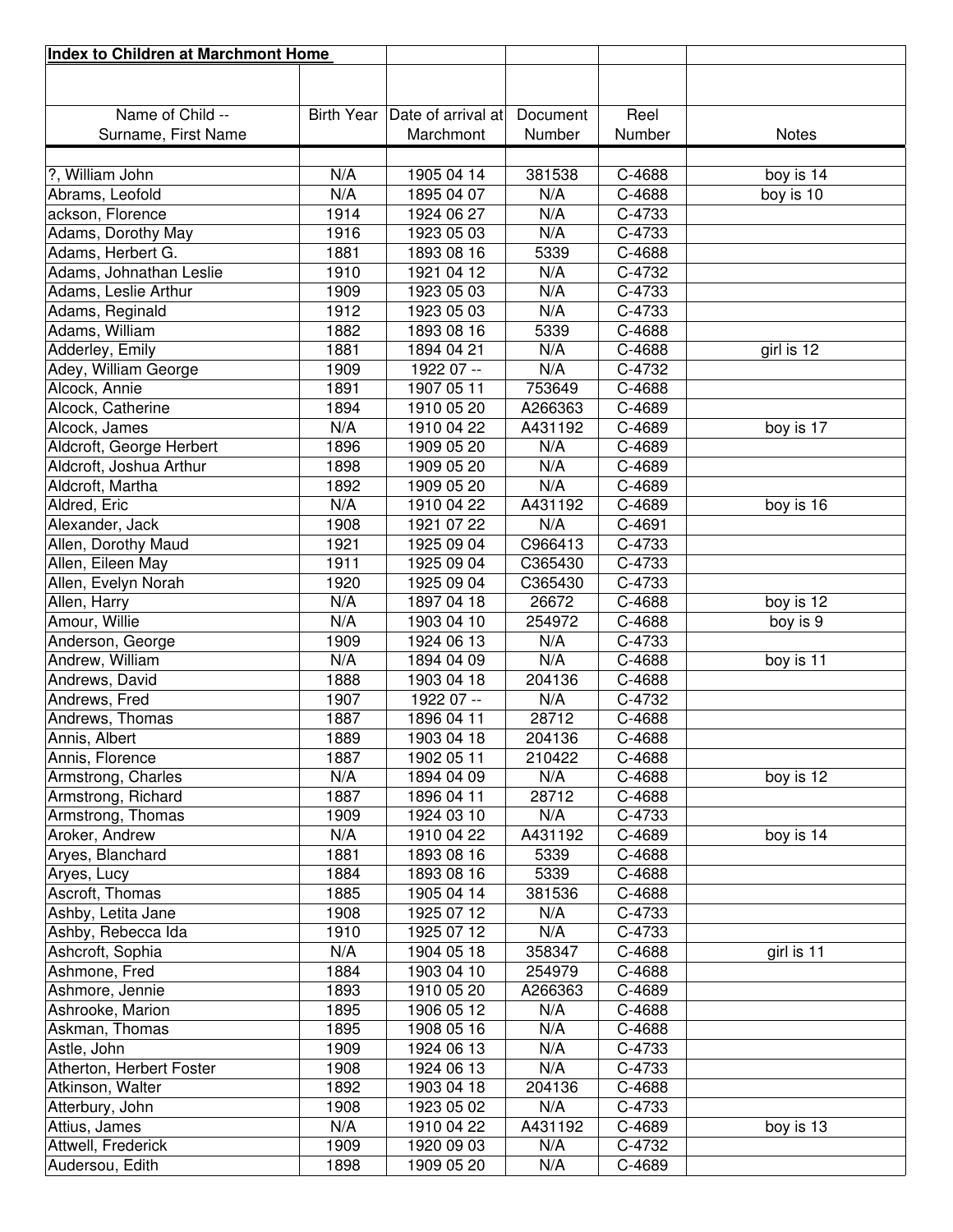**Index to Children at Marchmont Home**

| Name of Child -- Surname, First Name | Birth Year | Date of arrival at Marchmont | Document Number | Reel Number | Notes |
|---|---|---|---|---|---|
| ?, William John | N/A | 1905 04 14 | 381538 | C-4688 | boy is 14 |
| Abrams, Leofold | N/A | 1895 04 07 | N/A | C-4688 | boy is 10 |
| ackson, Florence | 1914 | 1924 06 27 | N/A | C-4733 | |
| Adams, Dorothy May | 1916 | 1923 05 03 | N/A | C-4733 | |
| Adams, Herbert G. | 1881 | 1893 08 16 | 5339 | C-4688 | |
| Adams, Johnathan Leslie | 1910 | 1921 04 12 | N/A | C-4732 | |
| Adams, Leslie Arthur | 1909 | 1923 05 03 | N/A | C-4733 | |
| Adams, Reginald | 1912 | 1923 05 03 | N/A | C-4733 | |
| Adams, William | 1882 | 1893 08 16 | 5339 | C-4688 | |
| Adderley, Emily | 1881 | 1894 04 21 | N/A | C-4688 | girl is 12 |
| Adey, William George | 1909 | 1922 07 -- | N/A | C-4732 | |
| Alcock, Annie | 1891 | 1907 05 11 | 753649 | C-4688 | |
| Alcock, Catherine | 1894 | 1910 05 20 | A266363 | C-4689 | |
| Alcock, James | N/A | 1910 04 22 | A431192 | C-4689 | boy is 17 |
| Aldcroft, George Herbert | 1896 | 1909 05 20 | N/A | C-4689 | |
| Aldcroft, Joshua Arthur | 1898 | 1909 05 20 | N/A | C-4689 | |
| Aldcroft, Martha | 1892 | 1909 05 20 | N/A | C-4689 | |
| Aldred, Eric | N/A | 1910 04 22 | A431192 | C-4689 | boy is 16 |
| Alexander, Jack | 1908 | 1921 07 22 | N/A | C-4691 | |
| Allen, Dorothy Maud | 1921 | 1925 09 04 | C966413 | C-4733 | |
| Allen, Eileen May | 1911 | 1925 09 04 | C365430 | C-4733 | |
| Allen, Evelyn Norah | 1920 | 1925 09 04 | C365430 | C-4733 | |
| Allen, Harry | N/A | 1897 04 18 | 26672 | C-4688 | boy is 12 |
| Amour, Willie | N/A | 1903 04 10 | 254972 | C-4688 | boy is 9 |
| Anderson, George | 1909 | 1924 06 13 | N/A | C-4733 | |
| Andrew, William | N/A | 1894 04 09 | N/A | C-4688 | boy is 11 |
| Andrews, David | 1888 | 1903 04 18 | 204136 | C-4688 | |
| Andrews, Fred | 1907 | 1922 07 -- | N/A | C-4732 | |
| Andrews, Thomas | 1887 | 1896 04 11 | 28712 | C-4688 | |
| Annis, Albert | 1889 | 1903 04 18 | 204136 | C-4688 | |
| Annis, Florence | 1887 | 1902 05 11 | 210422 | C-4688 | |
| Armstrong, Charles | N/A | 1894 04 09 | N/A | C-4688 | boy is 12 |
| Armstrong, Richard | 1887 | 1896 04 11 | 28712 | C-4688 | |
| Armstrong, Thomas | 1909 | 1924 03 10 | N/A | C-4733 | |
| Aroker, Andrew | N/A | 1910 04 22 | A431192 | C-4689 | boy is 14 |
| Aryes, Blanchard | 1881 | 1893 08 16 | 5339 | C-4688 | |
| Aryes, Lucy | 1884 | 1893 08 16 | 5339 | C-4688 | |
| Ascroft, Thomas | 1885 | 1905 04 14 | 381536 | C-4688 | |
| Ashby, Letita Jane | 1908 | 1925 07 12 | N/A | C-4733 | |
| Ashby, Rebecca Ida | 1910 | 1925 07 12 | N/A | C-4733 | |
| Ashcroft, Sophia | N/A | 1904 05 18 | 358347 | C-4688 | girl is 11 |
| Ashmone, Fred | 1884 | 1903 04 10 | 254979 | C-4688 | |
| Ashmore, Jennie | 1893 | 1910 05 20 | A266363 | C-4689 | |
| Ashrooke, Marion | 1895 | 1906 05 12 | N/A | C-4688 | |
| Askman, Thomas | 1895 | 1908 05 16 | N/A | C-4688 | |
| Astle, John | 1909 | 1924 06 13 | N/A | C-4733 | |
| Atherton, Herbert Foster | 1908 | 1924 06 13 | N/A | C-4733 | |
| Atkinson, Walter | 1892 | 1903 04 18 | 204136 | C-4688 | |
| Atterbury, John | 1908 | 1923 05 02 | N/A | C-4733 | |
| Attius, James | N/A | 1910 04 22 | A431192 | C-4689 | boy is 13 |
| Attwell, Frederick | 1909 | 1920 09 03 | N/A | C-4732 | |
| Audersou, Edith | 1898 | 1909 05 20 | N/A | C-4689 | |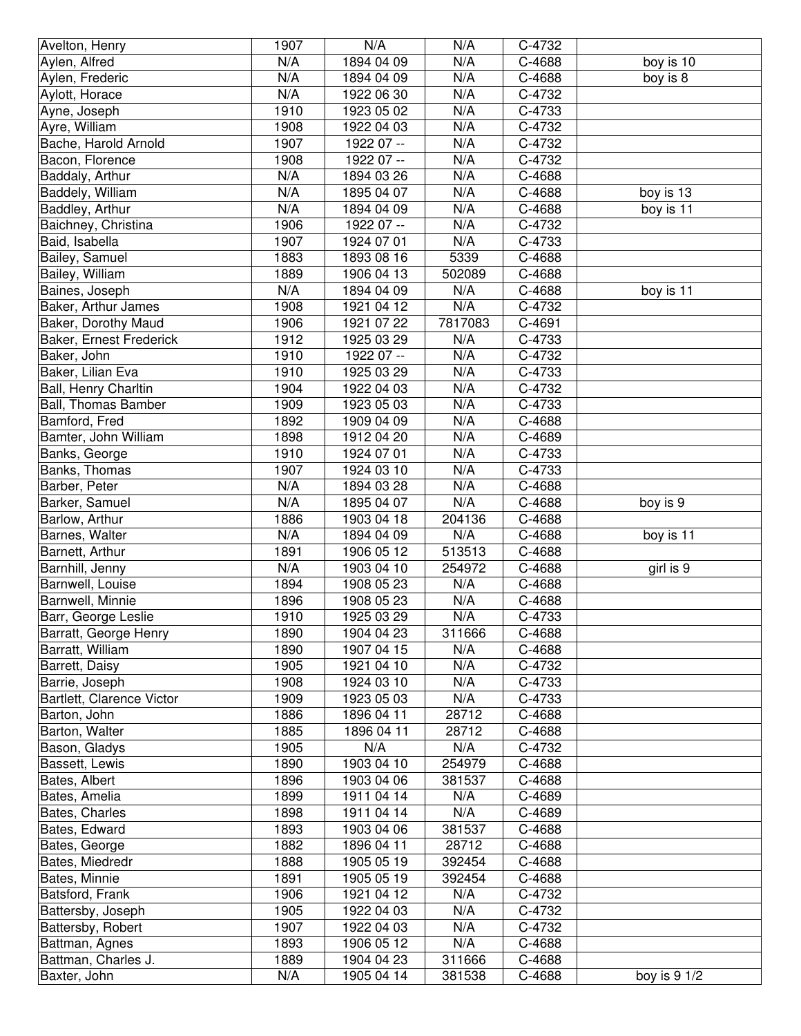| Avelton, Henry | 1907 | N/A | N/A | C-4732 | |
|---|---|---|---|---|---|
| Aylen, Alfred | N/A | 1894 04 09 | N/A | C-4688 | boy is 10 |
| Aylen, Frederic | N/A | 1894 04 09 | N/A | C-4688 | boy is 8 |
| Aylott, Horace | N/A | 1922 06 30 | N/A | C-4732 | |
| Ayne, Joseph | 1910 | 1923 05 02 | N/A | C-4733 | |
| Ayre, William | 1908 | 1922 04 03 | N/A | C-4732 | |
| Bache, Harold Arnold | 1907 | 1922 07 -- | N/A | C-4732 | |
| Bacon, Florence | 1908 | 1922 07 -- | N/A | C-4732 | |
| Baddaly, Arthur | N/A | 1894 03 26 | N/A | C-4688 | |
| Baddely, William | N/A | 1895 04 07 | N/A | C-4688 | boy is 13 |
| Baddley, Arthur | N/A | 1894 04 09 | N/A | C-4688 | boy is 11 |
| Baichney, Christina | 1906 | 1922 07 -- | N/A | C-4732 | |
| Baid, Isabella | 1907 | 1924 07 01 | N/A | C-4733 | |
| Bailey, Samuel | 1883 | 1893 08 16 | 5339 | C-4688 | |
| Bailey, William | 1889 | 1906 04 13 | 502089 | C-4688 | |
| Baines, Joseph | N/A | 1894 04 09 | N/A | C-4688 | boy is 11 |
| Baker, Arthur James | 1908 | 1921 04 12 | N/A | C-4732 | |
| Baker, Dorothy Maud | 1906 | 1921 07 22 | 7817083 | C-4691 | |
| Baker, Ernest Frederick | 1912 | 1925 03 29 | N/A | C-4733 | |
| Baker, John | 1910 | 1922 07 -- | N/A | C-4732 | |
| Baker, Lilian Eva | 1910 | 1925 03 29 | N/A | C-4733 | |
| Ball, Henry Charltin | 1904 | 1922 04 03 | N/A | C-4732 | |
| Ball, Thomas Bamber | 1909 | 1923 05 03 | N/A | C-4733 | |
| Bamford, Fred | 1892 | 1909 04 09 | N/A | C-4688 | |
| Bamter, John William | 1898 | 1912 04 20 | N/A | C-4689 | |
| Banks, George | 1910 | 1924 07 01 | N/A | C-4733 | |
| Banks, Thomas | 1907 | 1924 03 10 | N/A | C-4733 | |
| Barber, Peter | N/A | 1894 03 28 | N/A | C-4688 | |
| Barker, Samuel | N/A | 1895 04 07 | N/A | C-4688 | boy is 9 |
| Barlow, Arthur | 1886 | 1903 04 18 | 204136 | C-4688 | |
| Barnes, Walter | N/A | 1894 04 09 | N/A | C-4688 | boy is 11 |
| Barnett, Arthur | 1891 | 1906 05 12 | 513513 | C-4688 | |
| Barnhill, Jenny | N/A | 1903 04 10 | 254972 | C-4688 | girl is 9 |
| Barnwell, Louise | 1894 | 1908 05 23 | N/A | C-4688 | |
| Barnwell, Minnie | 1896 | 1908 05 23 | N/A | C-4688 | |
| Barr, George Leslie | 1910 | 1925 03 29 | N/A | C-4733 | |
| Barratt, George Henry | 1890 | 1904 04 23 | 311666 | C-4688 | |
| Barratt, William | 1890 | 1907 04 15 | N/A | C-4688 | |
| Barrett, Daisy | 1905 | 1921 04 10 | N/A | C-4732 | |
| Barrie, Joseph | 1908 | 1924 03 10 | N/A | C-4733 | |
| Bartlett, Clarence Victor | 1909 | 1923 05 03 | N/A | C-4733 | |
| Barton, John | 1886 | 1896 04 11 | 28712 | C-4688 | |
| Barton, Walter | 1885 | 1896 04 11 | 28712 | C-4688 | |
| Bason, Gladys | 1905 | N/A | N/A | C-4732 | |
| Bassett, Lewis | 1890 | 1903 04 10 | 254979 | C-4688 | |
| Bates, Albert | 1896 | 1903 04 06 | 381537 | C-4688 | |
| Bates, Amelia | 1899 | 1911 04 14 | N/A | C-4689 | |
| Bates, Charles | 1898 | 1911 04 14 | N/A | C-4689 | |
| Bates, Edward | 1893 | 1903 04 06 | 381537 | C-4688 | |
| Bates, George | 1882 | 1896 04 11 | 28712 | C-4688 | |
| Bates, Miedredr | 1888 | 1905 05 19 | 392454 | C-4688 | |
| Bates, Minnie | 1891 | 1905 05 19 | 392454 | C-4688 | |
| Batsford, Frank | 1906 | 1921 04 12 | N/A | C-4732 | |
| Battersby, Joseph | 1905 | 1922 04 03 | N/A | C-4732 | |
| Battersby, Robert | 1907 | 1922 04 03 | N/A | C-4732 | |
| Battman, Agnes | 1893 | 1906 05 12 | N/A | C-4688 | |
| Battman, Charles J. | 1889 | 1904 04 23 | 311666 | C-4688 | |
| Baxter, John | N/A | 1905 04 14 | 381538 | C-4688 | boy is 9 1/2 |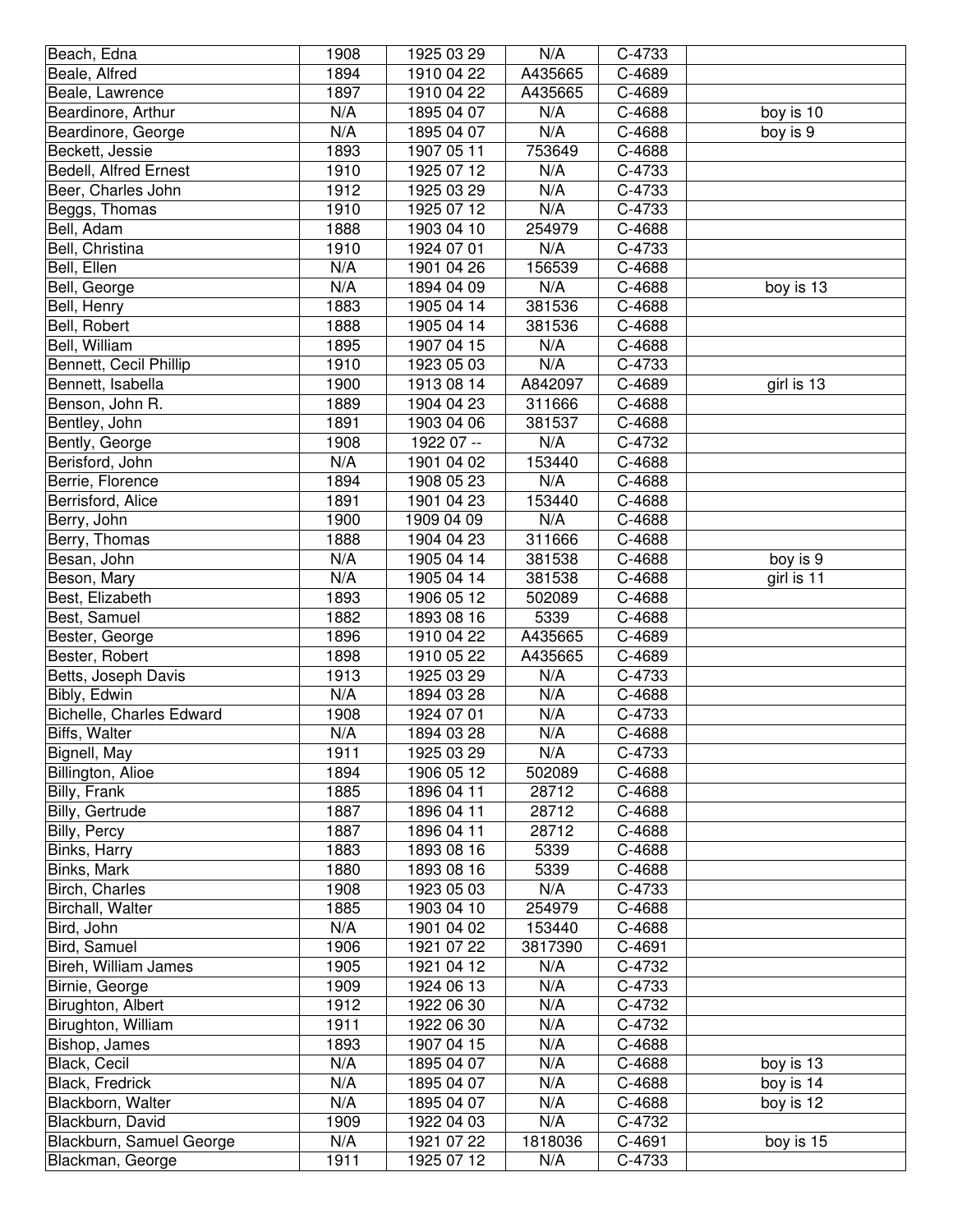| Beach, Edna | 1908 | 1925 03 29 | N/A | C-4733 | |
|---|---|---|---|---|---|
| Beale, Alfred | 1894 | 1910 04 22 | A435665 | C-4689 | |
| Beale, Lawrence | 1897 | 1910 04 22 | A435665 | C-4689 | |
| Beardinore, Arthur | N/A | 1895 04 07 | N/A | C-4688 | boy is 10 |
| Beardinore, George | N/A | 1895 04 07 | N/A | C-4688 | boy is 9 |
| Beckett, Jessie | 1893 | 1907 05 11 | 753649 | C-4688 | |
| Bedell, Alfred Ernest | 1910 | 1925 07 12 | N/A | C-4733 | |
| Beer, Charles John | 1912 | 1925 03 29 | N/A | C-4733 | |
| Beggs, Thomas | 1910 | 1925 07 12 | N/A | C-4733 | |
| Bell, Adam | 1888 | 1903 04 10 | 254979 | C-4688 | |
| Bell, Christina | 1910 | 1924 07 01 | N/A | C-4733 | |
| Bell, Ellen | N/A | 1901 04 26 | 156539 | C-4688 | |
| Bell, George | N/A | 1894 04 09 | N/A | C-4688 | boy is 13 |
| Bell, Henry | 1883 | 1905 04 14 | 381536 | C-4688 | |
| Bell, Robert | 1888 | 1905 04 14 | 381536 | C-4688 | |
| Bell, William | 1895 | 1907 04 15 | N/A | C-4688 | |
| Bennett, Cecil Phillip | 1910 | 1923 05 03 | N/A | C-4733 | |
| Bennett, Isabella | 1900 | 1913 08 14 | A842097 | C-4689 | girl is 13 |
| Benson, John R. | 1889 | 1904 04 23 | 311666 | C-4688 | |
| Bentley, John | 1891 | 1903 04 06 | 381537 | C-4688 | |
| Bently, George | 1908 | 1922 07 -- | N/A | C-4732 | |
| Berisford, John | N/A | 1901 04 02 | 153440 | C-4688 | |
| Berrie, Florence | 1894 | 1908 05 23 | N/A | C-4688 | |
| Berrisford, Alice | 1891 | 1901 04 23 | 153440 | C-4688 | |
| Berry, John | 1900 | 1909 04 09 | N/A | C-4688 | |
| Berry, Thomas | 1888 | 1904 04 23 | 311666 | C-4688 | |
| Besan, John | N/A | 1905 04 14 | 381538 | C-4688 | boy is 9 |
| Beson, Mary | N/A | 1905 04 14 | 381538 | C-4688 | girl is 11 |
| Best, Elizabeth | 1893 | 1906 05 12 | 502089 | C-4688 | |
| Best, Samuel | 1882 | 1893 08 16 | 5339 | C-4688 | |
| Bester, George | 1896 | 1910 04 22 | A435665 | C-4689 | |
| Bester, Robert | 1898 | 1910 05 22 | A435665 | C-4689 | |
| Betts, Joseph Davis | 1913 | 1925 03 29 | N/A | C-4733 | |
| Bibly, Edwin | N/A | 1894 03 28 | N/A | C-4688 | |
| Bichelle, Charles Edward | 1908 | 1924 07 01 | N/A | C-4733 | |
| Biffs, Walter | N/A | 1894 03 28 | N/A | C-4688 | |
| Bignell, May | 1911 | 1925 03 29 | N/A | C-4733 | |
| Billington, Alioe | 1894 | 1906 05 12 | 502089 | C-4688 | |
| Billy, Frank | 1885 | 1896 04 11 | 28712 | C-4688 | |
| Billy, Gertrude | 1887 | 1896 04 11 | 28712 | C-4688 | |
| Billy, Percy | 1887 | 1896 04 11 | 28712 | C-4688 | |
| Binks, Harry | 1883 | 1893 08 16 | 5339 | C-4688 | |
| Binks, Mark | 1880 | 1893 08 16 | 5339 | C-4688 | |
| Birch, Charles | 1908 | 1923 05 03 | N/A | C-4733 | |
| Birchall, Walter | 1885 | 1903 04 10 | 254979 | C-4688 | |
| Bird, John | N/A | 1901 04 02 | 153440 | C-4688 | |
| Bird, Samuel | 1906 | 1921 07 22 | 3817390 | C-4691 | |
| Bireh, William James | 1905 | 1921 04 12 | N/A | C-4732 | |
| Birnie, George | 1909 | 1924 06 13 | N/A | C-4733 | |
| Birughton, Albert | 1912 | 1922 06 30 | N/A | C-4732 | |
| Birughton, William | 1911 | 1922 06 30 | N/A | C-4732 | |
| Bishop, James | 1893 | 1907 04 15 | N/A | C-4688 | |
| Black, Cecil | N/A | 1895 04 07 | N/A | C-4688 | boy is 13 |
| Black, Fredrick | N/A | 1895 04 07 | N/A | C-4688 | boy is 14 |
| Blackborn, Walter | N/A | 1895 04 07 | N/A | C-4688 | boy is 12 |
| Blackburn, David | 1909 | 1922 04 03 | N/A | C-4732 | |
| Blackburn, Samuel George | N/A | 1921 07 22 | 1818036 | C-4691 | boy is 15 |
| Blackman, George | 1911 | 1925 07 12 | N/A | C-4733 | |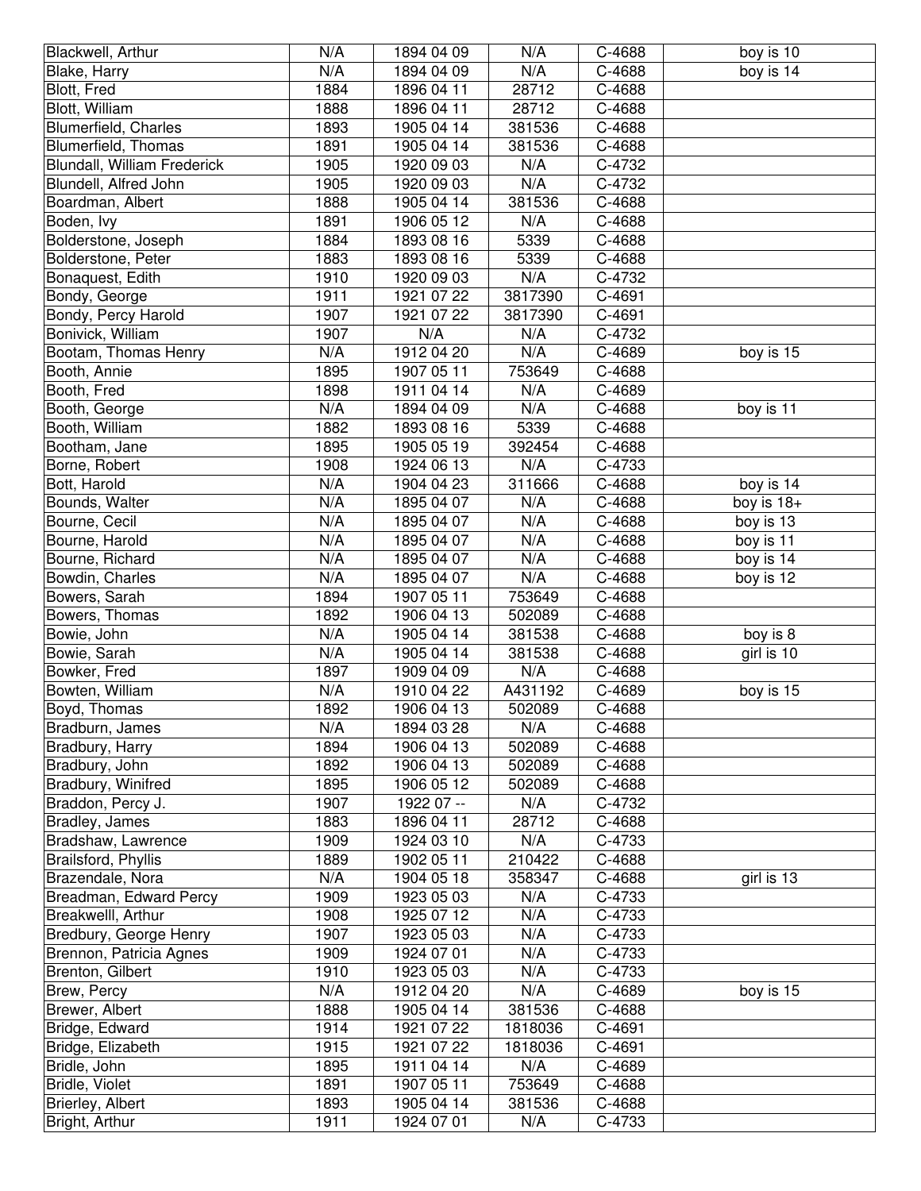| Blackwell, Arthur | N/A | 1894 04 09 | N/A | C-4688 | boy is 10 |
|---|---|---|---|---|---|
| Blake, Harry | N/A | 1894 04 09 | N/A | C-4688 | boy is 14 |
| Blott, Fred | 1884 | 1896 04 11 | 28712 | C-4688 | |
| Blott, William | 1888 | 1896 04 11 | 28712 | C-4688 | |
| Blumerfield, Charles | 1893 | 1905 04 14 | 381536 | C-4688 | |
| Blumerfield, Thomas | 1891 | 1905 04 14 | 381536 | C-4688 | |
| Blundall, William Frederick | 1905 | 1920 09 03 | N/A | C-4732 | |
| Blundell, Alfred John | 1905 | 1920 09 03 | N/A | C-4732 | |
| Boardman, Albert | 1888 | 1905 04 14 | 381536 | C-4688 | |
| Boden, Ivy | 1891 | 1906 05 12 | N/A | C-4688 | |
| Bolderstone, Joseph | 1884 | 1893 08 16 | 5339 | C-4688 | |
| Bolderstone, Peter | 1883 | 1893 08 16 | 5339 | C-4688 | |
| Bonaquest, Edith | 1910 | 1920 09 03 | N/A | C-4732 | |
| Bondy, George | 1911 | 1921 07 22 | 3817390 | C-4691 | |
| Bondy, Percy Harold | 1907 | 1921 07 22 | 3817390 | C-4691 | |
| Bonivick, William | 1907 | N/A | N/A | C-4732 | |
| Bootam, Thomas Henry | N/A | 1912 04 20 | N/A | C-4689 | boy is 15 |
| Booth, Annie | 1895 | 1907 05 11 | 753649 | C-4688 | |
| Booth, Fred | 1898 | 1911 04 14 | N/A | C-4689 | |
| Booth, George | N/A | 1894 04 09 | N/A | C-4688 | boy is 11 |
| Booth, William | 1882 | 1893 08 16 | 5339 | C-4688 | |
| Bootham, Jane | 1895 | 1905 05 19 | 392454 | C-4688 | |
| Borne, Robert | 1908 | 1924 06 13 | N/A | C-4733 | |
| Bott, Harold | N/A | 1904 04 23 | 311666 | C-4688 | boy is 14 |
| Bounds, Walter | N/A | 1895 04 07 | N/A | C-4688 | boy is 18+ |
| Bourne, Cecil | N/A | 1895 04 07 | N/A | C-4688 | boy is 13 |
| Bourne, Harold | N/A | 1895 04 07 | N/A | C-4688 | boy is 11 |
| Bourne, Richard | N/A | 1895 04 07 | N/A | C-4688 | boy is 14 |
| Bowdin, Charles | N/A | 1895 04 07 | N/A | C-4688 | boy is 12 |
| Bowers, Sarah | 1894 | 1907 05 11 | 753649 | C-4688 | |
| Bowers, Thomas | 1892 | 1906 04 13 | 502089 | C-4688 | |
| Bowie, John | N/A | 1905 04 14 | 381538 | C-4688 | boy is 8 |
| Bowie, Sarah | N/A | 1905 04 14 | 381538 | C-4688 | girl is 10 |
| Bowker, Fred | 1897 | 1909 04 09 | N/A | C-4688 | |
| Bowten, William | N/A | 1910 04 22 | A431192 | C-4689 | boy is 15 |
| Boyd, Thomas | 1892 | 1906 04 13 | 502089 | C-4688 | |
| Bradburn, James | N/A | 1894 03 28 | N/A | C-4688 | |
| Bradbury, Harry | 1894 | 1906 04 13 | 502089 | C-4688 | |
| Bradbury, John | 1892 | 1906 04 13 | 502089 | C-4688 | |
| Bradbury, Winifred | 1895 | 1906 05 12 | 502089 | C-4688 | |
| Braddon, Percy J. | 1907 | 1922 07 -- | N/A | C-4732 | |
| Bradley, James | 1883 | 1896 04 11 | 28712 | C-4688 | |
| Bradshaw, Lawrence | 1909 | 1924 03 10 | N/A | C-4733 | |
| Brailsford, Phyllis | 1889 | 1902 05 11 | 210422 | C-4688 | |
| Brazendale, Nora | N/A | 1904 05 18 | 358347 | C-4688 | girl is 13 |
| Breadman, Edward Percy | 1909 | 1923 05 03 | N/A | C-4733 | |
| Breakwelll, Arthur | 1908 | 1925 07 12 | N/A | C-4733 | |
| Bredbury, George Henry | 1907 | 1923 05 03 | N/A | C-4733 | |
| Brennon, Patricia Agnes | 1909 | 1924 07 01 | N/A | C-4733 | |
| Brenton, Gilbert | 1910 | 1923 05 03 | N/A | C-4733 | |
| Brew, Percy | N/A | 1912 04 20 | N/A | C-4689 | boy is 15 |
| Brewer, Albert | 1888 | 1905 04 14 | 381536 | C-4688 | |
| Bridge, Edward | 1914 | 1921 07 22 | 1818036 | C-4691 | |
| Bridge, Elizabeth | 1915 | 1921 07 22 | 1818036 | C-4691 | |
| Bridle, John | 1895 | 1911 04 14 | N/A | C-4689 | |
| Bridle, Violet | 1891 | 1907 05 11 | 753649 | C-4688 | |
| Brierley, Albert | 1893 | 1905 04 14 | 381536 | C-4688 | |
| Bright, Arthur | 1911 | 1924 07 01 | N/A | C-4733 | |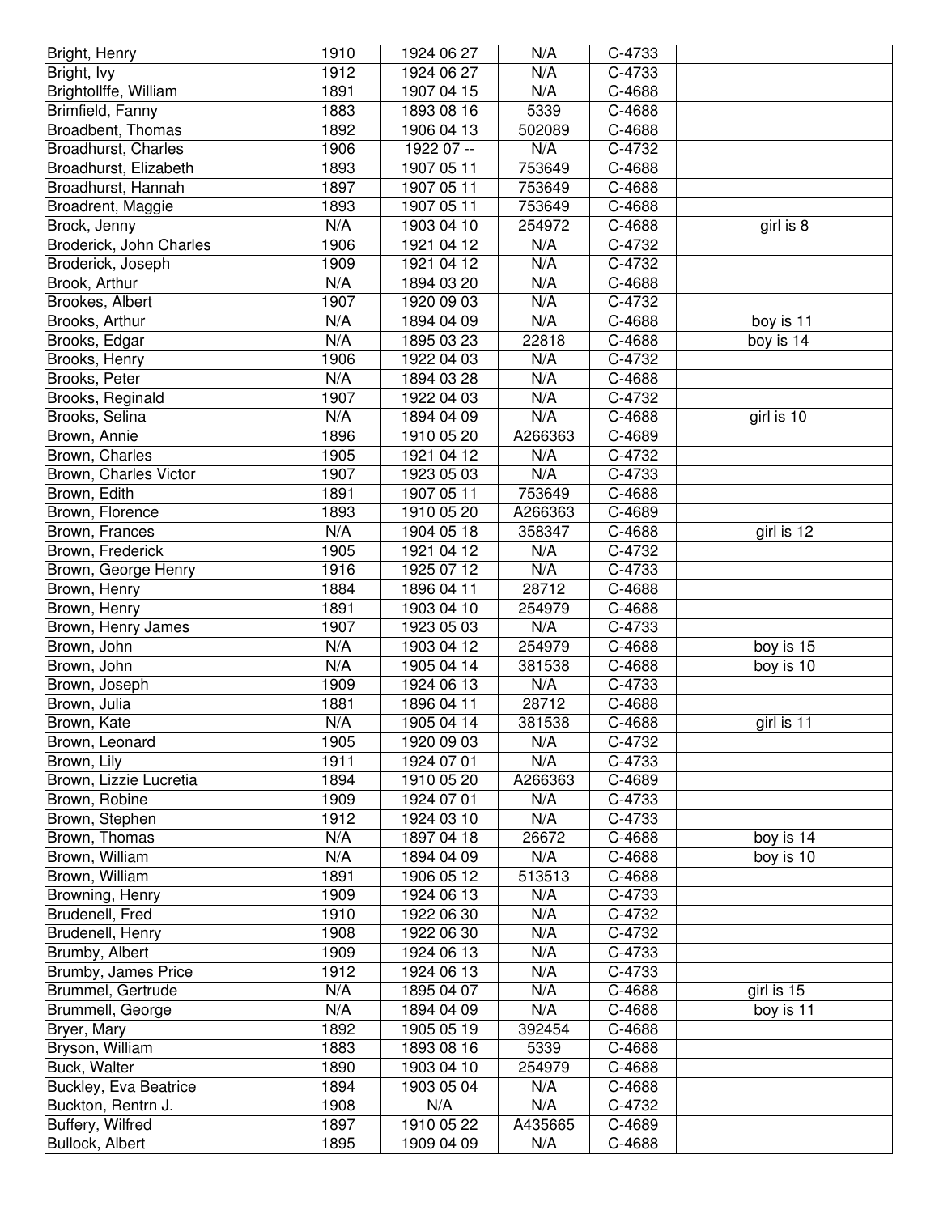| Bright, Henry | 1910 | 1924 06 27 | N/A | C-4733 | |
|---|---|---|---|---|---|
| Bright, Ivy | 1912 | 1924 06 27 | N/A | C-4733 | |
| Brightollffe, William | 1891 | 1907 04 15 | N/A | C-4688 | |
| Brimfield, Fanny | 1883 | 1893 08 16 | 5339 | C-4688 | |
| Broadbent, Thomas | 1892 | 1906 04 13 | 502089 | C-4688 | |
| Broadhurst, Charles | 1906 | 1922 07 -- | N/A | C-4732 | |
| Broadhurst, Elizabeth | 1893 | 1907 05 11 | 753649 | C-4688 | |
| Broadhurst, Hannah | 1897 | 1907 05 11 | 753649 | C-4688 | |
| Broadrent, Maggie | 1893 | 1907 05 11 | 753649 | C-4688 | |
| Brock, Jenny | N/A | 1903 04 10 | 254972 | C-4688 | girl is 8 |
| Broderick, John Charles | 1906 | 1921 04 12 | N/A | C-4732 | |
| Broderick, Joseph | 1909 | 1921 04 12 | N/A | C-4732 | |
| Brook, Arthur | N/A | 1894 03 20 | N/A | C-4688 | |
| Brookes, Albert | 1907 | 1920 09 03 | N/A | C-4732 | |
| Brooks, Arthur | N/A | 1894 04 09 | N/A | C-4688 | boy is 11 |
| Brooks, Edgar | N/A | 1895 03 23 | 22818 | C-4688 | boy is 14 |
| Brooks, Henry | 1906 | 1922 04 03 | N/A | C-4732 | |
| Brooks, Peter | N/A | 1894 03 28 | N/A | C-4688 | |
| Brooks, Reginald | 1907 | 1922 04 03 | N/A | C-4732 | |
| Brooks, Selina | N/A | 1894 04 09 | N/A | C-4688 | girl is 10 |
| Brown, Annie | 1896 | 1910 05 20 | A266363 | C-4689 | |
| Brown, Charles | 1905 | 1921 04 12 | N/A | C-4732 | |
| Brown, Charles Victor | 1907 | 1923 05 03 | N/A | C-4733 | |
| Brown, Edith | 1891 | 1907 05 11 | 753649 | C-4688 | |
| Brown, Florence | 1893 | 1910 05 20 | A266363 | C-4689 | |
| Brown, Frances | N/A | 1904 05 18 | 358347 | C-4688 | girl is 12 |
| Brown, Frederick | 1905 | 1921 04 12 | N/A | C-4732 | |
| Brown, George Henry | 1916 | 1925 07 12 | N/A | C-4733 | |
| Brown, Henry | 1884 | 1896 04 11 | 28712 | C-4688 | |
| Brown, Henry | 1891 | 1903 04 10 | 254979 | C-4688 | |
| Brown, Henry James | 1907 | 1923 05 03 | N/A | C-4733 | |
| Brown, John | N/A | 1903 04 12 | 254979 | C-4688 | boy is 15 |
| Brown, John | N/A | 1905 04 14 | 381538 | C-4688 | boy is 10 |
| Brown, Joseph | 1909 | 1924 06 13 | N/A | C-4733 | |
| Brown, Julia | 1881 | 1896 04 11 | 28712 | C-4688 | |
| Brown, Kate | N/A | 1905 04 14 | 381538 | C-4688 | girl is 11 |
| Brown, Leonard | 1905 | 1920 09 03 | N/A | C-4732 | |
| Brown, Lily | 1911 | 1924 07 01 | N/A | C-4733 | |
| Brown, Lizzie Lucretia | 1894 | 1910 05 20 | A266363 | C-4689 | |
| Brown, Robine | 1909 | 1924 07 01 | N/A | C-4733 | |
| Brown, Stephen | 1912 | 1924 03 10 | N/A | C-4733 | |
| Brown, Thomas | N/A | 1897 04 18 | 26672 | C-4688 | boy is 14 |
| Brown, William | N/A | 1894 04 09 | N/A | C-4688 | boy is 10 |
| Brown, William | 1891 | 1906 05 12 | 513513 | C-4688 | |
| Browning, Henry | 1909 | 1924 06 13 | N/A | C-4733 | |
| Brudenell, Fred | 1910 | 1922 06 30 | N/A | C-4732 | |
| Brudenell, Henry | 1908 | 1922 06 30 | N/A | C-4732 | |
| Brumby, Albert | 1909 | 1924 06 13 | N/A | C-4733 | |
| Brumby, James Price | 1912 | 1924 06 13 | N/A | C-4733 | |
| Brummel, Gertrude | N/A | 1895 04 07 | N/A | C-4688 | girl is 15 |
| Brummell, George | N/A | 1894 04 09 | N/A | C-4688 | boy is 11 |
| Bryer, Mary | 1892 | 1905 05 19 | 392454 | C-4688 | |
| Bryson, William | 1883 | 1893 08 16 | 5339 | C-4688 | |
| Buck, Walter | 1890 | 1903 04 10 | 254979 | C-4688 | |
| Buckley, Eva Beatrice | 1894 | 1903 05 04 | N/A | C-4688 | |
| Buckton, Rentrn J. | 1908 | N/A | N/A | C-4732 | |
| Buffery, Wilfred | 1897 | 1910 05 22 | A435665 | C-4689 | |
| Bullock, Albert | 1895 | 1909 04 09 | N/A | C-4688 | |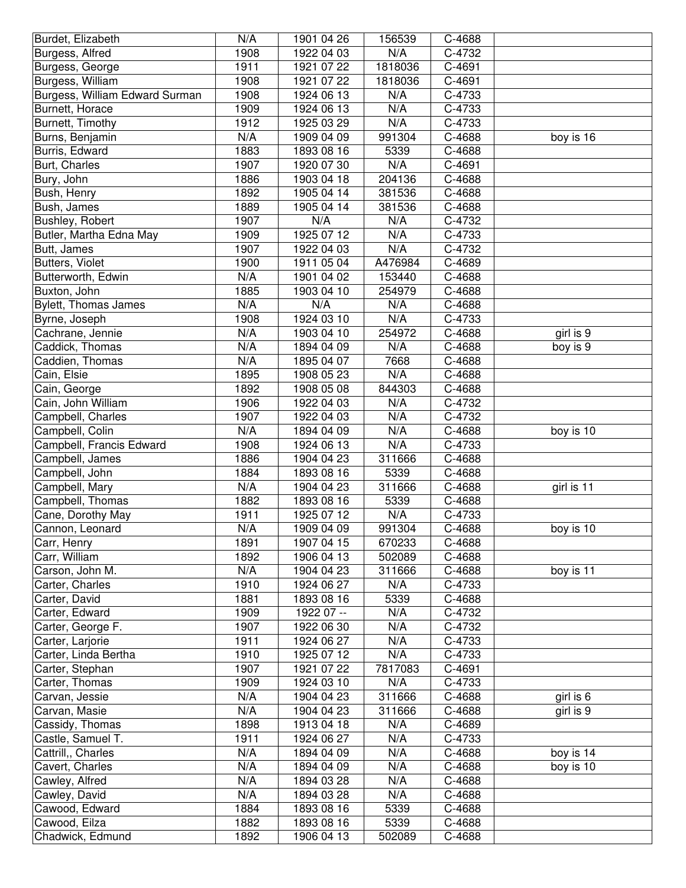| | | | | | |
|---|---|---|---|---|---|
| Burdet, Elizabeth | N/A | 1901 04 26 | 156539 | C-4688 | |
| Burgess, Alfred | 1908 | 1922 04 03 | N/A | C-4732 | |
| Burgess, George | 1911 | 1921 07 22 | 1818036 | C-4691 | |
| Burgess, William | 1908 | 1921 07 22 | 1818036 | C-4691 | |
| Burgess, William Edward Surman | 1908 | 1924 06 13 | N/A | C-4733 | |
| Burnett, Horace | 1909 | 1924 06 13 | N/A | C-4733 | |
| Burnett, Timothy | 1912 | 1925 03 29 | N/A | C-4733 | |
| Burns, Benjamin | N/A | 1909 04 09 | 991304 | C-4688 | boy is 16 |
| Burris, Edward | 1883 | 1893 08 16 | 5339 | C-4688 | |
| Burt, Charles | 1907 | 1920 07 30 | N/A | C-4691 | |
| Bury, John | 1886 | 1903 04 18 | 204136 | C-4688 | |
| Bush, Henry | 1892 | 1905 04 14 | 381536 | C-4688 | |
| Bush, James | 1889 | 1905 04 14 | 381536 | C-4688 | |
| Bushley, Robert | 1907 | N/A | N/A | C-4732 | |
| Butler, Martha Edna May | 1909 | 1925 07 12 | N/A | C-4733 | |
| Butt, James | 1907 | 1922 04 03 | N/A | C-4732 | |
| Butters, Violet | 1900 | 1911 05 04 | A476984 | C-4689 | |
| Butterworth, Edwin | N/A | 1901 04 02 | 153440 | C-4688 | |
| Buxton, John | 1885 | 1903 04 10 | 254979 | C-4688 | |
| Bylett, Thomas James | N/A | N/A | N/A | C-4688 | |
| Byrne, Joseph | 1908 | 1924 03 10 | N/A | C-4733 | |
| Cachrane, Jennie | N/A | 1903 04 10 | 254972 | C-4688 | girl is 9 |
| Caddick, Thomas | N/A | 1894 04 09 | N/A | C-4688 | boy is 9 |
| Caddien, Thomas | N/A | 1895 04 07 | 7668 | C-4688 | |
| Cain, Elsie | 1895 | 1908 05 23 | N/A | C-4688 | |
| Cain, George | 1892 | 1908 05 08 | 844303 | C-4688 | |
| Cain, John William | 1906 | 1922 04 03 | N/A | C-4732 | |
| Campbell, Charles | 1907 | 1922 04 03 | N/A | C-4732 | |
| Campbell, Colin | N/A | 1894 04 09 | N/A | C-4688 | boy is 10 |
| Campbell, Francis Edward | 1908 | 1924 06 13 | N/A | C-4733 | |
| Campbell, James | 1886 | 1904 04 23 | 311666 | C-4688 | |
| Campbell, John | 1884 | 1893 08 16 | 5339 | C-4688 | |
| Campbell, Mary | N/A | 1904 04 23 | 311666 | C-4688 | girl is 11 |
| Campbell, Thomas | 1882 | 1893 08 16 | 5339 | C-4688 | |
| Cane, Dorothy May | 1911 | 1925 07 12 | N/A | C-4733 | |
| Cannon, Leonard | N/A | 1909 04 09 | 991304 | C-4688 | boy is 10 |
| Carr, Henry | 1891 | 1907 04 15 | 670233 | C-4688 | |
| Carr, William | 1892 | 1906 04 13 | 502089 | C-4688 | |
| Carson, John M. | N/A | 1904 04 23 | 311666 | C-4688 | boy is 11 |
| Carter, Charles | 1910 | 1924 06 27 | N/A | C-4733 | |
| Carter, David | 1881 | 1893 08 16 | 5339 | C-4688 | |
| Carter, Edward | 1909 | 1922 07 -- | N/A | C-4732 | |
| Carter, George F. | 1907 | 1922 06 30 | N/A | C-4732 | |
| Carter, Larjorie | 1911 | 1924 06 27 | N/A | C-4733 | |
| Carter, Linda Bertha | 1910 | 1925 07 12 | N/A | C-4733 | |
| Carter, Stephan | 1907 | 1921 07 22 | 7817083 | C-4691 | |
| Carter, Thomas | 1909 | 1924 03 10 | N/A | C-4733 | |
| Carvan, Jessie | N/A | 1904 04 23 | 311666 | C-4688 | girl is 6 |
| Carvan, Masie | N/A | 1904 04 23 | 311666 | C-4688 | girl is 9 |
| Cassidy, Thomas | 1898 | 1913 04 18 | N/A | C-4689 | |
| Castle, Samuel T. | 1911 | 1924 06 27 | N/A | C-4733 | |
| Cattrill,, Charles | N/A | 1894 04 09 | N/A | C-4688 | boy is 14 |
| Cavert, Charles | N/A | 1894 04 09 | N/A | C-4688 | boy is 10 |
| Cawley, Alfred | N/A | 1894 03 28 | N/A | C-4688 | |
| Cawley, David | N/A | 1894 03 28 | N/A | C-4688 | |
| Cawood, Edward | 1884 | 1893 08 16 | 5339 | C-4688 | |
| Cawood, Eilza | 1882 | 1893 08 16 | 5339 | C-4688 | |
| Chadwick, Edmund | 1892 | 1906 04 13 | 502089 | C-4688 | |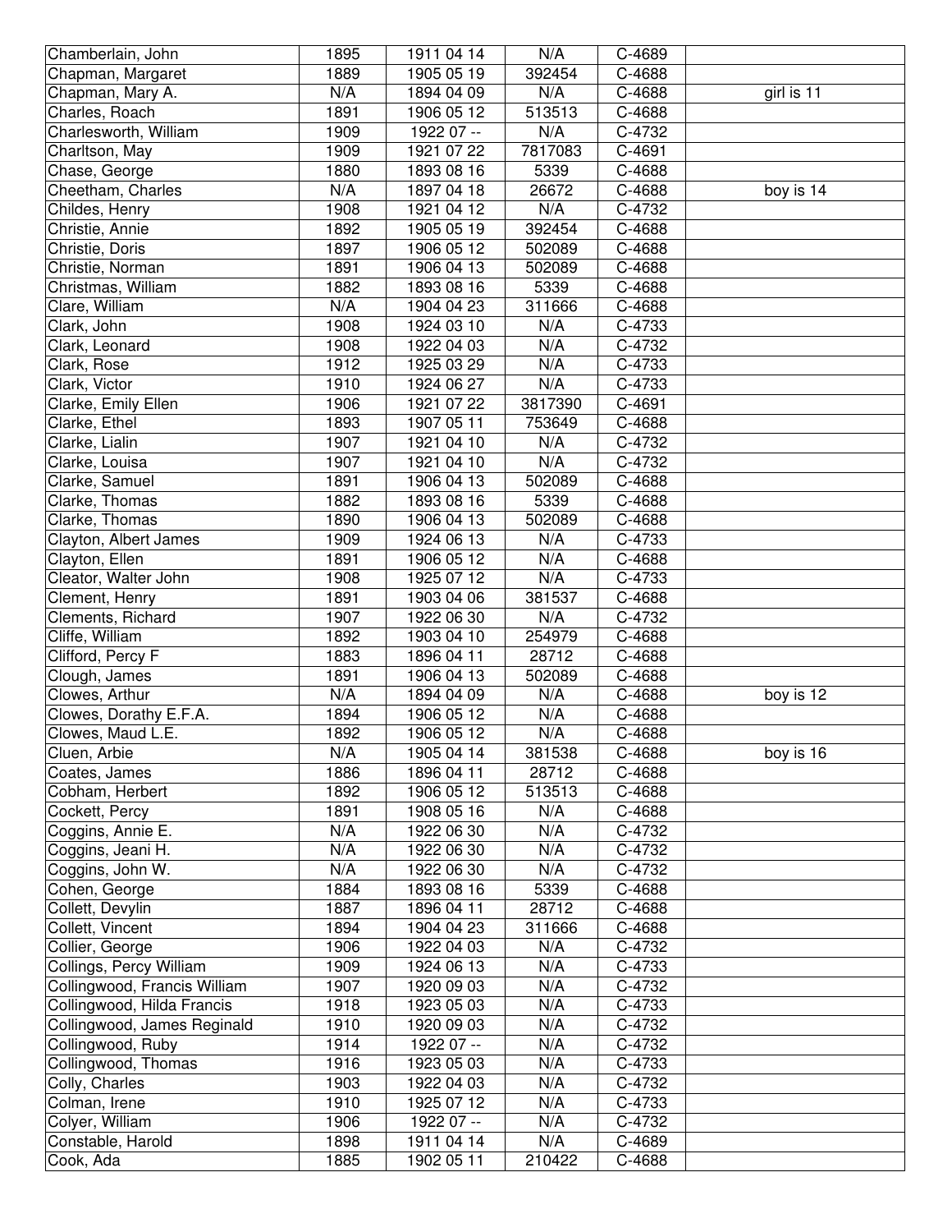| Chamberlain, John | 1895 | 1911 04 14 | N/A | C-4689 | |
|---|---|---|---|---|---|
| Chapman, Margaret | 1889 | 1905 05 19 | 392454 | C-4688 | |
| Chapman, Mary A. | N/A | 1894 04 09 | N/A | C-4688 | girl is 11 |
| Charles, Roach | 1891 | 1906 05 12 | 513513 | C-4688 | |
| Charlesworth, William | 1909 | 1922 07 -- | N/A | C-4732 | |
| Charltson, May | 1909 | 1921 07 22 | 7817083 | C-4691 | |
| Chase, George | 1880 | 1893 08 16 | 5339 | C-4688 | |
| Cheetham, Charles | N/A | 1897 04 18 | 26672 | C-4688 | boy is 14 |
| Childes, Henry | 1908 | 1921 04 12 | N/A | C-4732 | |
| Christie, Annie | 1892 | 1905 05 19 | 392454 | C-4688 | |
| Christie, Doris | 1897 | 1906 05 12 | 502089 | C-4688 | |
| Christie, Norman | 1891 | 1906 04 13 | 502089 | C-4688 | |
| Christmas, William | 1882 | 1893 08 16 | 5339 | C-4688 | |
| Clare, William | N/A | 1904 04 23 | 311666 | C-4688 | |
| Clark, John | 1908 | 1924 03 10 | N/A | C-4733 | |
| Clark, Leonard | 1908 | 1922 04 03 | N/A | C-4732 | |
| Clark, Rose | 1912 | 1925 03 29 | N/A | C-4733 | |
| Clark, Victor | 1910 | 1924 06 27 | N/A | C-4733 | |
| Clarke, Emily Ellen | 1906 | 1921 07 22 | 3817390 | C-4691 | |
| Clarke, Ethel | 1893 | 1907 05 11 | 753649 | C-4688 | |
| Clarke, Lialin | 1907 | 1921 04 10 | N/A | C-4732 | |
| Clarke, Louisa | 1907 | 1921 04 10 | N/A | C-4732 | |
| Clarke, Samuel | 1891 | 1906 04 13 | 502089 | C-4688 | |
| Clarke, Thomas | 1882 | 1893 08 16 | 5339 | C-4688 | |
| Clarke, Thomas | 1890 | 1906 04 13 | 502089 | C-4688 | |
| Clayton, Albert James | 1909 | 1924 06 13 | N/A | C-4733 | |
| Clayton, Ellen | 1891 | 1906 05 12 | N/A | C-4688 | |
| Cleator, Walter John | 1908 | 1925 07 12 | N/A | C-4733 | |
| Clement, Henry | 1891 | 1903 04 06 | 381537 | C-4688 | |
| Clements, Richard | 1907 | 1922 06 30 | N/A | C-4732 | |
| Cliffe, William | 1892 | 1903 04 10 | 254979 | C-4688 | |
| Clifford, Percy F | 1883 | 1896 04 11 | 28712 | C-4688 | |
| Clough, James | 1891 | 1906 04 13 | 502089 | C-4688 | |
| Clowes, Arthur | N/A | 1894 04 09 | N/A | C-4688 | boy is 12 |
| Clowes, Dorothy E.F.A. | 1894 | 1906 05 12 | N/A | C-4688 | |
| Clowes, Maud L.E. | 1892 | 1906 05 12 | N/A | C-4688 | |
| Cluen, Arbie | N/A | 1905 04 14 | 381538 | C-4688 | boy is 16 |
| Coates, James | 1886 | 1896 04 11 | 28712 | C-4688 | |
| Cobham, Herbert | 1892 | 1906 05 12 | 513513 | C-4688 | |
| Cockett, Percy | 1891 | 1908 05 16 | N/A | C-4688 | |
| Coggins, Annie E. | N/A | 1922 06 30 | N/A | C-4732 | |
| Coggins, Jeani H. | N/A | 1922 06 30 | N/A | C-4732 | |
| Coggins, John W. | N/A | 1922 06 30 | N/A | C-4732 | |
| Cohen, George | 1884 | 1893 08 16 | 5339 | C-4688 | |
| Collett, Devylin | 1887 | 1896 04 11 | 28712 | C-4688 | |
| Collett, Vincent | 1894 | 1904 04 23 | 311666 | C-4688 | |
| Collier, George | 1906 | 1922 04 03 | N/A | C-4732 | |
| Collings, Percy William | 1909 | 1924 06 13 | N/A | C-4733 | |
| Collingwood, Francis William | 1907 | 1920 09 03 | N/A | C-4732 | |
| Collingwood, Hilda Francis | 1918 | 1923 05 03 | N/A | C-4733 | |
| Collingwood, James Reginald | 1910 | 1920 09 03 | N/A | C-4732 | |
| Collingwood, Ruby | 1914 | 1922 07 -- | N/A | C-4732 | |
| Collingwood, Thomas | 1916 | 1923 05 03 | N/A | C-4733 | |
| Colly, Charles | 1903 | 1922 04 03 | N/A | C-4732 | |
| Colman, Irene | 1910 | 1925 07 12 | N/A | C-4733 | |
| Colyer, William | 1906 | 1922 07 -- | N/A | C-4732 | |
| Constable, Harold | 1898 | 1911 04 14 | N/A | C-4689 | |
| Cook, Ada | 1885 | 1902 05 11 | 210422 | C-4688 | |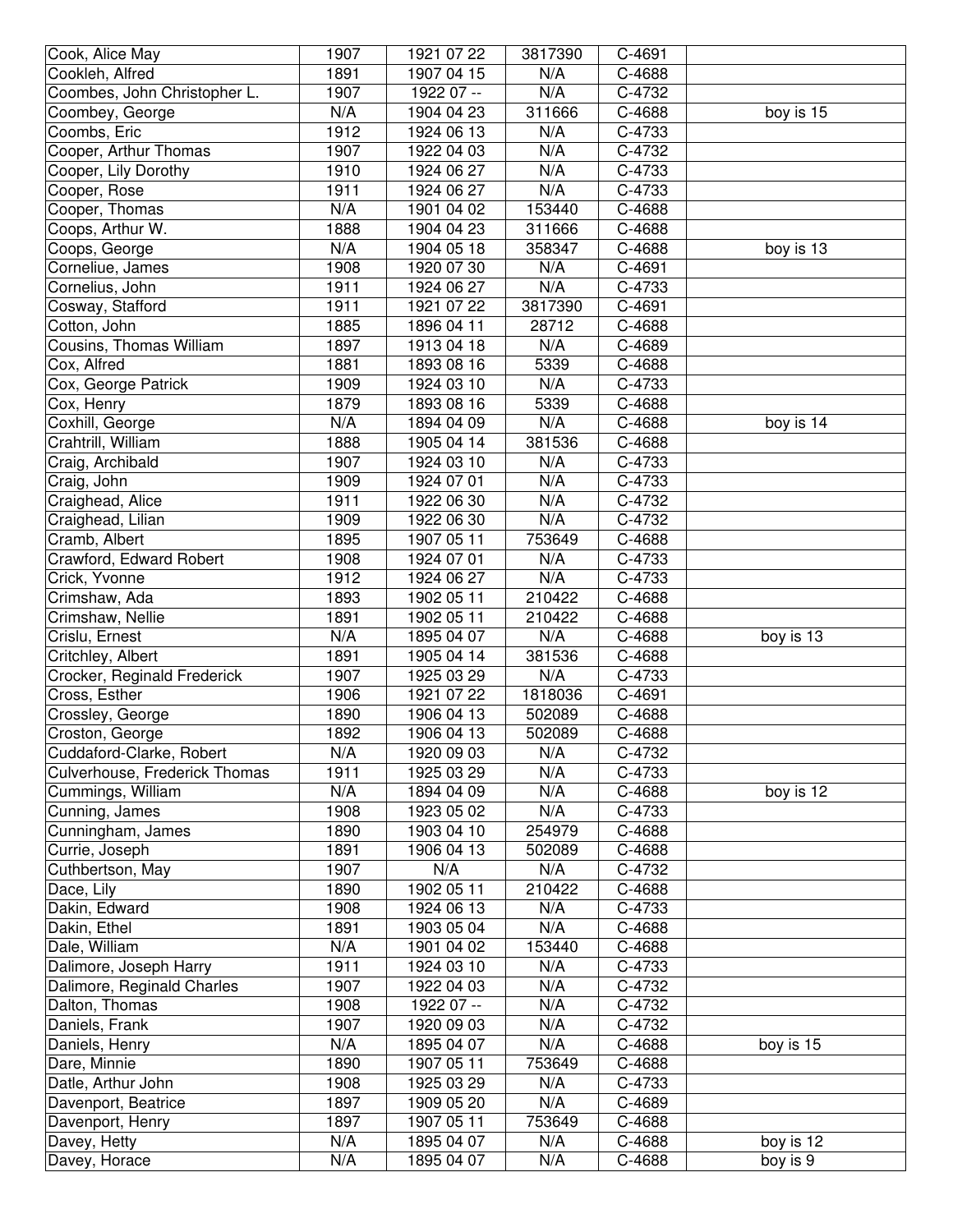| Cook, Alice May | 1907 | 1921 07 22 | 3817390 | C-4691 | |
|---|---|---|---|---|---|
| Cookleh, Alfred | 1891 | 1907 04 15 | N/A | C-4688 | |
| Coombes, John Christopher L. | 1907 | 1922 07 -- | N/A | C-4732 | |
| Coombey, George | N/A | 1904 04 23 | 311666 | C-4688 | boy is 15 |
| Coombs, Eric | 1912 | 1924 06 13 | N/A | C-4733 | |
| Cooper, Arthur Thomas | 1907 | 1922 04 03 | N/A | C-4732 | |
| Cooper, Lily Dorothy | 1910 | 1924 06 27 | N/A | C-4733 | |
| Cooper, Rose | 1911 | 1924 06 27 | N/A | C-4733 | |
| Cooper, Thomas | N/A | 1901 04 02 | 153440 | C-4688 | |
| Coops, Arthur W. | 1888 | 1904 04 23 | 311666 | C-4688 | |
| Coops, George | N/A | 1904 05 18 | 358347 | C-4688 | boy is 13 |
| Corneliue, James | 1908 | 1920 07 30 | N/A | C-4691 | |
| Cornelius, John | 1911 | 1924 06 27 | N/A | C-4733 | |
| Cosway, Stafford | 1911 | 1921 07 22 | 3817390 | C-4691 | |
| Cotton, John | 1885 | 1896 04 11 | 28712 | C-4688 | |
| Cousins, Thomas William | 1897 | 1913 04 18 | N/A | C-4689 | |
| Cox, Alfred | 1881 | 1893 08 16 | 5339 | C-4688 | |
| Cox, George Patrick | 1909 | 1924 03 10 | N/A | C-4733 | |
| Cox, Henry | 1879 | 1893 08 16 | 5339 | C-4688 | |
| Coxhill, George | N/A | 1894 04 09 | N/A | C-4688 | boy is 14 |
| Crahtrill, William | 1888 | 1905 04 14 | 381536 | C-4688 | |
| Craig, Archibald | 1907 | 1924 03 10 | N/A | C-4733 | |
| Craig, John | 1909 | 1924 07 01 | N/A | C-4733 | |
| Craighead, Alice | 1911 | 1922 06 30 | N/A | C-4732 | |
| Craighead, Lilian | 1909 | 1922 06 30 | N/A | C-4732 | |
| Cramb, Albert | 1895 | 1907 05 11 | 753649 | C-4688 | |
| Crawford, Edward Robert | 1908 | 1924 07 01 | N/A | C-4733 | |
| Crick, Yvonne | 1912 | 1924 06 27 | N/A | C-4733 | |
| Crimshaw, Ada | 1893 | 1902 05 11 | 210422 | C-4688 | |
| Crimshaw, Nellie | 1891 | 1902 05 11 | 210422 | C-4688 | |
| Crislu, Ernest | N/A | 1895 04 07 | N/A | C-4688 | boy is 13 |
| Critchley, Albert | 1891 | 1905 04 14 | 381536 | C-4688 | |
| Crocker, Reginald Frederick | 1907 | 1925 03 29 | N/A | C-4733 | |
| Cross, Esther | 1906 | 1921 07 22 | 1818036 | C-4691 | |
| Crossley, George | 1890 | 1906 04 13 | 502089 | C-4688 | |
| Croston, George | 1892 | 1906 04 13 | 502089 | C-4688 | |
| Cuddaford-Clarke, Robert | N/A | 1920 09 03 | N/A | C-4732 | |
| Culverhouse, Frederick Thomas | 1911 | 1925 03 29 | N/A | C-4733 | |
| Cummings, William | N/A | 1894 04 09 | N/A | C-4688 | boy is 12 |
| Cunning, James | 1908 | 1923 05 02 | N/A | C-4733 | |
| Cunningham, James | 1890 | 1903 04 10 | 254979 | C-4688 | |
| Currie, Joseph | 1891 | 1906 04 13 | 502089 | C-4688 | |
| Cuthbertson, May | 1907 | N/A | N/A | C-4732 | |
| Dace, Lily | 1890 | 1902 05 11 | 210422 | C-4688 | |
| Dakin, Edward | 1908 | 1924 06 13 | N/A | C-4733 | |
| Dakin, Ethel | 1891 | 1903 05 04 | N/A | C-4688 | |
| Dale, William | N/A | 1901 04 02 | 153440 | C-4688 | |
| Dalimore, Joseph Harry | 1911 | 1924 03 10 | N/A | C-4733 | |
| Dalimore, Reginald Charles | 1907 | 1922 04 03 | N/A | C-4732 | |
| Dalton, Thomas | 1908 | 1922 07 -- | N/A | C-4732 | |
| Daniels, Frank | 1907 | 1920 09 03 | N/A | C-4732 | |
| Daniels, Henry | N/A | 1895 04 07 | N/A | C-4688 | boy is 15 |
| Dare, Minnie | 1890 | 1907 05 11 | 753649 | C-4688 | |
| Datle, Arthur John | 1908 | 1925 03 29 | N/A | C-4733 | |
| Davenport, Beatrice | 1897 | 1909 05 20 | N/A | C-4689 | |
| Davenport, Henry | 1897 | 1907 05 11 | 753649 | C-4688 | |
| Davey, Hetty | N/A | 1895 04 07 | N/A | C-4688 | boy is 12 |
| Davey, Horace | N/A | 1895 04 07 | N/A | C-4688 | boy is 9 |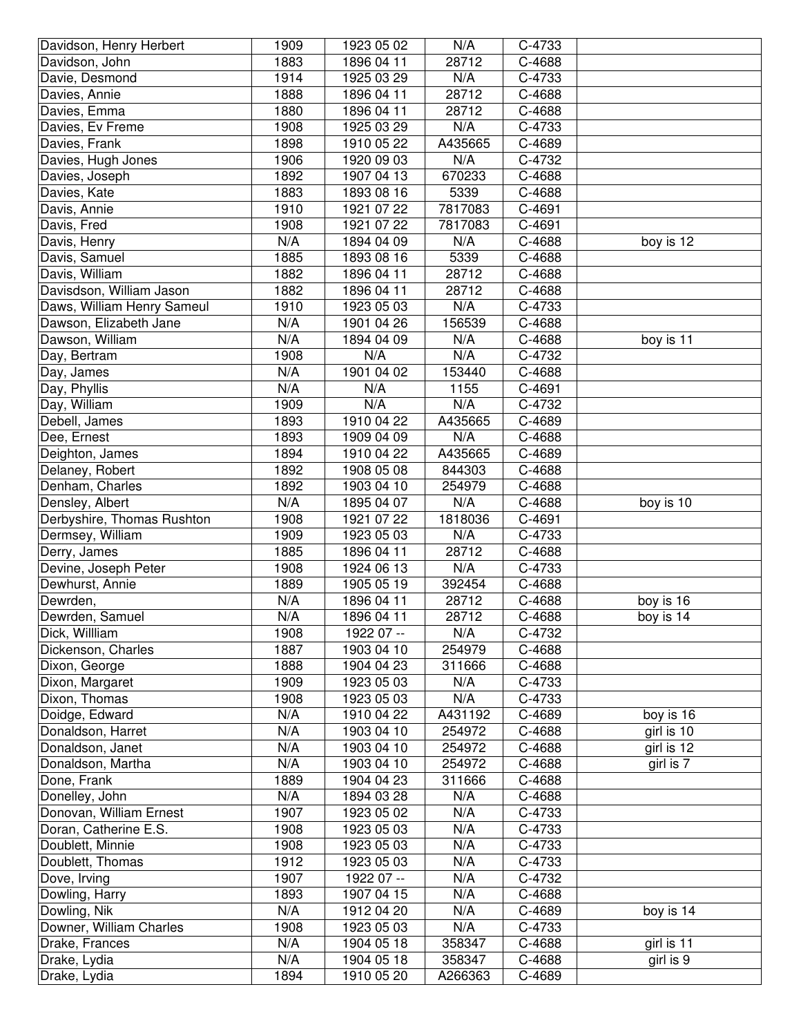| Davidson, Henry Herbert | 1909 | 1923 05 02 | N/A | C-4733 | |
|---|---|---|---|---|---|
| Davidson, John | 1883 | 1896 04 11 | 28712 | C-4688 | |
| Davie, Desmond | 1914 | 1925 03 29 | N/A | C-4733 | |
| Davies, Annie | 1888 | 1896 04 11 | 28712 | C-4688 | |
| Davies, Emma | 1880 | 1896 04 11 | 28712 | C-4688 | |
| Davies, Ev Freme | 1908 | 1925 03 29 | N/A | C-4733 | |
| Davies, Frank | 1898 | 1910 05 22 | A435665 | C-4689 | |
| Davies, Hugh Jones | 1906 | 1920 09 03 | N/A | C-4732 | |
| Davies, Joseph | 1892 | 1907 04 13 | 670233 | C-4688 | |
| Davies, Kate | 1883 | 1893 08 16 | 5339 | C-4688 | |
| Davis, Annie | 1910 | 1921 07 22 | 7817083 | C-4691 | |
| Davis, Fred | 1908 | 1921 07 22 | 7817083 | C-4691 | |
| Davis, Henry | N/A | 1894 04 09 | N/A | C-4688 | boy is 12 |
| Davis, Samuel | 1885 | 1893 08 16 | 5339 | C-4688 | |
| Davis, William | 1882 | 1896 04 11 | 28712 | C-4688 | |
| Davisdson, William Jason | 1882 | 1896 04 11 | 28712 | C-4688 | |
| Daws, William Henry Sameul | 1910 | 1923 05 03 | N/A | C-4733 | |
| Dawson, Elizabeth Jane | N/A | 1901 04 26 | 156539 | C-4688 | |
| Dawson, William | N/A | 1894 04 09 | N/A | C-4688 | boy is 11 |
| Day, Bertram | 1908 | N/A | N/A | C-4732 | |
| Day, James | N/A | 1901 04 02 | 153440 | C-4688 | |
| Day, Phyllis | N/A | N/A | 1155 | C-4691 | |
| Day, William | 1909 | N/A | N/A | C-4732 | |
| Debell, James | 1893 | 1910 04 22 | A435665 | C-4689 | |
| Dee, Ernest | 1893 | 1909 04 09 | N/A | C-4688 | |
| Deighton, James | 1894 | 1910 04 22 | A435665 | C-4689 | |
| Delaney, Robert | 1892 | 1908 05 08 | 844303 | C-4688 | |
| Denham, Charles | 1892 | 1903 04 10 | 254979 | C-4688 | |
| Densley, Albert | N/A | 1895 04 07 | N/A | C-4688 | boy is 10 |
| Derbyshire, Thomas Rushton | 1908 | 1921 07 22 | 1818036 | C-4691 | |
| Dermsey, William | 1909 | 1923 05 03 | N/A | C-4733 | |
| Derry, James | 1885 | 1896 04 11 | 28712 | C-4688 | |
| Devine, Joseph Peter | 1908 | 1924 06 13 | N/A | C-4733 | |
| Dewhurst, Annie | 1889 | 1905 05 19 | 392454 | C-4688 | |
| Dewrden, | N/A | 1896 04 11 | 28712 | C-4688 | boy is 16 |
| Dewrden, Samuel | N/A | 1896 04 11 | 28712 | C-4688 | boy is 14 |
| Dick, Willliam | 1908 | 1922 07 -- | N/A | C-4732 | |
| Dickenson, Charles | 1887 | 1903 04 10 | 254979 | C-4688 | |
| Dixon, George | 1888 | 1904 04 23 | 311666 | C-4688 | |
| Dixon, Margaret | 1909 | 1923 05 03 | N/A | C-4733 | |
| Dixon, Thomas | 1908 | 1923 05 03 | N/A | C-4733 | |
| Doidge, Edward | N/A | 1910 04 22 | A431192 | C-4689 | boy is 16 |
| Donaldson, Harret | N/A | 1903 04 10 | 254972 | C-4688 | girl is 10 |
| Donaldson, Janet | N/A | 1903 04 10 | 254972 | C-4688 | girl is 12 |
| Donaldson, Martha | N/A | 1903 04 10 | 254972 | C-4688 | girl is 7 |
| Done, Frank | 1889 | 1904 04 23 | 311666 | C-4688 | |
| Donelley, John | N/A | 1894 03 28 | N/A | C-4688 | |
| Donovan, William Ernest | 1907 | 1923 05 02 | N/A | C-4733 | |
| Doran, Catherine E.S. | 1908 | 1923 05 03 | N/A | C-4733 | |
| Doublett, Minnie | 1908 | 1923 05 03 | N/A | C-4733 | |
| Doublett, Thomas | 1912 | 1923 05 03 | N/A | C-4733 | |
| Dove, Irving | 1907 | 1922 07 -- | N/A | C-4732 | |
| Dowling, Harry | 1893 | 1907 04 15 | N/A | C-4688 | |
| Dowling, Nik | N/A | 1912 04 20 | N/A | C-4689 | boy is 14 |
| Downer, William Charles | 1908 | 1923 05 03 | N/A | C-4733 | |
| Drake, Frances | N/A | 1904 05 18 | 358347 | C-4688 | girl is 11 |
| Drake, Lydia | N/A | 1904 05 18 | 358347 | C-4688 | girl is 9 |
| Drake, Lydia | 1894 | 1910 05 20 | A266363 | C-4689 | |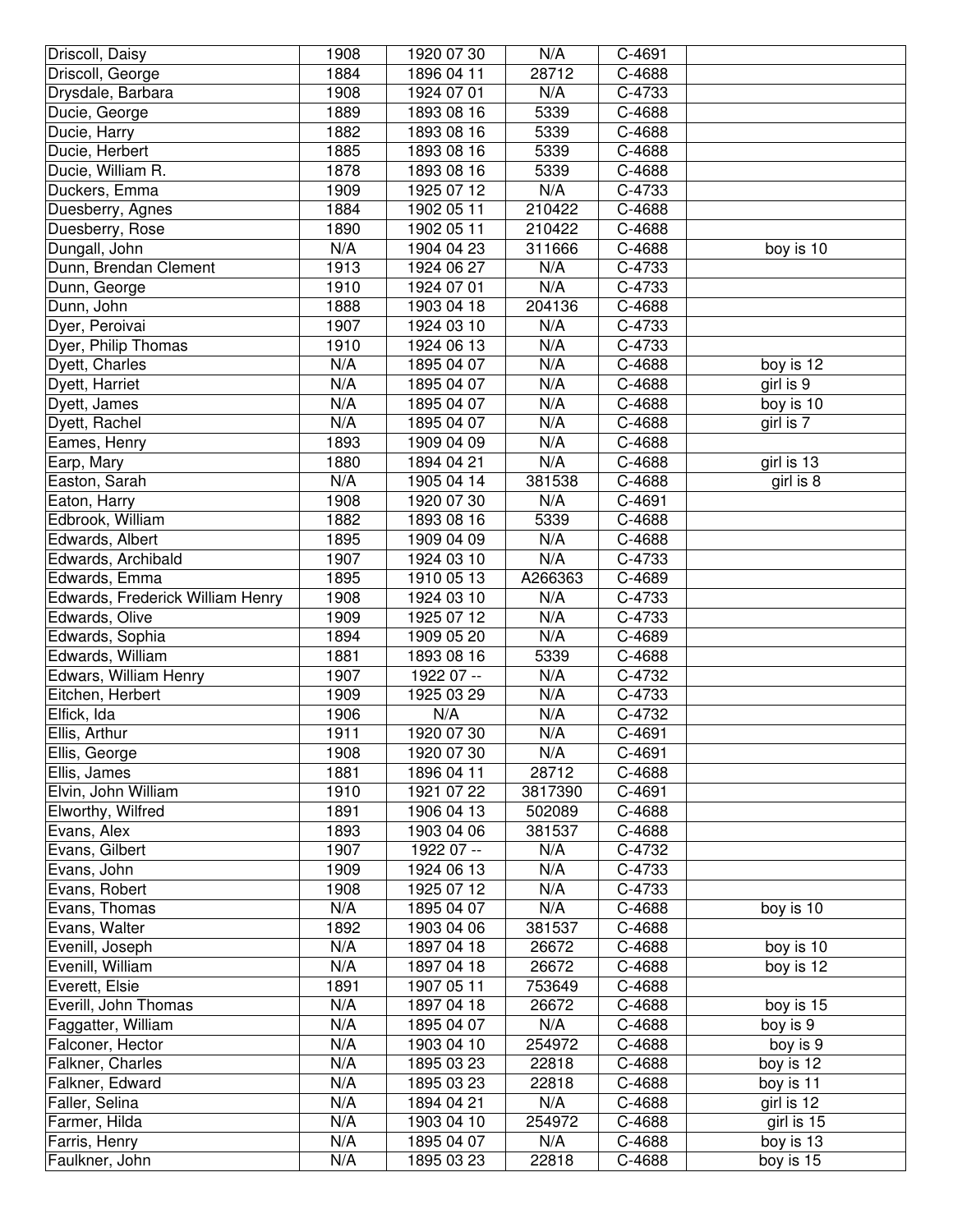| | | | | | |
|---|---|---|---|---|---|
| Driscoll, Daisy | 1908 | 1920 07 30 | N/A | C-4691 | |
| Driscoll, George | 1884 | 1896 04 11 | 28712 | C-4688 | |
| Drysdale, Barbara | 1908 | 1924 07 01 | N/A | C-4733 | |
| Ducie, George | 1889 | 1893 08 16 | 5339 | C-4688 | |
| Ducie, Harry | 1882 | 1893 08 16 | 5339 | C-4688 | |
| Ducie, Herbert | 1885 | 1893 08 16 | 5339 | C-4688 | |
| Ducie, William R. | 1878 | 1893 08 16 | 5339 | C-4688 | |
| Duckers, Emma | 1909 | 1925 07 12 | N/A | C-4733 | |
| Duesberry, Agnes | 1884 | 1902 05 11 | 210422 | C-4688 | |
| Duesberry, Rose | 1890 | 1902 05 11 | 210422 | C-4688 | |
| Dungall, John | N/A | 1904 04 23 | 311666 | C-4688 | boy is 10 |
| Dunn, Brendan Clement | 1913 | 1924 06 27 | N/A | C-4733 | |
| Dunn, George | 1910 | 1924 07 01 | N/A | C-4733 | |
| Dunn, John | 1888 | 1903 04 18 | 204136 | C-4688 | |
| Dyer, Peroivai | 1907 | 1924 03 10 | N/A | C-4733 | |
| Dyer, Philip Thomas | 1910 | 1924 06 13 | N/A | C-4733 | |
| Dyett, Charles | N/A | 1895 04 07 | N/A | C-4688 | boy is 12 |
| Dyett, Harriet | N/A | 1895 04 07 | N/A | C-4688 | girl is 9 |
| Dyett, James | N/A | 1895 04 07 | N/A | C-4688 | boy is 10 |
| Dyett, Rachel | N/A | 1895 04 07 | N/A | C-4688 | girl is 7 |
| Eames, Henry | 1893 | 1909 04 09 | N/A | C-4688 | |
| Earp, Mary | 1880 | 1894 04 21 | N/A | C-4688 | girl is 13 |
| Easton, Sarah | N/A | 1905 04 14 | 381538 | C-4688 | girl is 8 |
| Eaton, Harry | 1908 | 1920 07 30 | N/A | C-4691 | |
| Edbrook, William | 1882 | 1893 08 16 | 5339 | C-4688 | |
| Edwards, Albert | 1895 | 1909 04 09 | N/A | C-4688 | |
| Edwards, Archibald | 1907 | 1924 03 10 | N/A | C-4733 | |
| Edwards, Emma | 1895 | 1910 05 13 | A266363 | C-4689 | |
| Edwards, Frederick William Henry | 1908 | 1924 03 10 | N/A | C-4733 | |
| Edwards, Olive | 1909 | 1925 07 12 | N/A | C-4733 | |
| Edwards, Sophia | 1894 | 1909 05 20 | N/A | C-4689 | |
| Edwards, William | 1881 | 1893 08 16 | 5339 | C-4688 | |
| Edwars, William Henry | 1907 | 1922 07 -- | N/A | C-4732 | |
| Eitchen, Herbert | 1909 | 1925 03 29 | N/A | C-4733 | |
| Elfick, Ida | 1906 | N/A | N/A | C-4732 | |
| Ellis, Arthur | 1911 | 1920 07 30 | N/A | C-4691 | |
| Ellis, George | 1908 | 1920 07 30 | N/A | C-4691 | |
| Ellis, James | 1881 | 1896 04 11 | 28712 | C-4688 | |
| Elvin, John William | 1910 | 1921 07 22 | 3817390 | C-4691 | |
| Elworthy, Wilfred | 1891 | 1906 04 13 | 502089 | C-4688 | |
| Evans, Alex | 1893 | 1903 04 06 | 381537 | C-4688 | |
| Evans, Gilbert | 1907 | 1922 07 -- | N/A | C-4732 | |
| Evans, John | 1909 | 1924 06 13 | N/A | C-4733 | |
| Evans, Robert | 1908 | 1925 07 12 | N/A | C-4733 | |
| Evans, Thomas | N/A | 1895 04 07 | N/A | C-4688 | boy is 10 |
| Evans, Walter | 1892 | 1903 04 06 | 381537 | C-4688 | |
| Evenill, Joseph | N/A | 1897 04 18 | 26672 | C-4688 | boy is 10 |
| Evenill, William | N/A | 1897 04 18 | 26672 | C-4688 | boy is 12 |
| Everett, Elsie | 1891 | 1907 05 11 | 753649 | C-4688 | |
| Everill, John Thomas | N/A | 1897 04 18 | 26672 | C-4688 | boy is 15 |
| Faggatter, William | N/A | 1895 04 07 | N/A | C-4688 | boy is 9 |
| Falconer, Hector | N/A | 1903 04 10 | 254972 | C-4688 | boy is 9 |
| Falkner, Charles | N/A | 1895 03 23 | 22818 | C-4688 | boy is 12 |
| Falkner, Edward | N/A | 1895 03 23 | 22818 | C-4688 | boy is 11 |
| Faller, Selina | N/A | 1894 04 21 | N/A | C-4688 | girl is 12 |
| Farmer, Hilda | N/A | 1903 04 10 | 254972 | C-4688 | girl is 15 |
| Farris, Henry | N/A | 1895 04 07 | N/A | C-4688 | boy is 13 |
| Faulkner, John | N/A | 1895 03 23 | 22818 | C-4688 | boy is 15 |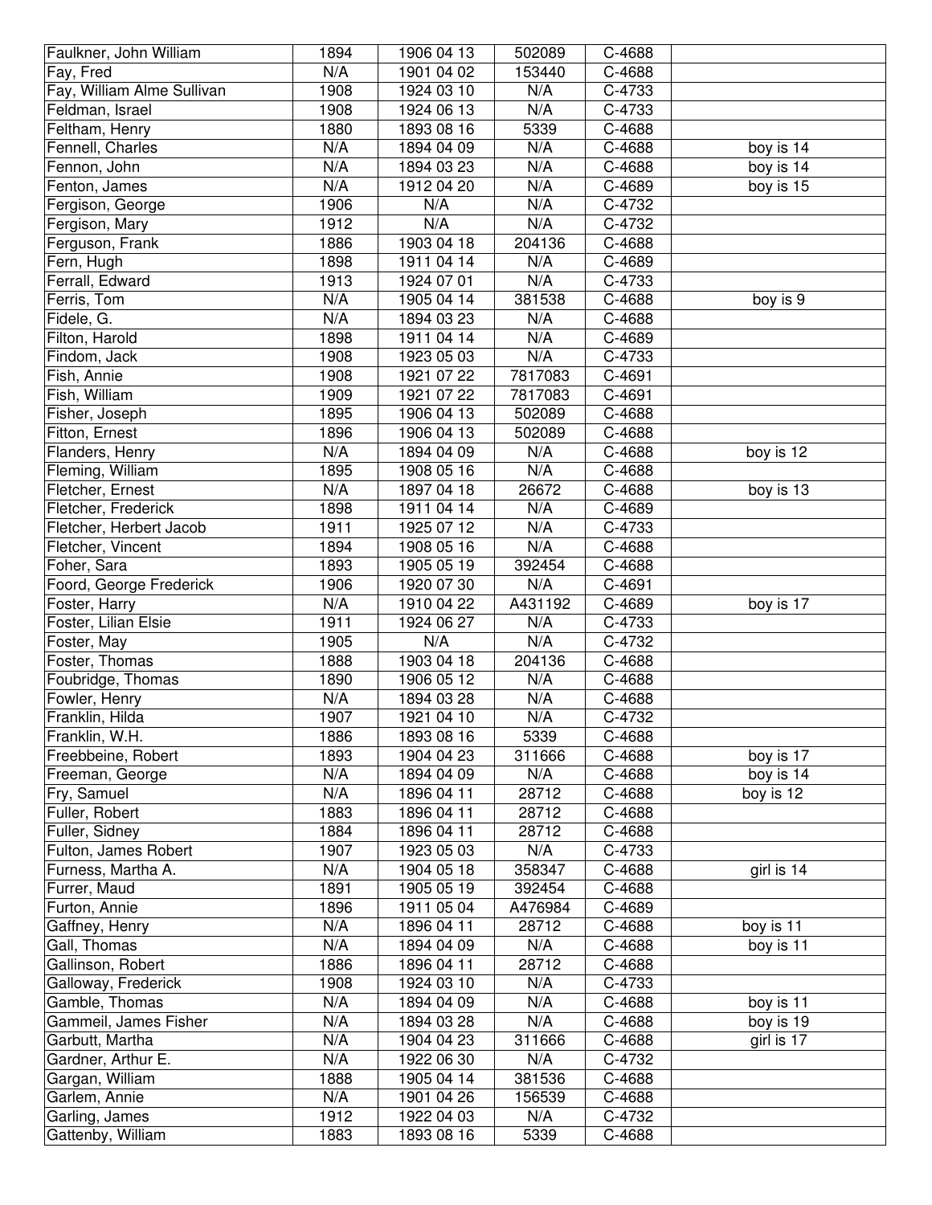| Faulkner, John William | 1894 | 1906 04 13 | 502089 | C-4688 | |
|---|---|---|---|---|---|
| Fay, Fred | N/A | 1901 04 02 | 153440 | C-4688 | |
| Fay, William Alme Sullivan | 1908 | 1924 03 10 | N/A | C-4733 | |
| Feldman, Israel | 1908 | 1924 06 13 | N/A | C-4733 | |
| Feltham, Henry | 1880 | 1893 08 16 | 5339 | C-4688 | |
| Fennell, Charles | N/A | 1894 04 09 | N/A | C-4688 | boy is 14 |
| Fennon, John | N/A | 1894 03 23 | N/A | C-4688 | boy is 14 |
| Fenton, James | N/A | 1912 04 20 | N/A | C-4689 | boy is 15 |
| Fergison, George | 1906 | N/A | N/A | C-4732 | |
| Fergison, Mary | 1912 | N/A | N/A | C-4732 | |
| Ferguson, Frank | 1886 | 1903 04 18 | 204136 | C-4688 | |
| Fern, Hugh | 1898 | 1911 04 14 | N/A | C-4689 | |
| Ferrall, Edward | 1913 | 1924 07 01 | N/A | C-4733 | |
| Ferris, Tom | N/A | 1905 04 14 | 381538 | C-4688 | boy is 9 |
| Fidele, G. | N/A | 1894 03 23 | N/A | C-4688 | |
| Filton, Harold | 1898 | 1911 04 14 | N/A | C-4689 | |
| Findom, Jack | 1908 | 1923 05 03 | N/A | C-4733 | |
| Fish, Annie | 1908 | 1921 07 22 | 7817083 | C-4691 | |
| Fish, William | 1909 | 1921 07 22 | 7817083 | C-4691 | |
| Fisher, Joseph | 1895 | 1906 04 13 | 502089 | C-4688 | |
| Fitton, Ernest | 1896 | 1906 04 13 | 502089 | C-4688 | |
| Flanders, Henry | N/A | 1894 04 09 | N/A | C-4688 | boy is 12 |
| Fleming, William | 1895 | 1908 05 16 | N/A | C-4688 | |
| Fletcher, Ernest | N/A | 1897 04 18 | 26672 | C-4688 | boy is 13 |
| Fletcher, Frederick | 1898 | 1911 04 14 | N/A | C-4689 | |
| Fletcher, Herbert Jacob | 1911 | 1925 07 12 | N/A | C-4733 | |
| Fletcher, Vincent | 1894 | 1908 05 16 | N/A | C-4688 | |
| Foher, Sara | 1893 | 1905 05 19 | 392454 | C-4688 | |
| Foord, George Frederick | 1906 | 1920 07 30 | N/A | C-4691 | |
| Foster, Harry | N/A | 1910 04 22 | A431192 | C-4689 | boy is 17 |
| Foster, Lilian Elsie | 1911 | 1924 06 27 | N/A | C-4733 | |
| Foster, May | 1905 | N/A | N/A | C-4732 | |
| Foster, Thomas | 1888 | 1903 04 18 | 204136 | C-4688 | |
| Foubridge, Thomas | 1890 | 1906 05 12 | N/A | C-4688 | |
| Fowler, Henry | N/A | 1894 03 28 | N/A | C-4688 | |
| Franklin, Hilda | 1907 | 1921 04 10 | N/A | C-4732 | |
| Franklin, W.H. | 1886 | 1893 08 16 | 5339 | C-4688 | |
| Freebbeine, Robert | 1893 | 1904 04 23 | 311666 | C-4688 | boy is 17 |
| Freeman, George | N/A | 1894 04 09 | N/A | C-4688 | boy is 14 |
| Fry, Samuel | N/A | 1896 04 11 | 28712 | C-4688 | boy is 12 |
| Fuller, Robert | 1883 | 1896 04 11 | 28712 | C-4688 | |
| Fuller, Sidney | 1884 | 1896 04 11 | 28712 | C-4688 | |
| Fulton, James Robert | 1907 | 1923 05 03 | N/A | C-4733 | |
| Furness, Martha A. | N/A | 1904 05 18 | 358347 | C-4688 | girl is 14 |
| Furrer, Maud | 1891 | 1905 05 19 | 392454 | C-4688 | |
| Furton, Annie | 1896 | 1911 05 04 | A476984 | C-4689 | |
| Gaffney, Henry | N/A | 1896 04 11 | 28712 | C-4688 | boy is 11 |
| Gall, Thomas | N/A | 1894 04 09 | N/A | C-4688 | boy is 11 |
| Gallinson, Robert | 1886 | 1896 04 11 | 28712 | C-4688 | |
| Galloway, Frederick | 1908 | 1924 03 10 | N/A | C-4733 | |
| Gamble, Thomas | N/A | 1894 04 09 | N/A | C-4688 | boy is 11 |
| Gammeil, James Fisher | N/A | 1894 03 28 | N/A | C-4688 | boy is 19 |
| Garbutt, Martha | N/A | 1904 04 23 | 311666 | C-4688 | girl is 17 |
| Gardner, Arthur E. | N/A | 1922 06 30 | N/A | C-4732 | |
| Gargan, William | 1888 | 1905 04 14 | 381536 | C-4688 | |
| Garlem, Annie | N/A | 1901 04 26 | 156539 | C-4688 | |
| Garling, James | 1912 | 1922 04 03 | N/A | C-4732 | |
| Gattenby, William | 1883 | 1893 08 16 | 5339 | C-4688 | |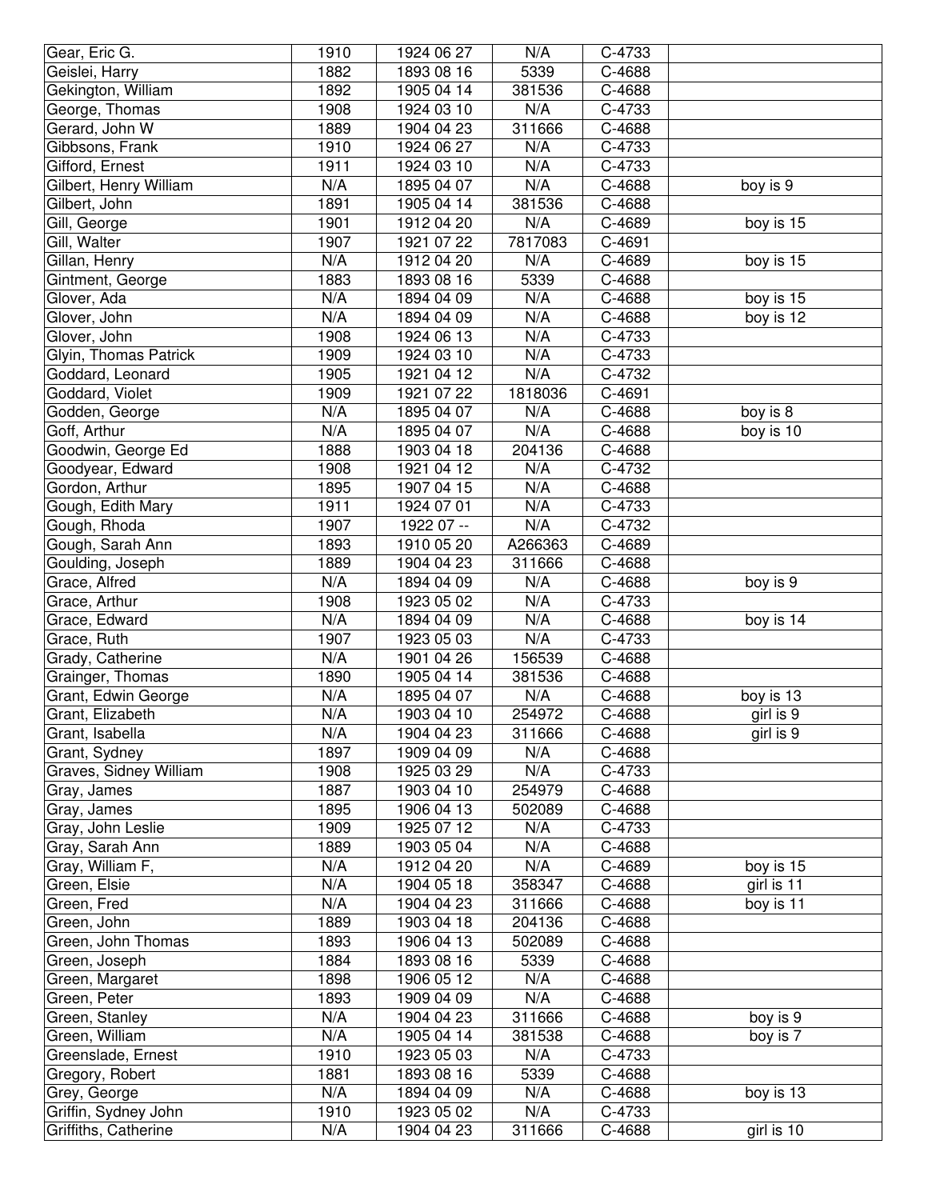| Gear, Eric G. | 1910 | 1924 06 27 | N/A | C-4733 | |
|---|---|---|---|---|---|
| Geislei, Harry | 1882 | 1893 08 16 | 5339 | C-4688 | |
| Gekington, William | 1892 | 1905 04 14 | 381536 | C-4688 | |
| George, Thomas | 1908 | 1924 03 10 | N/A | C-4733 | |
| Gerard, John W | 1889 | 1904 04 23 | 311666 | C-4688 | |
| Gibbsons, Frank | 1910 | 1924 06 27 | N/A | C-4733 | |
| Gifford, Ernest | 1911 | 1924 03 10 | N/A | C-4733 | |
| Gilbert, Henry William | N/A | 1895 04 07 | N/A | C-4688 | boy is 9 |
| Gilbert, John | 1891 | 1905 04 14 | 381536 | C-4688 | |
| Gill, George | 1901 | 1912 04 20 | N/A | C-4689 | boy is 15 |
| Gill, Walter | 1907 | 1921 07 22 | 7817083 | C-4691 | |
| Gillan, Henry | N/A | 1912 04 20 | N/A | C-4689 | boy is 15 |
| Gintment, George | 1883 | 1893 08 16 | 5339 | C-4688 | |
| Glover, Ada | N/A | 1894 04 09 | N/A | C-4688 | boy is 15 |
| Glover, John | N/A | 1894 04 09 | N/A | C-4688 | boy is 12 |
| Glover, John | 1908 | 1924 06 13 | N/A | C-4733 | |
| Glyin, Thomas Patrick | 1909 | 1924 03 10 | N/A | C-4733 | |
| Goddard, Leonard | 1905 | 1921 04 12 | N/A | C-4732 | |
| Goddard, Violet | 1909 | 1921 07 22 | 1818036 | C-4691 | |
| Godden, George | N/A | 1895 04 07 | N/A | C-4688 | boy is 8 |
| Goff, Arthur | N/A | 1895 04 07 | N/A | C-4688 | boy is 10 |
| Goodwin, George Ed | 1888 | 1903 04 18 | 204136 | C-4688 | |
| Goodyear, Edward | 1908 | 1921 04 12 | N/A | C-4732 | |
| Gordon, Arthur | 1895 | 1907 04 15 | N/A | C-4688 | |
| Gough, Edith Mary | 1911 | 1924 07 01 | N/A | C-4733 | |
| Gough, Rhoda | 1907 | 1922 07 -- | N/A | C-4732 | |
| Gough, Sarah Ann | 1893 | 1910 05 20 | A266363 | C-4689 | |
| Goulding, Joseph | 1889 | 1904 04 23 | 311666 | C-4688 | |
| Grace, Alfred | N/A | 1894 04 09 | N/A | C-4688 | boy is 9 |
| Grace, Arthur | 1908 | 1923 05 02 | N/A | C-4733 | |
| Grace, Edward | N/A | 1894 04 09 | N/A | C-4688 | boy is 14 |
| Grace, Ruth | 1907 | 1923 05 03 | N/A | C-4733 | |
| Grady, Catherine | N/A | 1901 04 26 | 156539 | C-4688 | |
| Grainger, Thomas | 1890 | 1905 04 14 | 381536 | C-4688 | |
| Grant, Edwin George | N/A | 1895 04 07 | N/A | C-4688 | boy is 13 |
| Grant, Elizabeth | N/A | 1903 04 10 | 254972 | C-4688 | girl is 9 |
| Grant, Isabella | N/A | 1904 04 23 | 311666 | C-4688 | girl is 9 |
| Grant, Sydney | 1897 | 1909 04 09 | N/A | C-4688 | |
| Graves, Sidney William | 1908 | 1925 03 29 | N/A | C-4733 | |
| Gray, James | 1887 | 1903 04 10 | 254979 | C-4688 | |
| Gray, James | 1895 | 1906 04 13 | 502089 | C-4688 | |
| Gray, John Leslie | 1909 | 1925 07 12 | N/A | C-4733 | |
| Gray, Sarah Ann | 1889 | 1903 05 04 | N/A | C-4688 | |
| Gray, William F, | N/A | 1912 04 20 | N/A | C-4689 | boy is 15 |
| Green, Elsie | N/A | 1904 05 18 | 358347 | C-4688 | girl is 11 |
| Green, Fred | N/A | 1904 04 23 | 311666 | C-4688 | boy is 11 |
| Green, John | 1889 | 1903 04 18 | 204136 | C-4688 | |
| Green, John Thomas | 1893 | 1906 04 13 | 502089 | C-4688 | |
| Green, Joseph | 1884 | 1893 08 16 | 5339 | C-4688 | |
| Green, Margaret | 1898 | 1906 05 12 | N/A | C-4688 | |
| Green, Peter | 1893 | 1909 04 09 | N/A | C-4688 | |
| Green, Stanley | N/A | 1904 04 23 | 311666 | C-4688 | boy is 9 |
| Green, William | N/A | 1905 04 14 | 381538 | C-4688 | boy is 7 |
| Greenslade, Ernest | 1910 | 1923 05 03 | N/A | C-4733 | |
| Gregory, Robert | 1881 | 1893 08 16 | 5339 | C-4688 | |
| Grey, George | N/A | 1894 04 09 | N/A | C-4688 | boy is 13 |
| Griffin, Sydney John | 1910 | 1923 05 02 | N/A | C-4733 | |
| Griffiths, Catherine | N/A | 1904 04 23 | 311666 | C-4688 | girl is 10 |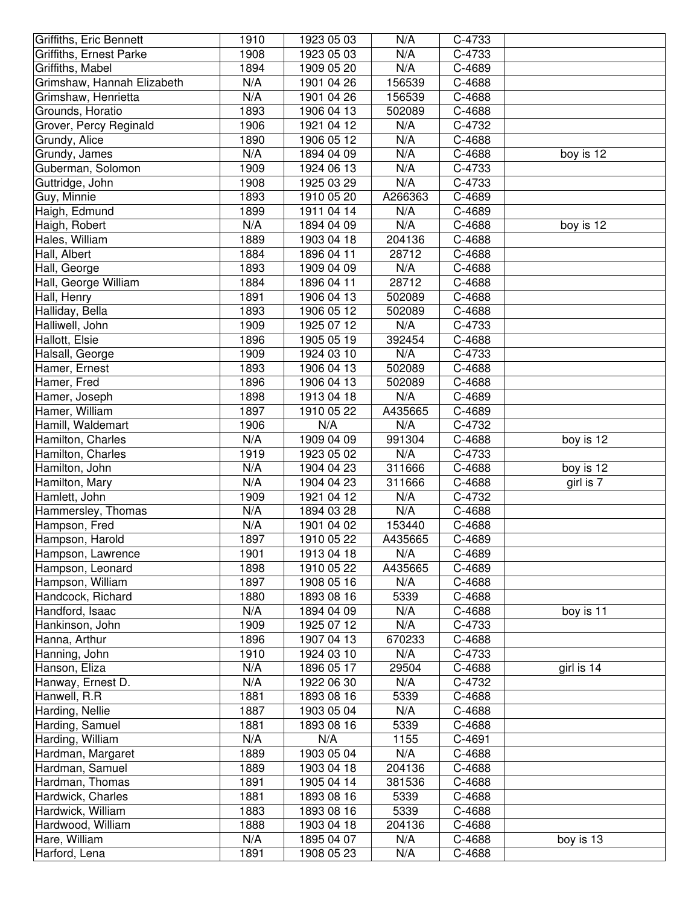| | | | | | |
|---|---|---|---|---|---|
| Griffiths, Eric Bennett | 1910 | 1923 05 03 | N/A | C-4733 | |
| Griffiths, Ernest Parke | 1908 | 1923 05 03 | N/A | C-4733 | |
| Griffiths, Mabel | 1894 | 1909 05 20 | N/A | C-4689 | |
| Grimshaw, Hannah Elizabeth | N/A | 1901 04 26 | 156539 | C-4688 | |
| Grimshaw, Henrietta | N/A | 1901 04 26 | 156539 | C-4688 | |
| Grounds, Horatio | 1893 | 1906 04 13 | 502089 | C-4688 | |
| Grover, Percy Reginald | 1906 | 1921 04 12 | N/A | C-4732 | |
| Grundy, Alice | 1890 | 1906 05 12 | N/A | C-4688 | |
| Grundy, James | N/A | 1894 04 09 | N/A | C-4688 | boy is 12 |
| Guberman, Solomon | 1909 | 1924 06 13 | N/A | C-4733 | |
| Guttridge, John | 1908 | 1925 03 29 | N/A | C-4733 | |
| Guy, Minnie | 1893 | 1910 05 20 | A266363 | C-4689 | |
| Haigh, Edmund | 1899 | 1911 04 14 | N/A | C-4689 | |
| Haigh, Robert | N/A | 1894 04 09 | N/A | C-4688 | boy is 12 |
| Hales, William | 1889 | 1903 04 18 | 204136 | C-4688 | |
| Hall, Albert | 1884 | 1896 04 11 | 28712 | C-4688 | |
| Hall, George | 1893 | 1909 04 09 | N/A | C-4688 | |
| Hall, George William | 1884 | 1896 04 11 | 28712 | C-4688 | |
| Hall, Henry | 1891 | 1906 04 13 | 502089 | C-4688 | |
| Halliday, Bella | 1893 | 1906 05 12 | 502089 | C-4688 | |
| Halliwell, John | 1909 | 1925 07 12 | N/A | C-4733 | |
| Hallott, Elsie | 1896 | 1905 05 19 | 392454 | C-4688 | |
| Halsall, George | 1909 | 1924 03 10 | N/A | C-4733 | |
| Hamer, Ernest | 1893 | 1906 04 13 | 502089 | C-4688 | |
| Hamer, Fred | 1896 | 1906 04 13 | 502089 | C-4688 | |
| Hamer, Joseph | 1898 | 1913 04 18 | N/A | C-4689 | |
| Hamer, William | 1897 | 1910 05 22 | A435665 | C-4689 | |
| Hamill, Waldemart | 1906 | N/A | N/A | C-4732 | |
| Hamilton, Charles | N/A | 1909 04 09 | 991304 | C-4688 | boy is 12 |
| Hamilton, Charles | 1919 | 1923 05 02 | N/A | C-4733 | |
| Hamilton, John | N/A | 1904 04 23 | 311666 | C-4688 | boy is 12 |
| Hamilton, Mary | N/A | 1904 04 23 | 311666 | C-4688 | girl is 7 |
| Hamlett, John | 1909 | 1921 04 12 | N/A | C-4732 | |
| Hammersley, Thomas | N/A | 1894 03 28 | N/A | C-4688 | |
| Hampson, Fred | N/A | 1901 04 02 | 153440 | C-4688 | |
| Hampson, Harold | 1897 | 1910 05 22 | A435665 | C-4689 | |
| Hampson, Lawrence | 1901 | 1913 04 18 | N/A | C-4689 | |
| Hampson, Leonard | 1898 | 1910 05 22 | A435665 | C-4689 | |
| Hampson, William | 1897 | 1908 05 16 | N/A | C-4688 | |
| Handcock, Richard | 1880 | 1893 08 16 | 5339 | C-4688 | |
| Handford, Isaac | N/A | 1894 04 09 | N/A | C-4688 | boy is 11 |
| Hankinson, John | 1909 | 1925 07 12 | N/A | C-4733 | |
| Hanna, Arthur | 1896 | 1907 04 13 | 670233 | C-4688 | |
| Hanning, John | 1910 | 1924 03 10 | N/A | C-4733 | |
| Hanson, Eliza | N/A | 1896 05 17 | 29504 | C-4688 | girl is 14 |
| Hanway, Ernest D. | N/A | 1922 06 30 | N/A | C-4732 | |
| Hanwell, R.R | 1881 | 1893 08 16 | 5339 | C-4688 | |
| Harding, Nellie | 1887 | 1903 05 04 | N/A | C-4688 | |
| Harding, Samuel | 1881 | 1893 08 16 | 5339 | C-4688 | |
| Harding, William | N/A | N/A | 1155 | C-4691 | |
| Hardman, Margaret | 1889 | 1903 05 04 | N/A | C-4688 | |
| Hardman, Samuel | 1889 | 1903 04 18 | 204136 | C-4688 | |
| Hardman, Thomas | 1891 | 1905 04 14 | 381536 | C-4688 | |
| Hardwick, Charles | 1881 | 1893 08 16 | 5339 | C-4688 | |
| Hardwick, William | 1883 | 1893 08 16 | 5339 | C-4688 | |
| Hardwood, William | 1888 | 1903 04 18 | 204136 | C-4688 | |
| Hare, William | N/A | 1895 04 07 | N/A | C-4688 | boy is 13 |
| Harford, Lena | 1891 | 1908 05 23 | N/A | C-4688 | |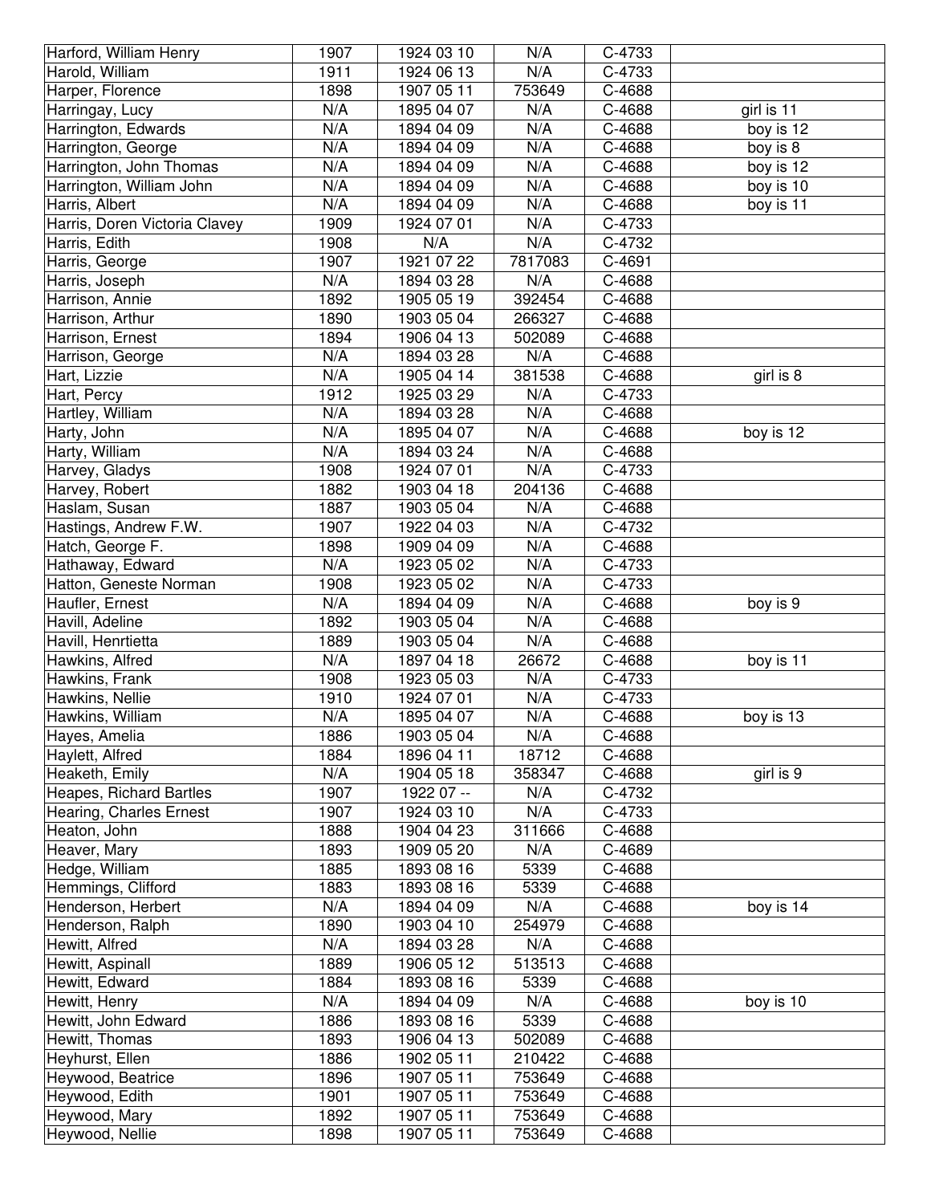| Harford, William Henry | 1907 | 1924 03 10 | N/A | C-4733 | |
|---|---|---|---|---|---|
| Harold, William | 1911 | 1924 06 13 | N/A | C-4733 | |
| Harper, Florence | 1898 | 1907 05 11 | 753649 | C-4688 | |
| Harringay, Lucy | N/A | 1895 04 07 | N/A | C-4688 | girl is 11 |
| Harrington, Edwards | N/A | 1894 04 09 | N/A | C-4688 | boy is 12 |
| Harrington, George | N/A | 1894 04 09 | N/A | C-4688 | boy is 8 |
| Harrington, John Thomas | N/A | 1894 04 09 | N/A | C-4688 | boy is 12 |
| Harrington, William John | N/A | 1894 04 09 | N/A | C-4688 | boy is 10 |
| Harris, Albert | N/A | 1894 04 09 | N/A | C-4688 | boy is 11 |
| Harris, Doren Victoria Clavey | 1909 | 1924 07 01 | N/A | C-4733 | |
| Harris, Edith | 1908 | N/A | N/A | C-4732 | |
| Harris, George | 1907 | 1921 07 22 | 7817083 | C-4691 | |
| Harris, Joseph | N/A | 1894 03 28 | N/A | C-4688 | |
| Harrison, Annie | 1892 | 1905 05 19 | 392454 | C-4688 | |
| Harrison, Arthur | 1890 | 1903 05 04 | 266327 | C-4688 | |
| Harrison, Ernest | 1894 | 1906 04 13 | 502089 | C-4688 | |
| Harrison, George | N/A | 1894 03 28 | N/A | C-4688 | |
| Hart, Lizzie | N/A | 1905 04 14 | 381538 | C-4688 | girl is 8 |
| Hart, Percy | 1912 | 1925 03 29 | N/A | C-4733 | |
| Hartley, William | N/A | 1894 03 28 | N/A | C-4688 | |
| Harty, John | N/A | 1895 04 07 | N/A | C-4688 | boy is 12 |
| Harty, William | N/A | 1894 03 24 | N/A | C-4688 | |
| Harvey, Gladys | 1908 | 1924 07 01 | N/A | C-4733 | |
| Harvey, Robert | 1882 | 1903 04 18 | 204136 | C-4688 | |
| Haslam, Susan | 1887 | 1903 05 04 | N/A | C-4688 | |
| Hastings, Andrew F.W. | 1907 | 1922 04 03 | N/A | C-4732 | |
| Hatch, George F. | 1898 | 1909 04 09 | N/A | C-4688 | |
| Hathaway, Edward | N/A | 1923 05 02 | N/A | C-4733 | |
| Hatton, Geneste Norman | 1908 | 1923 05 02 | N/A | C-4733 | |
| Haufler, Ernest | N/A | 1894 04 09 | N/A | C-4688 | boy is 9 |
| Havill, Adeline | 1892 | 1903 05 04 | N/A | C-4688 | |
| Havill, Henrtietta | 1889 | 1903 05 04 | N/A | C-4688 | |
| Hawkins, Alfred | N/A | 1897 04 18 | 26672 | C-4688 | boy is 11 |
| Hawkins, Frank | 1908 | 1923 05 03 | N/A | C-4733 | |
| Hawkins, Nellie | 1910 | 1924 07 01 | N/A | C-4733 | |
| Hawkins, William | N/A | 1895 04 07 | N/A | C-4688 | boy is 13 |
| Hayes, Amelia | 1886 | 1903 05 04 | N/A | C-4688 | |
| Haylett, Alfred | 1884 | 1896 04 11 | 18712 | C-4688 | |
| Heaketh, Emily | N/A | 1904 05 18 | 358347 | C-4688 | girl is 9 |
| Heapes, Richard Bartles | 1907 | 1922 07 -- | N/A | C-4732 | |
| Hearing, Charles Ernest | 1907 | 1924 03 10 | N/A | C-4733 | |
| Heaton, John | 1888 | 1904 04 23 | 311666 | C-4688 | |
| Heaver, Mary | 1893 | 1909 05 20 | N/A | C-4689 | |
| Hedge, William | 1885 | 1893 08 16 | 5339 | C-4688 | |
| Hemmings, Clifford | 1883 | 1893 08 16 | 5339 | C-4688 | |
| Henderson, Herbert | N/A | 1894 04 09 | N/A | C-4688 | boy is 14 |
| Henderson, Ralph | 1890 | 1903 04 10 | 254979 | C-4688 | |
| Hewitt, Alfred | N/A | 1894 03 28 | N/A | C-4688 | |
| Hewitt, Aspinall | 1889 | 1906 05 12 | 513513 | C-4688 | |
| Hewitt, Edward | 1884 | 1893 08 16 | 5339 | C-4688 | |
| Hewitt, Henry | N/A | 1894 04 09 | N/A | C-4688 | boy is 10 |
| Hewitt, John Edward | 1886 | 1893 08 16 | 5339 | C-4688 | |
| Hewitt, Thomas | 1893 | 1906 04 13 | 502089 | C-4688 | |
| Heyhurst, Ellen | 1886 | 1902 05 11 | 210422 | C-4688 | |
| Heywood, Beatrice | 1896 | 1907 05 11 | 753649 | C-4688 | |
| Heywood, Edith | 1901 | 1907 05 11 | 753649 | C-4688 | |
| Heywood, Mary | 1892 | 1907 05 11 | 753649 | C-4688 | |
| Heywood, Nellie | 1898 | 1907 05 11 | 753649 | C-4688 | |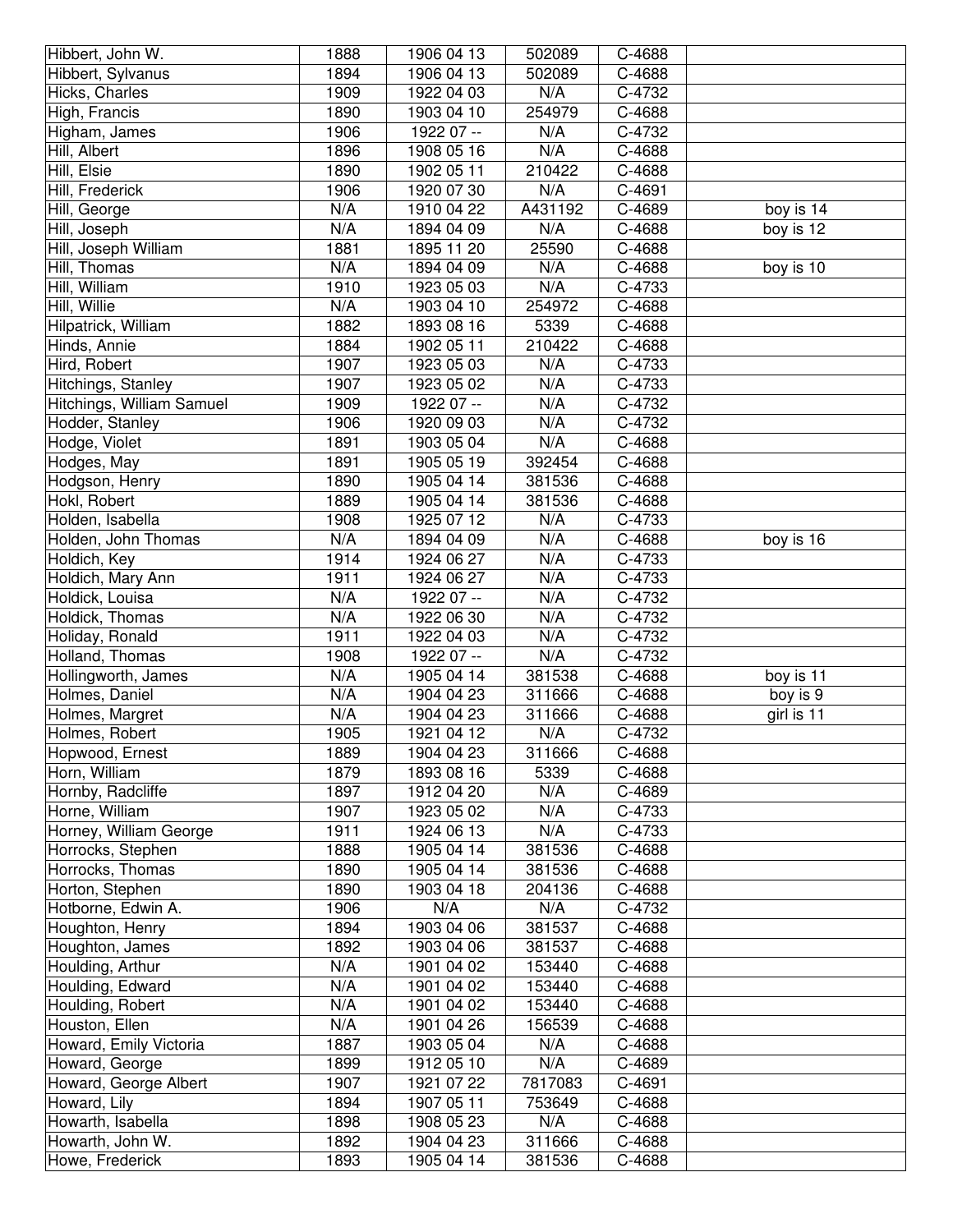| Hibbert, John W. | 1888 | 1906 04 13 | 502089 | C-4688 | |
|---|---|---|---|---|---|
| Hibbert, Sylvanus | 1894 | 1906 04 13 | 502089 | C-4688 | |
| Hicks, Charles | 1909 | 1922 04 03 | N/A | C-4732 | |
| High, Francis | 1890 | 1903 04 10 | 254979 | C-4688 | |
| Higham, James | 1906 | 1922 07 -- | N/A | C-4732 | |
| Hill, Albert | 1896 | 1908 05 16 | N/A | C-4688 | |
| Hill, Elsie | 1890 | 1902 05 11 | 210422 | C-4688 | |
| Hill, Frederick | 1906 | 1920 07 30 | N/A | C-4691 | |
| Hill, George | N/A | 1910 04 22 | A431192 | C-4689 | boy is 14 |
| Hill, Joseph | N/A | 1894 04 09 | N/A | C-4688 | boy is 12 |
| Hill, Joseph William | 1881 | 1895 11 20 | 25590 | C-4688 | |
| Hill, Thomas | N/A | 1894 04 09 | N/A | C-4688 | boy is 10 |
| Hill, William | 1910 | 1923 05 03 | N/A | C-4733 | |
| Hill, Willie | N/A | 1903 04 10 | 254972 | C-4688 | |
| Hilpatrick, William | 1882 | 1893 08 16 | 5339 | C-4688 | |
| Hinds, Annie | 1884 | 1902 05 11 | 210422 | C-4688 | |
| Hird, Robert | 1907 | 1923 05 03 | N/A | C-4733 | |
| Hitchings, Stanley | 1907 | 1923 05 02 | N/A | C-4733 | |
| Hitchings, William Samuel | 1909 | 1922 07 -- | N/A | C-4732 | |
| Hodder, Stanley | 1906 | 1920 09 03 | N/A | C-4732 | |
| Hodge, Violet | 1891 | 1903 05 04 | N/A | C-4688 | |
| Hodges, May | 1891 | 1905 05 19 | 392454 | C-4688 | |
| Hodgson, Henry | 1890 | 1905 04 14 | 381536 | C-4688 | |
| Hokl, Robert | 1889 | 1905 04 14 | 381536 | C-4688 | |
| Holden, Isabella | 1908 | 1925 07 12 | N/A | C-4733 | |
| Holden, John Thomas | N/A | 1894 04 09 | N/A | C-4688 | boy is 16 |
| Holdich, Key | 1914 | 1924 06 27 | N/A | C-4733 | |
| Holdich, Mary Ann | 1911 | 1924 06 27 | N/A | C-4733 | |
| Holdick, Louisa | N/A | 1922 07 -- | N/A | C-4732 | |
| Holdick, Thomas | N/A | 1922 06 30 | N/A | C-4732 | |
| Holiday, Ronald | 1911 | 1922 04 03 | N/A | C-4732 | |
| Holland, Thomas | 1908 | 1922 07 -- | N/A | C-4732 | |
| Hollingworth, James | N/A | 1905 04 14 | 381538 | C-4688 | boy is 11 |
| Holmes, Daniel | N/A | 1904 04 23 | 311666 | C-4688 | boy is 9 |
| Holmes, Margret | N/A | 1904 04 23 | 311666 | C-4688 | girl is 11 |
| Holmes, Robert | 1905 | 1921 04 12 | N/A | C-4732 | |
| Hopwood, Ernest | 1889 | 1904 04 23 | 311666 | C-4688 | |
| Horn, William | 1879 | 1893 08 16 | 5339 | C-4688 | |
| Hornby, Radcliffe | 1897 | 1912 04 20 | N/A | C-4689 | |
| Horne, William | 1907 | 1923 05 02 | N/A | C-4733 | |
| Horney, William George | 1911 | 1924 06 13 | N/A | C-4733 | |
| Horrocks, Stephen | 1888 | 1905 04 14 | 381536 | C-4688 | |
| Horrocks, Thomas | 1890 | 1905 04 14 | 381536 | C-4688 | |
| Horton, Stephen | 1890 | 1903 04 18 | 204136 | C-4688 | |
| Hotborne, Edwin A. | 1906 | N/A | N/A | C-4732 | |
| Houghton, Henry | 1894 | 1903 04 06 | 381537 | C-4688 | |
| Houghton, James | 1892 | 1903 04 06 | 381537 | C-4688 | |
| Houlding, Arthur | N/A | 1901 04 02 | 153440 | C-4688 | |
| Houlding, Edward | N/A | 1901 04 02 | 153440 | C-4688 | |
| Houlding, Robert | N/A | 1901 04 02 | 153440 | C-4688 | |
| Houston, Ellen | N/A | 1901 04 26 | 156539 | C-4688 | |
| Howard, Emily Victoria | 1887 | 1903 05 04 | N/A | C-4688 | |
| Howard, George | 1899 | 1912 05 10 | N/A | C-4689 | |
| Howard, George Albert | 1907 | 1921 07 22 | 7817083 | C-4691 | |
| Howard, Lily | 1894 | 1907 05 11 | 753649 | C-4688 | |
| Howarth, Isabella | 1898 | 1908 05 23 | N/A | C-4688 | |
| Howarth, John W. | 1892 | 1904 04 23 | 311666 | C-4688 | |
| Howe, Frederick | 1893 | 1905 04 14 | 381536 | C-4688 | |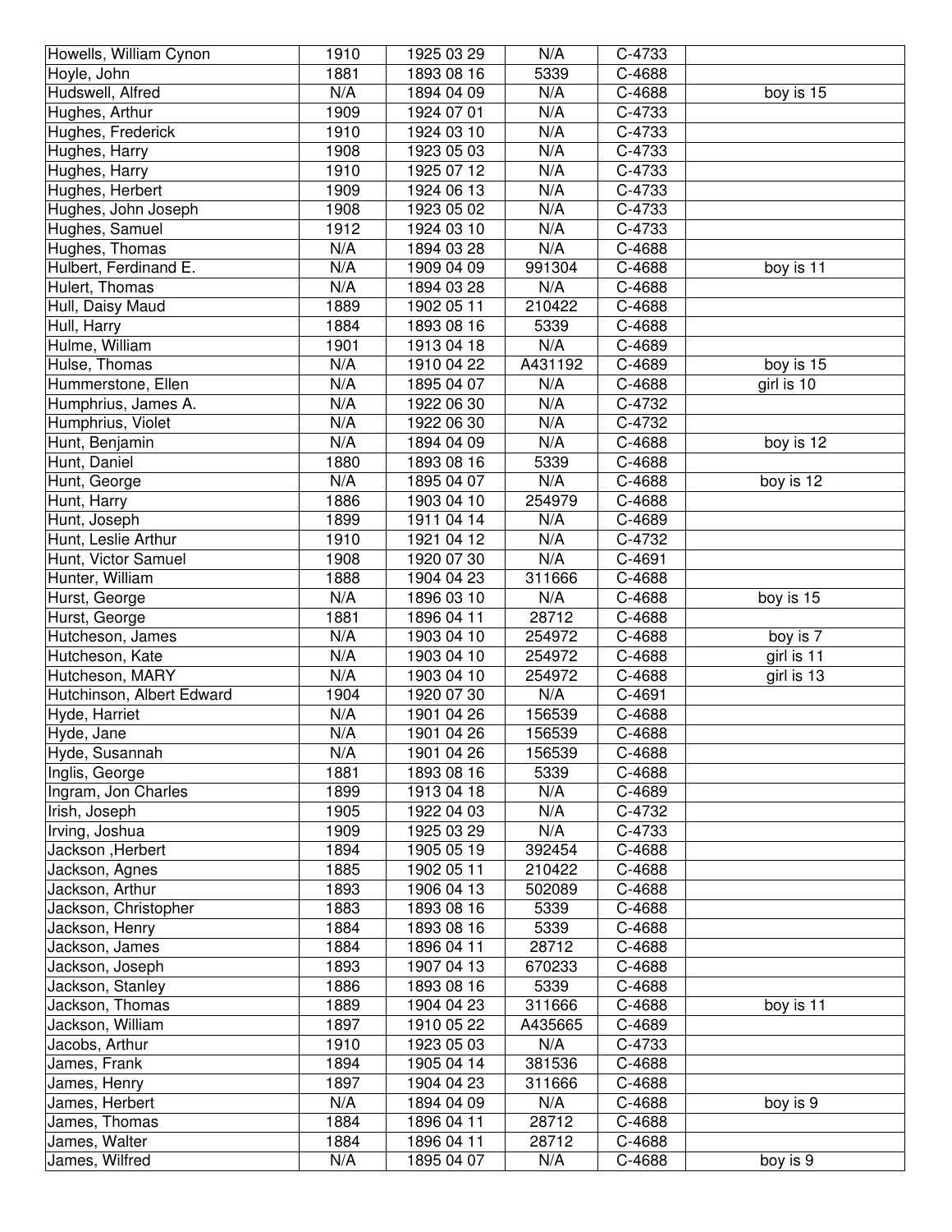| | | | | | |
|---|---|---|---|---|---|
| Howells, William Cynon | 1910 | 1925 03 29 | N/A | C-4733 | |
| Hoyle, John | 1881 | 1893 08 16 | 5339 | C-4688 | |
| Hudswell, Alfred | N/A | 1894 04 09 | N/A | C-4688 | boy is 15 |
| Hughes, Arthur | 1909 | 1924 07 01 | N/A | C-4733 | |
| Hughes, Frederick | 1910 | 1924 03 10 | N/A | C-4733 | |
| Hughes, Harry | 1908 | 1923 05 03 | N/A | C-4733 | |
| Hughes, Harry | 1910 | 1925 07 12 | N/A | C-4733 | |
| Hughes, Herbert | 1909 | 1924 06 13 | N/A | C-4733 | |
| Hughes, John Joseph | 1908 | 1923 05 02 | N/A | C-4733 | |
| Hughes, Samuel | 1912 | 1924 03 10 | N/A | C-4733 | |
| Hughes, Thomas | N/A | 1894 03 28 | N/A | C-4688 | |
| Hulbert, Ferdinand E. | N/A | 1909 04 09 | 991304 | C-4688 | boy is 11 |
| Hulert, Thomas | N/A | 1894 03 28 | N/A | C-4688 | |
| Hull, Daisy Maud | 1889 | 1902 05 11 | 210422 | C-4688 | |
| Hull, Harry | 1884 | 1893 08 16 | 5339 | C-4688 | |
| Hulme, William | 1901 | 1913 04 18 | N/A | C-4689 | |
| Hulse, Thomas | N/A | 1910 04 22 | A431192 | C-4689 | boy is 15 |
| Hummerstone, Ellen | N/A | 1895 04 07 | N/A | C-4688 | girl is 10 |
| Humphrius, James A. | N/A | 1922 06 30 | N/A | C-4732 | |
| Humphrius, Violet | N/A | 1922 06 30 | N/A | C-4732 | |
| Hunt, Benjamin | N/A | 1894 04 09 | N/A | C-4688 | boy is 12 |
| Hunt, Daniel | 1880 | 1893 08 16 | 5339 | C-4688 | |
| Hunt, George | N/A | 1895 04 07 | N/A | C-4688 | boy is 12 |
| Hunt, Harry | 1886 | 1903 04 10 | 254979 | C-4688 | |
| Hunt, Joseph | 1899 | 1911 04 14 | N/A | C-4689 | |
| Hunt, Leslie Arthur | 1910 | 1921 04 12 | N/A | C-4732 | |
| Hunt, Victor Samuel | 1908 | 1920 07 30 | N/A | C-4691 | |
| Hunter, William | 1888 | 1904 04 23 | 311666 | C-4688 | |
| Hurst, George | N/A | 1896 03 10 | N/A | C-4688 | boy is 15 |
| Hurst, George | 1881 | 1896 04 11 | 28712 | C-4688 | |
| Hutcheson, James | N/A | 1903 04 10 | 254972 | C-4688 | boy is 7 |
| Hutcheson, Kate | N/A | 1903 04 10 | 254972 | C-4688 | girl is 11 |
| Hutcheson, MARY | N/A | 1903 04 10 | 254972 | C-4688 | girl is 13 |
| Hutchinson, Albert Edward | 1904 | 1920 07 30 | N/A | C-4691 | |
| Hyde, Harriet | N/A | 1901 04 26 | 156539 | C-4688 | |
| Hyde, Jane | N/A | 1901 04 26 | 156539 | C-4688 | |
| Hyde, Susannah | N/A | 1901 04 26 | 156539 | C-4688 | |
| Inglis, George | 1881 | 1893 08 16 | 5339 | C-4688 | |
| Ingram, Jon Charles | 1899 | 1913 04 18 | N/A | C-4689 | |
| Irish, Joseph | 1905 | 1922 04 03 | N/A | C-4732 | |
| Irving, Joshua | 1909 | 1925 03 29 | N/A | C-4733 | |
| Jackson ,Herbert | 1894 | 1905 05 19 | 392454 | C-4688 | |
| Jackson, Agnes | 1885 | 1902 05 11 | 210422 | C-4688 | |
| Jackson, Arthur | 1893 | 1906 04 13 | 502089 | C-4688 | |
| Jackson, Christopher | 1883 | 1893 08 16 | 5339 | C-4688 | |
| Jackson, Henry | 1884 | 1893 08 16 | 5339 | C-4688 | |
| Jackson, James | 1884 | 1896 04 11 | 28712 | C-4688 | |
| Jackson, Joseph | 1893 | 1907 04 13 | 670233 | C-4688 | |
| Jackson, Stanley | 1886 | 1893 08 16 | 5339 | C-4688 | |
| Jackson, Thomas | 1889 | 1904 04 23 | 311666 | C-4688 | boy is 11 |
| Jackson, William | 1897 | 1910 05 22 | A435665 | C-4689 | |
| Jacobs, Arthur | 1910 | 1923 05 03 | N/A | C-4733 | |
| James, Frank | 1894 | 1905 04 14 | 381536 | C-4688 | |
| James, Henry | 1897 | 1904 04 23 | 311666 | C-4688 | |
| James, Herbert | N/A | 1894 04 09 | N/A | C-4688 | boy is 9 |
| James, Thomas | 1884 | 1896 04 11 | 28712 | C-4688 | |
| James, Walter | 1884 | 1896 04 11 | 28712 | C-4688 | |
| James, Wilfred | N/A | 1895 04 07 | N/A | C-4688 | boy is 9 |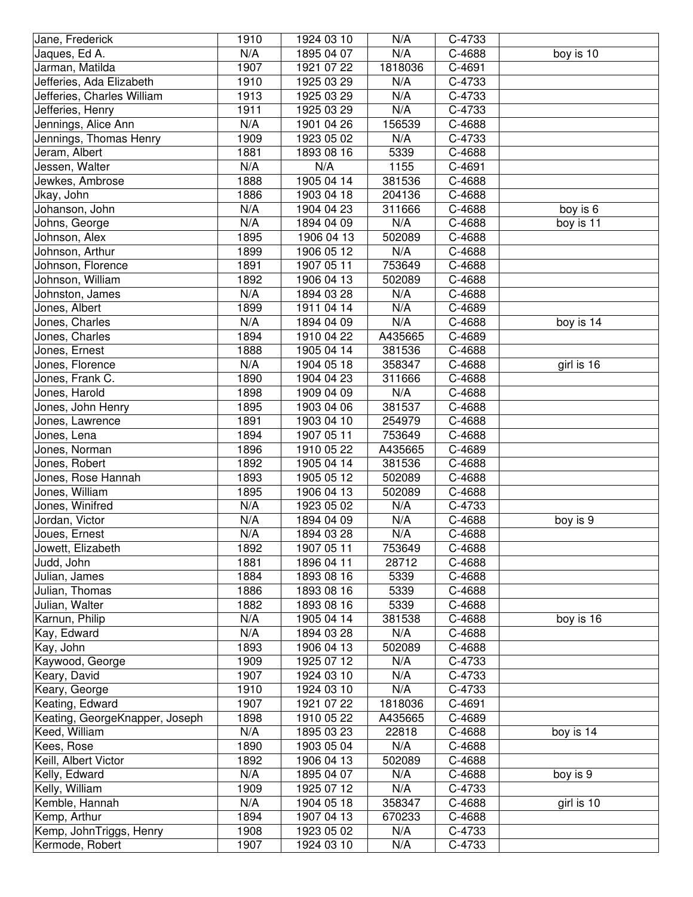| Jane, Frederick | 1910 | 1924 03 10 | N/A | C-4733 | |
|---|---|---|---|---|---|
| Jaques, Ed A. | N/A | 1895 04 07 | N/A | C-4688 | boy is 10 |
| Jarman, Matilda | 1907 | 1921 07 22 | 1818036 | C-4691 | |
| Jefferies, Ada Elizabeth | 1910 | 1925 03 29 | N/A | C-4733 | |
| Jefferies, Charles William | 1913 | 1925 03 29 | N/A | C-4733 | |
| Jefferies, Henry | 1911 | 1925 03 29 | N/A | C-4733 | |
| Jennings, Alice Ann | N/A | 1901 04 26 | 156539 | C-4688 | |
| Jennings, Thomas Henry | 1909 | 1923 05 02 | N/A | C-4733 | |
| Jeram, Albert | 1881 | 1893 08 16 | 5339 | C-4688 | |
| Jessen, Walter | N/A | N/A | 1155 | C-4691 | |
| Jewkes, Ambrose | 1888 | 1905 04 14 | 381536 | C-4688 | |
| Jkay, John | 1886 | 1903 04 18 | 204136 | C-4688 | |
| Johanson, John | N/A | 1904 04 23 | 311666 | C-4688 | boy is 6 |
| Johns, George | N/A | 1894 04 09 | N/A | C-4688 | boy is 11 |
| Johnson, Alex | 1895 | 1906 04 13 | 502089 | C-4688 | |
| Johnson, Arthur | 1899 | 1906 05 12 | N/A | C-4688 | |
| Johnson, Florence | 1891 | 1907 05 11 | 753649 | C-4688 | |
| Johnson, William | 1892 | 1906 04 13 | 502089 | C-4688 | |
| Johnston, James | N/A | 1894 03 28 | N/A | C-4688 | |
| Jones, Albert | 1899 | 1911 04 14 | N/A | C-4689 | |
| Jones, Charles | N/A | 1894 04 09 | N/A | C-4688 | boy is 14 |
| Jones, Charles | 1894 | 1910 04 22 | A435665 | C-4689 | |
| Jones, Ernest | 1888 | 1905 04 14 | 381536 | C-4688 | |
| Jones, Florence | N/A | 1904 05 18 | 358347 | C-4688 | girl is 16 |
| Jones, Frank C. | 1890 | 1904 04 23 | 311666 | C-4688 | |
| Jones, Harold | 1898 | 1909 04 09 | N/A | C-4688 | |
| Jones, John Henry | 1895 | 1903 04 06 | 381537 | C-4688 | |
| Jones, Lawrence | 1891 | 1903 04 10 | 254979 | C-4688 | |
| Jones, Lena | 1894 | 1907 05 11 | 753649 | C-4688 | |
| Jones, Norman | 1896 | 1910 05 22 | A435665 | C-4689 | |
| Jones, Robert | 1892 | 1905 04 14 | 381536 | C-4688 | |
| Jones, Rose Hannah | 1893 | 1905 05 12 | 502089 | C-4688 | |
| Jones, William | 1895 | 1906 04 13 | 502089 | C-4688 | |
| Jones, Winifred | N/A | 1923 05 02 | N/A | C-4733 | |
| Jordan, Victor | N/A | 1894 04 09 | N/A | C-4688 | boy is 9 |
| Joues, Ernest | N/A | 1894 03 28 | N/A | C-4688 | |
| Jowett, Elizabeth | 1892 | 1907 05 11 | 753649 | C-4688 | |
| Judd, John | 1881 | 1896 04 11 | 28712 | C-4688 | |
| Julian, James | 1884 | 1893 08 16 | 5339 | C-4688 | |
| Julian, Thomas | 1886 | 1893 08 16 | 5339 | C-4688 | |
| Julian, Walter | 1882 | 1893 08 16 | 5339 | C-4688 | |
| Karnun, Philip | N/A | 1905 04 14 | 381538 | C-4688 | boy is 16 |
| Kay, Edward | N/A | 1894 03 28 | N/A | C-4688 | |
| Kay, John | 1893 | 1906 04 13 | 502089 | C-4688 | |
| Kaywood, George | 1909 | 1925 07 12 | N/A | C-4733 | |
| Keary, David | 1907 | 1924 03 10 | N/A | C-4733 | |
| Keary, George | 1910 | 1924 03 10 | N/A | C-4733 | |
| Keating, Edward | 1907 | 1921 07 22 | 1818036 | C-4691 | |
| Keating, GeorgeKnapper, Joseph | 1898 | 1910 05 22 | A435665 | C-4689 | |
| Keed, William | N/A | 1895 03 23 | 22818 | C-4688 | boy is 14 |
| Kees, Rose | 1890 | 1903 05 04 | N/A | C-4688 | |
| Keill, Albert Victor | 1892 | 1906 04 13 | 502089 | C-4688 | |
| Kelly, Edward | N/A | 1895 04 07 | N/A | C-4688 | boy is 9 |
| Kelly, William | 1909 | 1925 07 12 | N/A | C-4733 | |
| Kemble, Hannah | N/A | 1904 05 18 | 358347 | C-4688 | girl is 10 |
| Kemp, Arthur | 1894 | 1907 04 13 | 670233 | C-4688 | |
| Kemp, JohnTriggs, Henry | 1908 | 1923 05 02 | N/A | C-4733 | |
| Kermode, Robert | 1907 | 1924 03 10 | N/A | C-4733 | |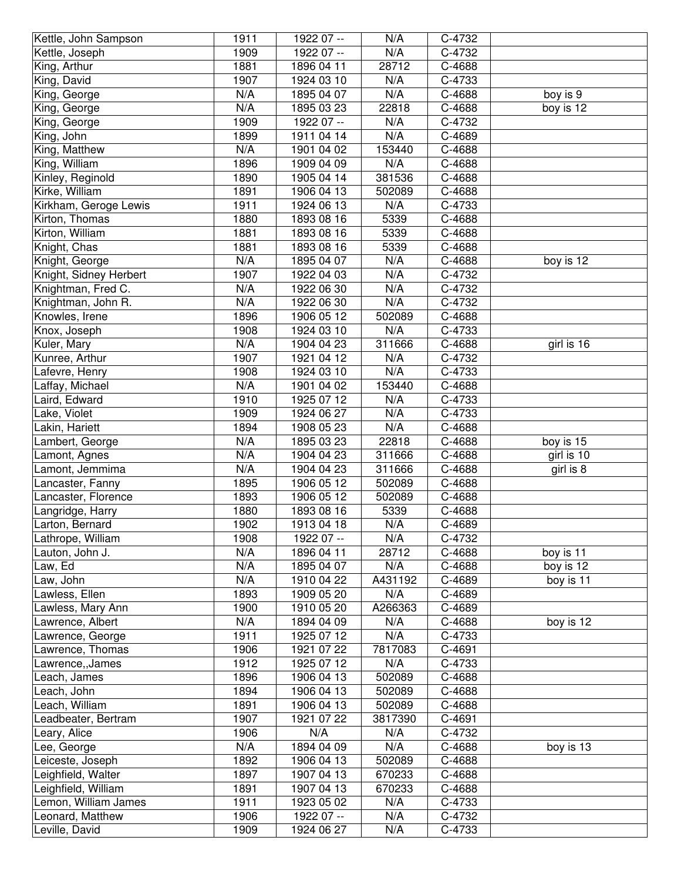| Kettle, John Sampson | 1911 | 1922 07 -- | N/A | C-4732 | |
|---|---|---|---|---|---|
| Kettle, Joseph | 1909 | 1922 07 -- | N/A | C-4732 | |
| King, Arthur | 1881 | 1896 04 11 | 28712 | C-4688 | |
| King, David | 1907 | 1924 03 10 | N/A | C-4733 | |
| King, George | N/A | 1895 04 07 | N/A | C-4688 | boy is 9 |
| King, George | N/A | 1895 03 23 | 22818 | C-4688 | boy is 12 |
| King, George | 1909 | 1922 07 -- | N/A | C-4732 | |
| King, John | 1899 | 1911 04 14 | N/A | C-4689 | |
| King, Matthew | N/A | 1901 04 02 | 153440 | C-4688 | |
| King, William | 1896 | 1909 04 09 | N/A | C-4688 | |
| Kinley, Reginold | 1890 | 1905 04 14 | 381536 | C-4688 | |
| Kirke, William | 1891 | 1906 04 13 | 502089 | C-4688 | |
| Kirkham, Geroge Lewis | 1911 | 1924 06 13 | N/A | C-4733 | |
| Kirton, Thomas | 1880 | 1893 08 16 | 5339 | C-4688 | |
| Kirton, William | 1881 | 1893 08 16 | 5339 | C-4688 | |
| Knight, Chas | 1881 | 1893 08 16 | 5339 | C-4688 | |
| Knight, George | N/A | 1895 04 07 | N/A | C-4688 | boy is 12 |
| Knight, Sidney Herbert | 1907 | 1922 04 03 | N/A | C-4732 | |
| Knightman, Fred C. | N/A | 1922 06 30 | N/A | C-4732 | |
| Knightman, John R. | N/A | 1922 06 30 | N/A | C-4732 | |
| Knowles, Irene | 1896 | 1906 05 12 | 502089 | C-4688 | |
| Knox, Joseph | 1908 | 1924 03 10 | N/A | C-4733 | |
| Kuler, Mary | N/A | 1904 04 23 | 311666 | C-4688 | girl is 16 |
| Kunree, Arthur | 1907 | 1921 04 12 | N/A | C-4732 | |
| Lafevre, Henry | 1908 | 1924 03 10 | N/A | C-4733 | |
| Laffay, Michael | N/A | 1901 04 02 | 153440 | C-4688 | |
| Laird, Edward | 1910 | 1925 07 12 | N/A | C-4733 | |
| Lake, Violet | 1909 | 1924 06 27 | N/A | C-4733 | |
| Lakin, Hariett | 1894 | 1908 05 23 | N/A | C-4688 | |
| Lambert, George | N/A | 1895 03 23 | 22818 | C-4688 | boy is 15 |
| Lamont, Agnes | N/A | 1904 04 23 | 311666 | C-4688 | girl is 10 |
| Lamont, Jemmima | N/A | 1904 04 23 | 311666 | C-4688 | girl is 8 |
| Lancaster, Fanny | 1895 | 1906 05 12 | 502089 | C-4688 | |
| Lancaster, Florence | 1893 | 1906 05 12 | 502089 | C-4688 | |
| Langridge, Harry | 1880 | 1893 08 16 | 5339 | C-4688 | |
| Larton, Bernard | 1902 | 1913 04 18 | N/A | C-4689 | |
| Lathrope, William | 1908 | 1922 07 -- | N/A | C-4732 | |
| Lauton, John J. | N/A | 1896 04 11 | 28712 | C-4688 | boy is 11 |
| Law, Ed | N/A | 1895 04 07 | N/A | C-4688 | boy is 12 |
| Law, John | N/A | 1910 04 22 | A431192 | C-4689 | boy is 11 |
| Lawless, Ellen | 1893 | 1909 05 20 | N/A | C-4689 | |
| Lawless, Mary Ann | 1900 | 1910 05 20 | A266363 | C-4689 | |
| Lawrence, Albert | N/A | 1894 04 09 | N/A | C-4688 | boy is 12 |
| Lawrence, George | 1911 | 1925 07 12 | N/A | C-4733 | |
| Lawrence, Thomas | 1906 | 1921 07 22 | 7817083 | C-4691 | |
| Lawrence,,James | 1912 | 1925 07 12 | N/A | C-4733 | |
| Leach, James | 1896 | 1906 04 13 | 502089 | C-4688 | |
| Leach, John | 1894 | 1906 04 13 | 502089 | C-4688 | |
| Leach, William | 1891 | 1906 04 13 | 502089 | C-4688 | |
| Leadbeater, Bertram | 1907 | 1921 07 22 | 3817390 | C-4691 | |
| Leary, Alice | 1906 | N/A | N/A | C-4732 | |
| Lee, George | N/A | 1894 04 09 | N/A | C-4688 | boy is 13 |
| Leiceste, Joseph | 1892 | 1906 04 13 | 502089 | C-4688 | |
| Leighfield, Walter | 1897 | 1907 04 13 | 670233 | C-4688 | |
| Leighfield, William | 1891 | 1907 04 13 | 670233 | C-4688 | |
| Lemon, William James | 1911 | 1923 05 02 | N/A | C-4733 | |
| Leonard, Matthew | 1906 | 1922 07 -- | N/A | C-4732 | |
| Leville, David | 1909 | 1924 06 27 | N/A | C-4733 | |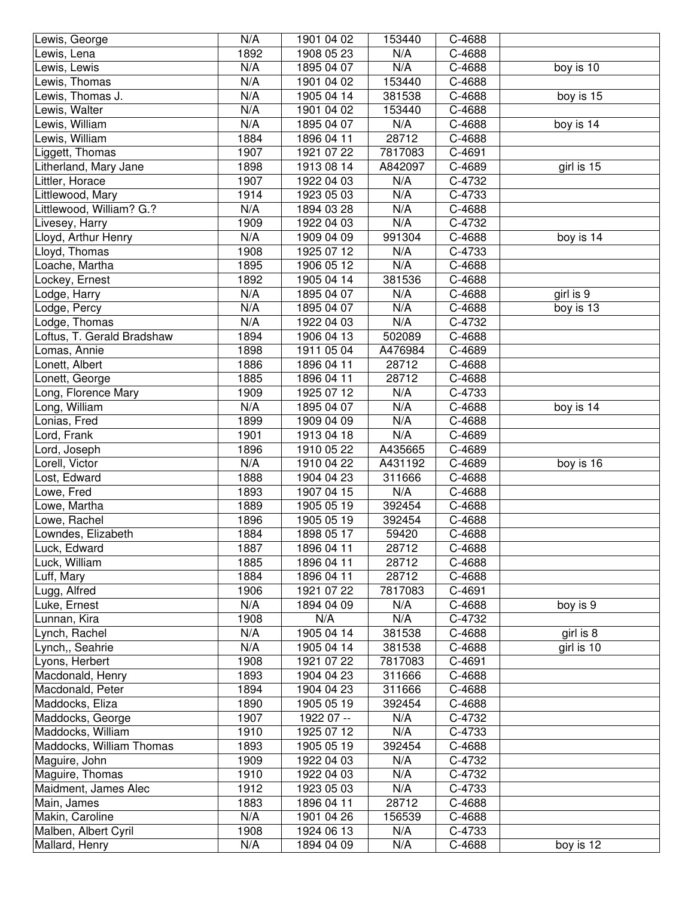| Lewis, George | N/A | 1901 04 02 | 153440 | C-4688 | |
|---|---|---|---|---|---|
| Lewis, Lena | 1892 | 1908 05 23 | N/A | C-4688 | |
| Lewis, Lewis | N/A | 1895 04 07 | N/A | C-4688 | boy is 10 |
| Lewis, Thomas | N/A | 1901 04 02 | 153440 | C-4688 | |
| Lewis, Thomas J. | N/A | 1905 04 14 | 381538 | C-4688 | boy is 15 |
| Lewis, Walter | N/A | 1901 04 02 | 153440 | C-4688 | |
| Lewis, William | N/A | 1895 04 07 | N/A | C-4688 | boy is 14 |
| Lewis, William | 1884 | 1896 04 11 | 28712 | C-4688 | |
| Liggett, Thomas | 1907 | 1921 07 22 | 7817083 | C-4691 | |
| Litherland, Mary Jane | 1898 | 1913 08 14 | A842097 | C-4689 | girl is 15 |
| Littler, Horace | 1907 | 1922 04 03 | N/A | C-4732 | |
| Littlewood, Mary | 1914 | 1923 05 03 | N/A | C-4733 | |
| Littlewood, William? G.? | N/A | 1894 03 28 | N/A | C-4688 | |
| Livesey, Harry | 1909 | 1922 04 03 | N/A | C-4732 | |
| Lloyd, Arthur Henry | N/A | 1909 04 09 | 991304 | C-4688 | boy is 14 |
| Lloyd, Thomas | 1908 | 1925 07 12 | N/A | C-4733 | |
| Loache, Martha | 1895 | 1906 05 12 | N/A | C-4688 | |
| Lockey, Ernest | 1892 | 1905 04 14 | 381536 | C-4688 | |
| Lodge, Harry | N/A | 1895 04 07 | N/A | C-4688 | girl is 9 |
| Lodge, Percy | N/A | 1895 04 07 | N/A | C-4688 | boy is 13 |
| Lodge, Thomas | N/A | 1922 04 03 | N/A | C-4732 | |
| Loftus, T. Gerald Bradshaw | 1894 | 1906 04 13 | 502089 | C-4688 | |
| Lomas, Annie | 1898 | 1911 05 04 | A476984 | C-4689 | |
| Lonett, Albert | 1886 | 1896 04 11 | 28712 | C-4688 | |
| Lonett, George | 1885 | 1896 04 11 | 28712 | C-4688 | |
| Long, Florence Mary | 1909 | 1925 07 12 | N/A | C-4733 | |
| Long, William | N/A | 1895 04 07 | N/A | C-4688 | boy is 14 |
| Lonias, Fred | 1899 | 1909 04 09 | N/A | C-4688 | |
| Lord, Frank | 1901 | 1913 04 18 | N/A | C-4689 | |
| Lord, Joseph | 1896 | 1910 05 22 | A435665 | C-4689 | |
| Lorell, Victor | N/A | 1910 04 22 | A431192 | C-4689 | boy is 16 |
| Lost, Edward | 1888 | 1904 04 23 | 311666 | C-4688 | |
| Lowe, Fred | 1893 | 1907 04 15 | N/A | C-4688 | |
| Lowe, Martha | 1889 | 1905 05 19 | 392454 | C-4688 | |
| Lowe, Rachel | 1896 | 1905 05 19 | 392454 | C-4688 | |
| Lowndes, Elizabeth | 1884 | 1898 05 17 | 59420 | C-4688 | |
| Luck, Edward | 1887 | 1896 04 11 | 28712 | C-4688 | |
| Luck, William | 1885 | 1896 04 11 | 28712 | C-4688 | |
| Luff, Mary | 1884 | 1896 04 11 | 28712 | C-4688 | |
| Lugg, Alfred | 1906 | 1921 07 22 | 7817083 | C-4691 | |
| Luke, Ernest | N/A | 1894 04 09 | N/A | C-4688 | boy is 9 |
| Lunnan, Kira | 1908 | N/A | N/A | C-4732 | |
| Lynch, Rachel | N/A | 1905 04 14 | 381538 | C-4688 | girl is 8 |
| Lynch,, Seahrie | N/A | 1905 04 14 | 381538 | C-4688 | girl is 10 |
| Lyons, Herbert | 1908 | 1921 07 22 | 7817083 | C-4691 | |
| Macdonald, Henry | 1893 | 1904 04 23 | 311666 | C-4688 | |
| Macdonald, Peter | 1894 | 1904 04 23 | 311666 | C-4688 | |
| Maddocks, Eliza | 1890 | 1905 05 19 | 392454 | C-4688 | |
| Maddocks, George | 1907 | 1922 07 -- | N/A | C-4732 | |
| Maddocks, William | 1910 | 1925 07 12 | N/A | C-4733 | |
| Maddocks, William Thomas | 1893 | 1905 05 19 | 392454 | C-4688 | |
| Maguire, John | 1909 | 1922 04 03 | N/A | C-4732 | |
| Maguire, Thomas | 1910 | 1922 04 03 | N/A | C-4732 | |
| Maidment, James Alec | 1912 | 1923 05 03 | N/A | C-4733 | |
| Main, James | 1883 | 1896 04 11 | 28712 | C-4688 | |
| Makin, Caroline | N/A | 1901 04 26 | 156539 | C-4688 | |
| Malben, Albert Cyril | 1908 | 1924 06 13 | N/A | C-4733 | |
| Mallard, Henry | N/A | 1894 04 09 | N/A | C-4688 | boy is 12 |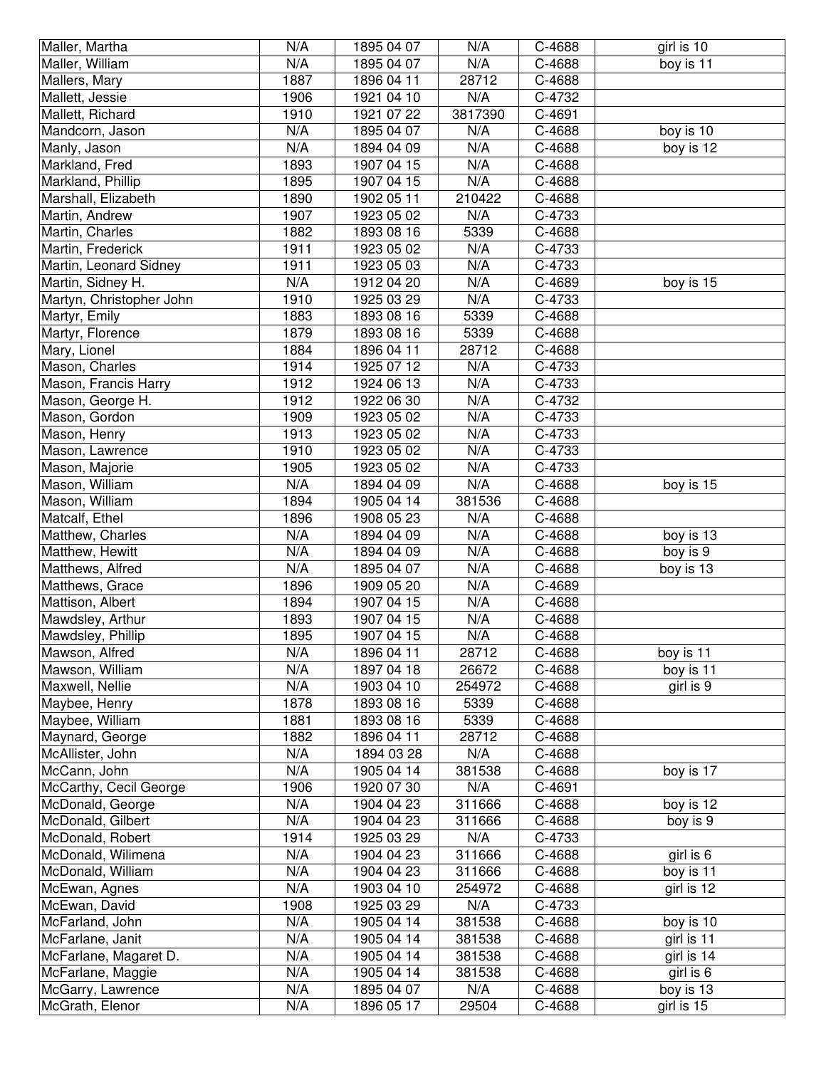| | | | | | |
|---|---|---|---|---|---|
| Maller, Martha | N/A | 1895 04 07 | N/A | C-4688 | girl is 10 |
| Maller, William | N/A | 1895 04 07 | N/A | C-4688 | boy is 11 |
| Mallers, Mary | 1887 | 1896 04 11 | 28712 | C-4688 | |
| Mallett, Jessie | 1906 | 1921 04 10 | N/A | C-4732 | |
| Mallett, Richard | 1910 | 1921 07 22 | 3817390 | C-4691 | |
| Mandcorn, Jason | N/A | 1895 04 07 | N/A | C-4688 | boy is 10 |
| Manly, Jason | N/A | 1894 04 09 | N/A | C-4688 | boy is 12 |
| Markland, Fred | 1893 | 1907 04 15 | N/A | C-4688 | |
| Markland, Phillip | 1895 | 1907 04 15 | N/A | C-4688 | |
| Marshall, Elizabeth | 1890 | 1902 05 11 | 210422 | C-4688 | |
| Martin, Andrew | 1907 | 1923 05 02 | N/A | C-4733 | |
| Martin, Charles | 1882 | 1893 08 16 | 5339 | C-4688 | |
| Martin, Frederick | 1911 | 1923 05 02 | N/A | C-4733 | |
| Martin, Leonard Sidney | 1911 | 1923 05 03 | N/A | C-4733 | |
| Martin, Sidney H. | N/A | 1912 04 20 | N/A | C-4689 | boy is 15 |
| Martyn, Christopher John | 1910 | 1925 03 29 | N/A | C-4733 | |
| Martyr, Emily | 1883 | 1893 08 16 | 5339 | C-4688 | |
| Martyr, Florence | 1879 | 1893 08 16 | 5339 | C-4688 | |
| Mary, Lionel | 1884 | 1896 04 11 | 28712 | C-4688 | |
| Mason, Charles | 1914 | 1925 07 12 | N/A | C-4733 | |
| Mason, Francis Harry | 1912 | 1924 06 13 | N/A | C-4733 | |
| Mason, George H. | 1912 | 1922 06 30 | N/A | C-4732 | |
| Mason, Gordon | 1909 | 1923 05 02 | N/A | C-4733 | |
| Mason, Henry | 1913 | 1923 05 02 | N/A | C-4733 | |
| Mason, Lawrence | 1910 | 1923 05 02 | N/A | C-4733 | |
| Mason, Majorie | 1905 | 1923 05 02 | N/A | C-4733 | |
| Mason, William | N/A | 1894 04 09 | N/A | C-4688 | boy is 15 |
| Mason, William | 1894 | 1905 04 14 | 381536 | C-4688 | |
| Matcalf, Ethel | 1896 | 1908 05 23 | N/A | C-4688 | |
| Matthew, Charles | N/A | 1894 04 09 | N/A | C-4688 | boy is 13 |
| Matthew, Hewitt | N/A | 1894 04 09 | N/A | C-4688 | boy is 9 |
| Matthews, Alfred | N/A | 1895 04 07 | N/A | C-4688 | boy is 13 |
| Matthews, Grace | 1896 | 1909 05 20 | N/A | C-4689 | |
| Mattison, Albert | 1894 | 1907 04 15 | N/A | C-4688 | |
| Mawdsley, Arthur | 1893 | 1907 04 15 | N/A | C-4688 | |
| Mawdsley, Phillip | 1895 | 1907 04 15 | N/A | C-4688 | |
| Mawson, Alfred | N/A | 1896 04 11 | 28712 | C-4688 | boy is 11 |
| Mawson, William | N/A | 1897 04 18 | 26672 | C-4688 | boy is 11 |
| Maxwell, Nellie | N/A | 1903 04 10 | 254972 | C-4688 | girl is 9 |
| Maybee, Henry | 1878 | 1893 08 16 | 5339 | C-4688 | |
| Maybee, William | 1881 | 1893 08 16 | 5339 | C-4688 | |
| Maynard, George | 1882 | 1896 04 11 | 28712 | C-4688 | |
| McAllister, John | N/A | 1894 03 28 | N/A | C-4688 | |
| McCann, John | N/A | 1905 04 14 | 381538 | C-4688 | boy is 17 |
| McCarthy, Cecil George | 1906 | 1920 07 30 | N/A | C-4691 | |
| McDonald, George | N/A | 1904 04 23 | 311666 | C-4688 | boy is 12 |
| McDonald, Gilbert | N/A | 1904 04 23 | 311666 | C-4688 | boy is 9 |
| McDonald, Robert | 1914 | 1925 03 29 | N/A | C-4733 | |
| McDonald, Wilimena | N/A | 1904 04 23 | 311666 | C-4688 | girl is 6 |
| McDonald, William | N/A | 1904 04 23 | 311666 | C-4688 | boy is 11 |
| McEwan, Agnes | N/A | 1903 04 10 | 254972 | C-4688 | girl is 12 |
| McEwan, David | 1908 | 1925 03 29 | N/A | C-4733 | |
| McFarland, John | N/A | 1905 04 14 | 381538 | C-4688 | boy is 10 |
| McFarlane, Janit | N/A | 1905 04 14 | 381538 | C-4688 | girl is 11 |
| McFarlane, Magaret D. | N/A | 1905 04 14 | 381538 | C-4688 | girl is 14 |
| McFarlane, Maggie | N/A | 1905 04 14 | 381538 | C-4688 | girl is 6 |
| McGarry, Lawrence | N/A | 1895 04 07 | N/A | C-4688 | boy is 13 |
| McGrath, Elenor | N/A | 1896 05 17 | 29504 | C-4688 | girl is 15 |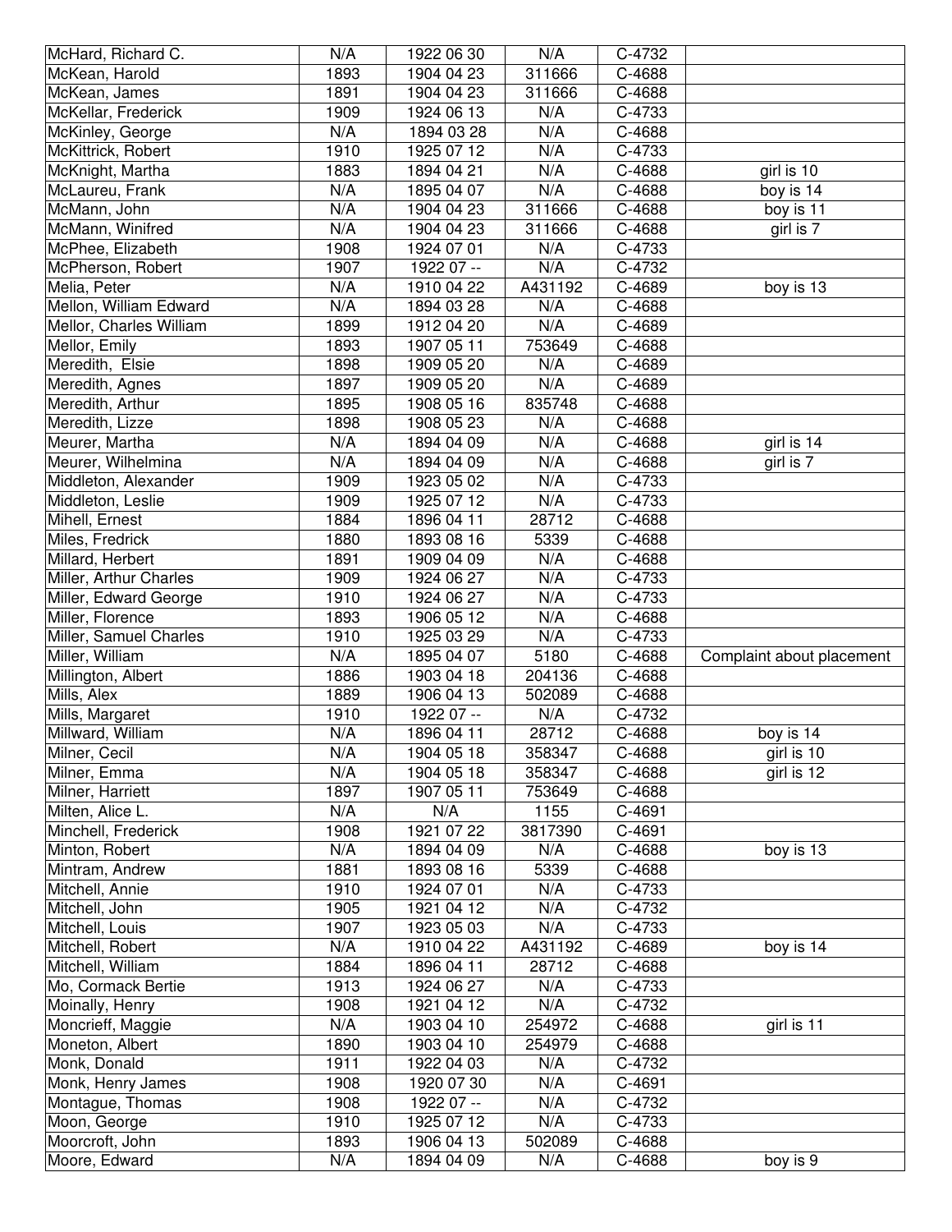| | | | | | |
|---|---|---|---|---|---|
| McHard, Richard C. | N/A | 1922 06 30 | N/A | C-4732 | |
| McKean, Harold | 1893 | 1904 04 23 | 311666 | C-4688 | |
| McKean, James | 1891 | 1904 04 23 | 311666 | C-4688 | |
| McKellar, Frederick | 1909 | 1924 06 13 | N/A | C-4733 | |
| McKinley, George | N/A | 1894 03 28 | N/A | C-4688 | |
| McKittrick, Robert | 1910 | 1925 07 12 | N/A | C-4733 | |
| McKnight, Martha | 1883 | 1894 04 21 | N/A | C-4688 | girl is 10 |
| McLaureu, Frank | N/A | 1895 04 07 | N/A | C-4688 | boy is 14 |
| McMann, John | N/A | 1904 04 23 | 311666 | C-4688 | boy is 11 |
| McMann, Winifred | N/A | 1904 04 23 | 311666 | C-4688 | girl is 7 |
| McPhee, Elizabeth | 1908 | 1924 07 01 | N/A | C-4733 | |
| McPherson, Robert | 1907 | 1922 07 -- | N/A | C-4732 | |
| Melia, Peter | N/A | 1910 04 22 | A431192 | C-4689 | boy is 13 |
| Mellon, William Edward | N/A | 1894 03 28 | N/A | C-4688 | |
| Mellor, Charles William | 1899 | 1912 04 20 | N/A | C-4689 | |
| Mellor, Emily | 1893 | 1907 05 11 | 753649 | C-4688 | |
| Meredith, Elsie | 1898 | 1909 05 20 | N/A | C-4689 | |
| Meredith, Agnes | 1897 | 1909 05 20 | N/A | C-4689 | |
| Meredith, Arthur | 1895 | 1908 05 16 | 835748 | C-4688 | |
| Meredith, Lizze | 1898 | 1908 05 23 | N/A | C-4688 | |
| Meurer, Martha | N/A | 1894 04 09 | N/A | C-4688 | girl is 14 |
| Meurer, Wilhelmina | N/A | 1894 04 09 | N/A | C-4688 | girl is 7 |
| Middleton, Alexander | 1909 | 1923 05 02 | N/A | C-4733 | |
| Middleton, Leslie | 1909 | 1925 07 12 | N/A | C-4733 | |
| Mihell, Ernest | 1884 | 1896 04 11 | 28712 | C-4688 | |
| Miles, Fredrick | 1880 | 1893 08 16 | 5339 | C-4688 | |
| Millard, Herbert | 1891 | 1909 04 09 | N/A | C-4688 | |
| Miller, Arthur Charles | 1909 | 1924 06 27 | N/A | C-4733 | |
| Miller, Edward George | 1910 | 1924 06 27 | N/A | C-4733 | |
| Miller, Florence | 1893 | 1906 05 12 | N/A | C-4688 | |
| Miller, Samuel Charles | 1910 | 1925 03 29 | N/A | C-4733 | |
| Miller, William | N/A | 1895 04 07 | 5180 | C-4688 | Complaint about placement |
| Millington, Albert | 1886 | 1903 04 18 | 204136 | C-4688 | |
| Mills, Alex | 1889 | 1906 04 13 | 502089 | C-4688 | |
| Mills, Margaret | 1910 | 1922 07 -- | N/A | C-4732 | |
| Millward, William | N/A | 1896 04 11 | 28712 | C-4688 | boy is 14 |
| Milner, Cecil | N/A | 1904 05 18 | 358347 | C-4688 | girl is 10 |
| Milner, Emma | N/A | 1904 05 18 | 358347 | C-4688 | girl is 12 |
| Milner, Harriett | 1897 | 1907 05 11 | 753649 | C-4688 | |
| Milten, Alice L. | N/A | N/A | 1155 | C-4691 | |
| Minchell, Frederick | 1908 | 1921 07 22 | 3817390 | C-4691 | |
| Minton, Robert | N/A | 1894 04 09 | N/A | C-4688 | boy is 13 |
| Mintram, Andrew | 1881 | 1893 08 16 | 5339 | C-4688 | |
| Mitchell, Annie | 1910 | 1924 07 01 | N/A | C-4733 | |
| Mitchell, John | 1905 | 1921 04 12 | N/A | C-4732 | |
| Mitchell, Louis | 1907 | 1923 05 03 | N/A | C-4733 | |
| Mitchell, Robert | N/A | 1910 04 22 | A431192 | C-4689 | boy is 14 |
| Mitchell, William | 1884 | 1896 04 11 | 28712 | C-4688 | |
| Mo, Cormack Bertie | 1913 | 1924 06 27 | N/A | C-4733 | |
| Moinally, Henry | 1908 | 1921 04 12 | N/A | C-4732 | |
| Moncrieff, Maggie | N/A | 1903 04 10 | 254972 | C-4688 | girl is 11 |
| Moneton, Albert | 1890 | 1903 04 10 | 254979 | C-4688 | |
| Monk, Donald | 1911 | 1922 04 03 | N/A | C-4732 | |
| Monk, Henry James | 1908 | 1920 07 30 | N/A | C-4691 | |
| Montague, Thomas | 1908 | 1922 07 -- | N/A | C-4732 | |
| Moon, George | 1910 | 1925 07 12 | N/A | C-4733 | |
| Moorcroft, John | 1893 | 1906 04 13 | 502089 | C-4688 | |
| Moore, Edward | N/A | 1894 04 09 | N/A | C-4688 | boy is 9 |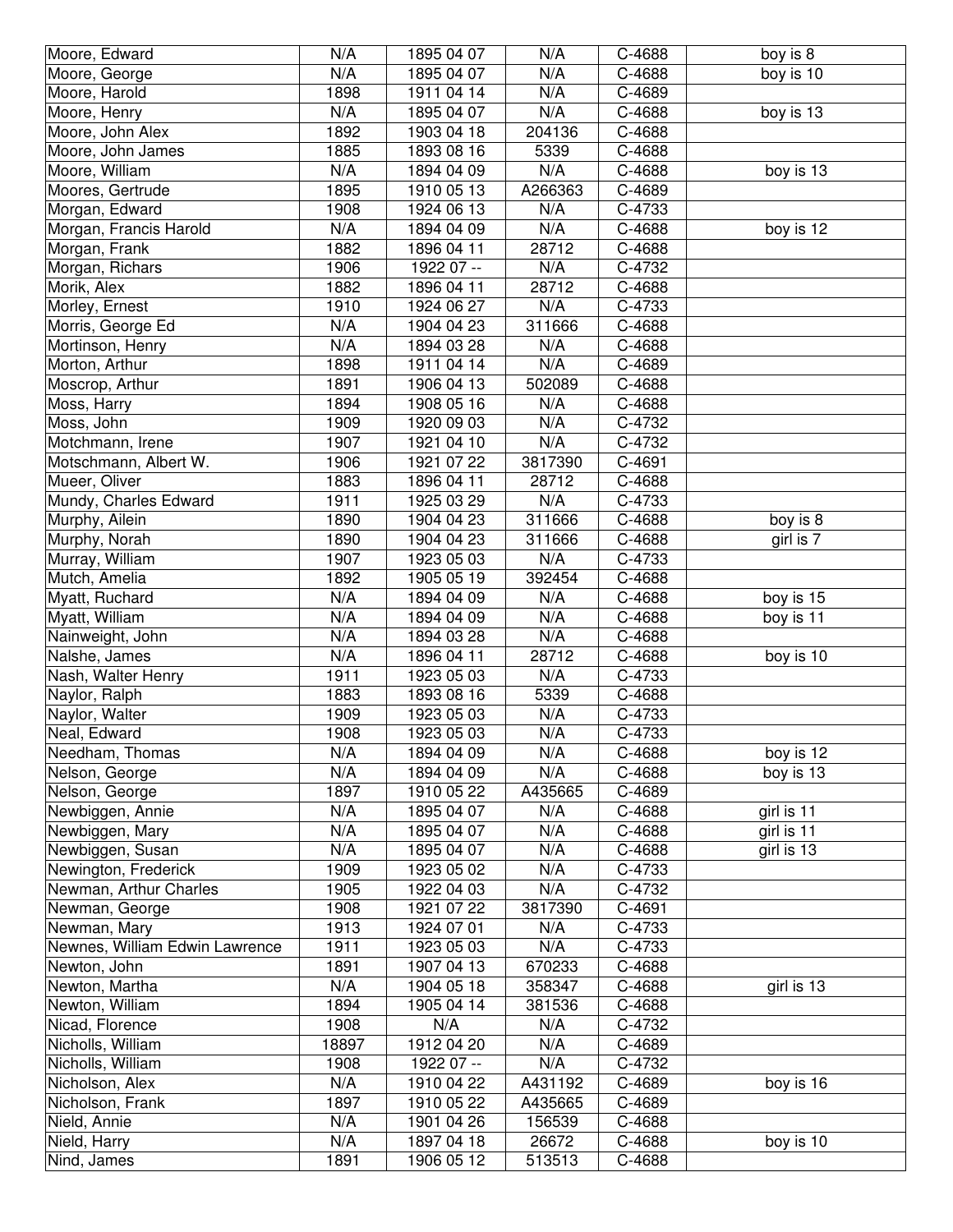| | | | | | |
|---|---|---|---|---|---|
| Moore, Edward | N/A | 1895 04 07 | N/A | C-4688 | boy is 8 |
| Moore, George | N/A | 1895 04 07 | N/A | C-4688 | boy is 10 |
| Moore, Harold | 1898 | 1911 04 14 | N/A | C-4689 | |
| Moore, Henry | N/A | 1895 04 07 | N/A | C-4688 | boy is 13 |
| Moore, John Alex | 1892 | 1903 04 18 | 204136 | C-4688 | |
| Moore, John James | 1885 | 1893 08 16 | 5339 | C-4688 | |
| Moore, William | N/A | 1894 04 09 | N/A | C-4688 | boy is 13 |
| Moores, Gertrude | 1895 | 1910 05 13 | A266363 | C-4689 | |
| Morgan, Edward | 1908 | 1924 06 13 | N/A | C-4733 | |
| Morgan, Francis Harold | N/A | 1894 04 09 | N/A | C-4688 | boy is 12 |
| Morgan, Frank | 1882 | 1896 04 11 | 28712 | C-4688 | |
| Morgan, Richars | 1906 | 1922 07 -- | N/A | C-4732 | |
| Morik, Alex | 1882 | 1896 04 11 | 28712 | C-4688 | |
| Morley, Ernest | 1910 | 1924 06 27 | N/A | C-4733 | |
| Morris, George Ed | N/A | 1904 04 23 | 311666 | C-4688 | |
| Mortinson, Henry | N/A | 1894 03 28 | N/A | C-4688 | |
| Morton, Arthur | 1898 | 1911 04 14 | N/A | C-4689 | |
| Moscrop, Arthur | 1891 | 1906 04 13 | 502089 | C-4688 | |
| Moss, Harry | 1894 | 1908 05 16 | N/A | C-4688 | |
| Moss, John | 1909 | 1920 09 03 | N/A | C-4732 | |
| Motchmann, Irene | 1907 | 1921 04 10 | N/A | C-4732 | |
| Motschmann, Albert W. | 1906 | 1921 07 22 | 3817390 | C-4691 | |
| Mueer, Oliver | 1883 | 1896 04 11 | 28712 | C-4688 | |
| Mundy, Charles Edward | 1911 | 1925 03 29 | N/A | C-4733 | |
| Murphy, Ailein | 1890 | 1904 04 23 | 311666 | C-4688 | boy is 8 |
| Murphy, Norah | 1890 | 1904 04 23 | 311666 | C-4688 | girl is 7 |
| Murray, William | 1907 | 1923 05 03 | N/A | C-4733 | |
| Mutch, Amelia | 1892 | 1905 05 19 | 392454 | C-4688 | |
| Myatt, Ruchard | N/A | 1894 04 09 | N/A | C-4688 | boy is 15 |
| Myatt, William | N/A | 1894 04 09 | N/A | C-4688 | boy is 11 |
| Nainweight, John | N/A | 1894 03 28 | N/A | C-4688 | |
| Nalshe, James | N/A | 1896 04 11 | 28712 | C-4688 | boy is 10 |
| Nash, Walter Henry | 1911 | 1923 05 03 | N/A | C-4733 | |
| Naylor, Ralph | 1883 | 1893 08 16 | 5339 | C-4688 | |
| Naylor, Walter | 1909 | 1923 05 03 | N/A | C-4733 | |
| Neal, Edward | 1908 | 1923 05 03 | N/A | C-4733 | |
| Needham, Thomas | N/A | 1894 04 09 | N/A | C-4688 | boy is 12 |
| Nelson, George | N/A | 1894 04 09 | N/A | C-4688 | boy is 13 |
| Nelson, George | 1897 | 1910 05 22 | A435665 | C-4689 | |
| Newbiggen, Annie | N/A | 1895 04 07 | N/A | C-4688 | girl is 11 |
| Newbiggen, Mary | N/A | 1895 04 07 | N/A | C-4688 | girl is 11 |
| Newbiggen, Susan | N/A | 1895 04 07 | N/A | C-4688 | girl is 13 |
| Newington, Frederick | 1909 | 1923 05 02 | N/A | C-4733 | |
| Newman, Arthur Charles | 1905 | 1922 04 03 | N/A | C-4732 | |
| Newman, George | 1908 | 1921 07 22 | 3817390 | C-4691 | |
| Newman, Mary | 1913 | 1924 07 01 | N/A | C-4733 | |
| Newnes, William Edwin Lawrence | 1911 | 1923 05 03 | N/A | C-4733 | |
| Newton, John | 1891 | 1907 04 13 | 670233 | C-4688 | |
| Newton, Martha | N/A | 1904 05 18 | 358347 | C-4688 | girl is 13 |
| Newton, William | 1894 | 1905 04 14 | 381536 | C-4688 | |
| Nicad, Florence | 1908 | N/A | N/A | C-4732 | |
| Nicholls, William | 18897 | 1912 04 20 | N/A | C-4689 | |
| Nicholls, William | 1908 | 1922 07 -- | N/A | C-4732 | |
| Nicholson, Alex | N/A | 1910 04 22 | A431192 | C-4689 | boy is 16 |
| Nicholson, Frank | 1897 | 1910 05 22 | A435665 | C-4689 | |
| Nield, Annie | N/A | 1901 04 26 | 156539 | C-4688 | |
| Nield, Harry | N/A | 1897 04 18 | 26672 | C-4688 | boy is 10 |
| Nind, James | 1891 | 1906 05 12 | 513513 | C-4688 | |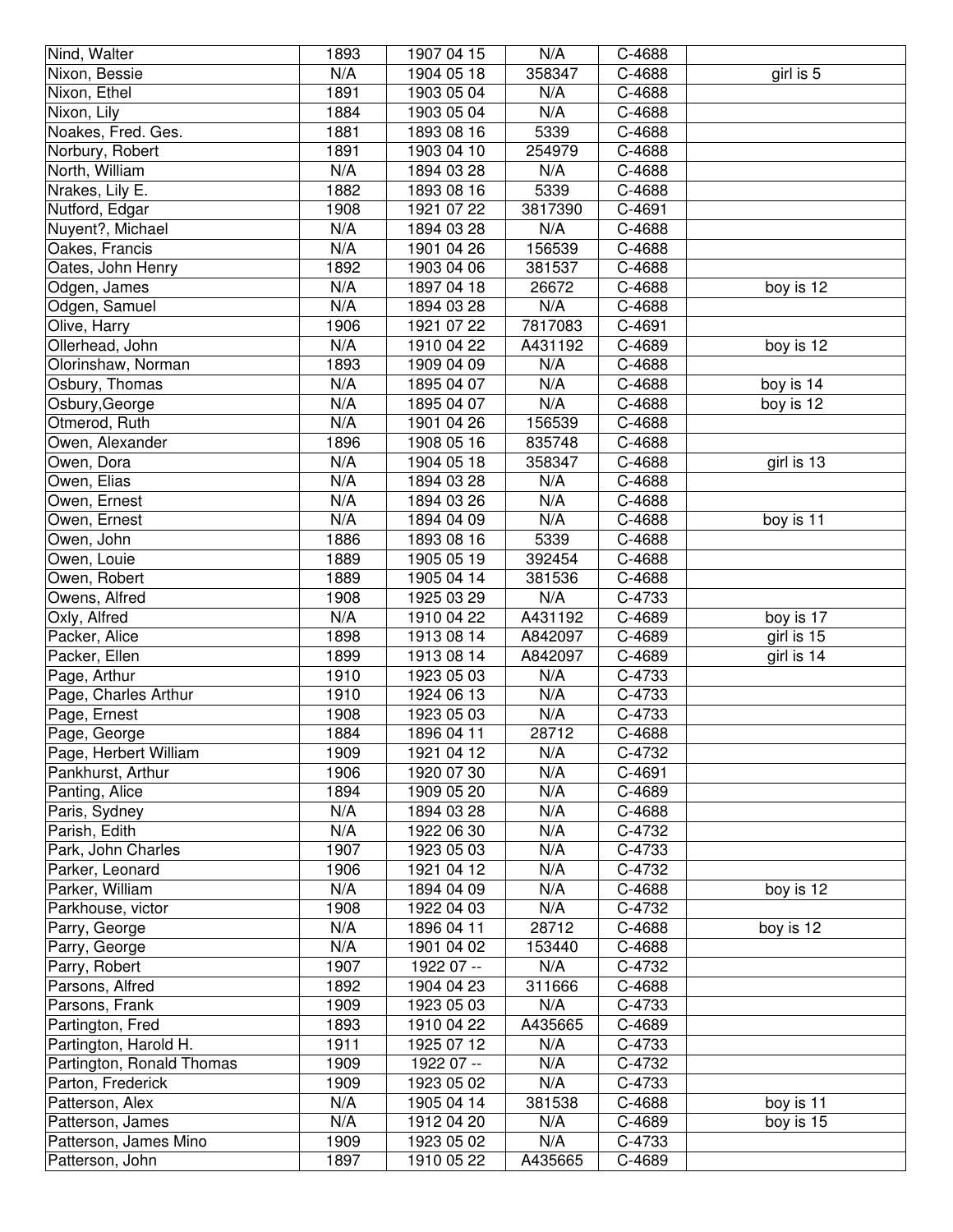| Nind, Walter | 1893 | 1907 04 15 | N/A | C-4688 | |
|---|---|---|---|---|---|
| Nixon, Bessie | N/A | 1904 05 18 | 358347 | C-4688 | girl is 5 |
| Nixon, Ethel | 1891 | 1903 05 04 | N/A | C-4688 | |
| Nixon, Lily | 1884 | 1903 05 04 | N/A | C-4688 | |
| Noakes, Fred. Ges. | 1881 | 1893 08 16 | 5339 | C-4688 | |
| Norbury, Robert | 1891 | 1903 04 10 | 254979 | C-4688 | |
| North, William | N/A | 1894 03 28 | N/A | C-4688 | |
| Nrakes, Lily E. | 1882 | 1893 08 16 | 5339 | C-4688 | |
| Nutford, Edgar | 1908 | 1921 07 22 | 3817390 | C-4691 | |
| Nuyent?, Michael | N/A | 1894 03 28 | N/A | C-4688 | |
| Oakes, Francis | N/A | 1901 04 26 | 156539 | C-4688 | |
| Oates, John Henry | 1892 | 1903 04 06 | 381537 | C-4688 | |
| Odgen, James | N/A | 1897 04 18 | 26672 | C-4688 | boy is 12 |
| Odgen, Samuel | N/A | 1894 03 28 | N/A | C-4688 | |
| Olive, Harry | 1906 | 1921 07 22 | 7817083 | C-4691 | |
| Ollerhead, John | N/A | 1910 04 22 | A431192 | C-4689 | boy is 12 |
| Olorinshaw, Norman | 1893 | 1909 04 09 | N/A | C-4688 | |
| Osbury, Thomas | N/A | 1895 04 07 | N/A | C-4688 | boy is 14 |
| Osbury,George | N/A | 1895 04 07 | N/A | C-4688 | boy is 12 |
| Otmerod, Ruth | N/A | 1901 04 26 | 156539 | C-4688 | |
| Owen, Alexander | 1896 | 1908 05 16 | 835748 | C-4688 | |
| Owen, Dora | N/A | 1904 05 18 | 358347 | C-4688 | girl is 13 |
| Owen, Elias | N/A | 1894 03 28 | N/A | C-4688 | |
| Owen, Ernest | N/A | 1894 03 26 | N/A | C-4688 | |
| Owen, Ernest | N/A | 1894 04 09 | N/A | C-4688 | boy is 11 |
| Owen, John | 1886 | 1893 08 16 | 5339 | C-4688 | |
| Owen, Louie | 1889 | 1905 05 19 | 392454 | C-4688 | |
| Owen, Robert | 1889 | 1905 04 14 | 381536 | C-4688 | |
| Owens, Alfred | 1908 | 1925 03 29 | N/A | C-4733 | |
| Oxly, Alfred | N/A | 1910 04 22 | A431192 | C-4689 | boy is 17 |
| Packer, Alice | 1898 | 1913 08 14 | A842097 | C-4689 | girl is 15 |
| Packer, Ellen | 1899 | 1913 08 14 | A842097 | C-4689 | girl is 14 |
| Page, Arthur | 1910 | 1923 05 03 | N/A | C-4733 | |
| Page, Charles Arthur | 1910 | 1924 06 13 | N/A | C-4733 | |
| Page, Ernest | 1908 | 1923 05 03 | N/A | C-4733 | |
| Page, George | 1884 | 1896 04 11 | 28712 | C-4688 | |
| Page, Herbert William | 1909 | 1921 04 12 | N/A | C-4732 | |
| Pankhurst, Arthur | 1906 | 1920 07 30 | N/A | C-4691 | |
| Panting, Alice | 1894 | 1909 05 20 | N/A | C-4689 | |
| Paris, Sydney | N/A | 1894 03 28 | N/A | C-4688 | |
| Parish, Edith | N/A | 1922 06 30 | N/A | C-4732 | |
| Park, John Charles | 1907 | 1923 05 03 | N/A | C-4733 | |
| Parker, Leonard | 1906 | 1921 04 12 | N/A | C-4732 | |
| Parker, William | N/A | 1894 04 09 | N/A | C-4688 | boy is 12 |
| Parkhouse, victor | 1908 | 1922 04 03 | N/A | C-4732 | |
| Parry, George | N/A | 1896 04 11 | 28712 | C-4688 | boy is 12 |
| Parry, George | N/A | 1901 04 02 | 153440 | C-4688 | |
| Parry, Robert | 1907 | 1922 07 -- | N/A | C-4732 | |
| Parsons, Alfred | 1892 | 1904 04 23 | 311666 | C-4688 | |
| Parsons, Frank | 1909 | 1923 05 03 | N/A | C-4733 | |
| Partington, Fred | 1893 | 1910 04 22 | A435665 | C-4689 | |
| Partington, Harold H. | 1911 | 1925 07 12 | N/A | C-4733 | |
| Partington, Ronald Thomas | 1909 | 1922 07 -- | N/A | C-4732 | |
| Parton, Frederick | 1909 | 1923 05 02 | N/A | C-4733 | |
| Patterson, Alex | N/A | 1905 04 14 | 381538 | C-4688 | boy is 11 |
| Patterson, James | N/A | 1912 04 20 | N/A | C-4689 | boy is 15 |
| Patterson, James Mino | 1909 | 1923 05 02 | N/A | C-4733 | |
| Patterson, John | 1897 | 1910 05 22 | A435665 | C-4689 | |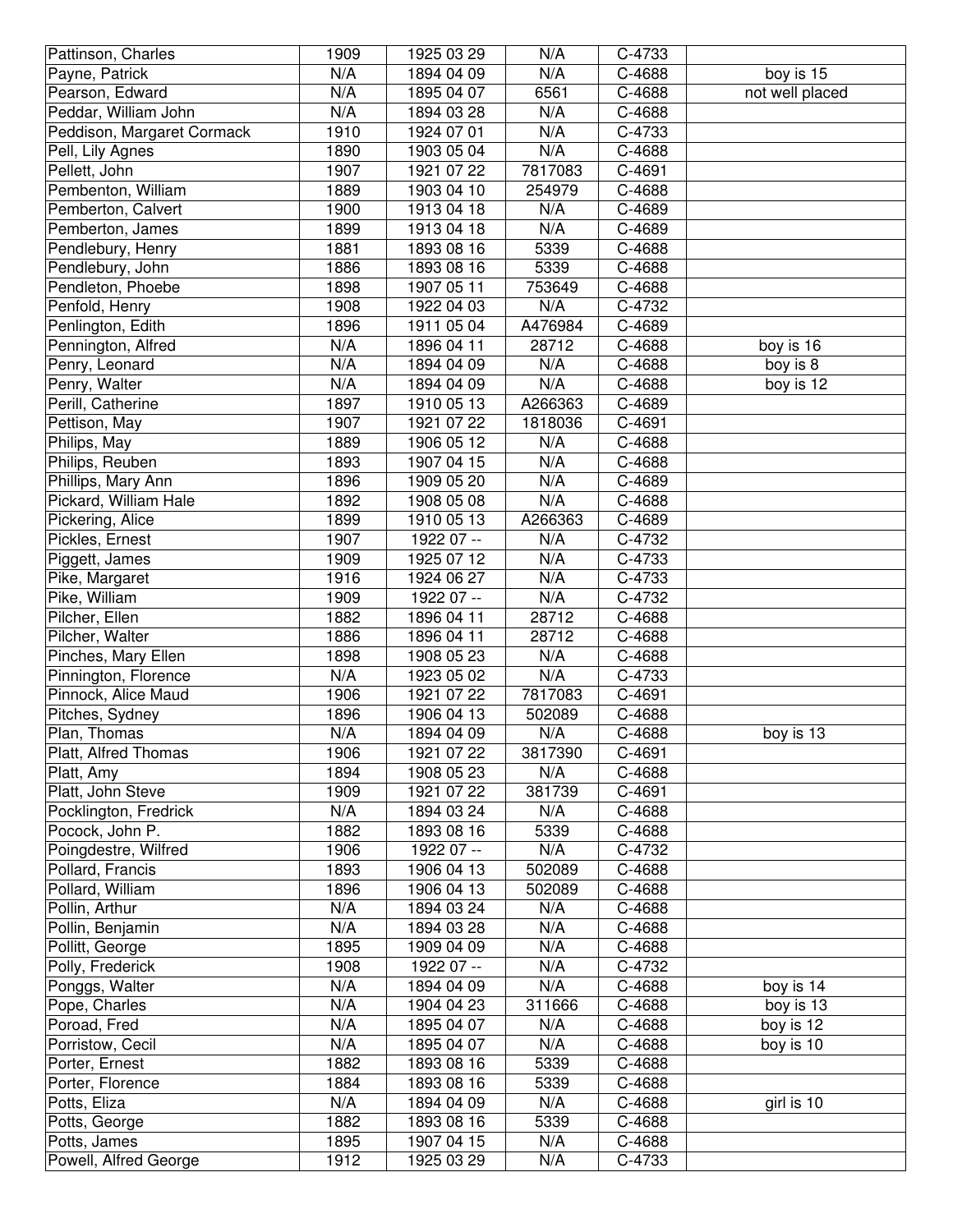| | | | | | |
|---|---|---|---|---|---|
| Pattinson, Charles | 1909 | 1925 03 29 | N/A | C-4733 | |
| Payne, Patrick | N/A | 1894 04 09 | N/A | C-4688 | boy is 15 |
| Pearson, Edward | N/A | 1895 04 07 | 6561 | C-4688 | not well placed |
| Peddar, William John | N/A | 1894 03 28 | N/A | C-4688 | |
| Peddison, Margaret Cormack | 1910 | 1924 07 01 | N/A | C-4733 | |
| Pell, Lily Agnes | 1890 | 1903 05 04 | N/A | C-4688 | |
| Pellett, John | 1907 | 1921 07 22 | 7817083 | C-4691 | |
| Pembenton, William | 1889 | 1903 04 10 | 254979 | C-4688 | |
| Pemberton, Calvert | 1900 | 1913 04 18 | N/A | C-4689 | |
| Pemberton, James | 1899 | 1913 04 18 | N/A | C-4689 | |
| Pendlebury, Henry | 1881 | 1893 08 16 | 5339 | C-4688 | |
| Pendlebury, John | 1886 | 1893 08 16 | 5339 | C-4688 | |
| Pendleton, Phoebe | 1898 | 1907 05 11 | 753649 | C-4688 | |
| Penfold, Henry | 1908 | 1922 04 03 | N/A | C-4732 | |
| Penlington, Edith | 1896 | 1911 05 04 | A476984 | C-4689 | |
| Pennington, Alfred | N/A | 1896 04 11 | 28712 | C-4688 | boy is 16 |
| Penry, Leonard | N/A | 1894 04 09 | N/A | C-4688 | boy is 8 |
| Penry, Walter | N/A | 1894 04 09 | N/A | C-4688 | boy is 12 |
| Perill, Catherine | 1897 | 1910 05 13 | A266363 | C-4689 | |
| Pettison, May | 1907 | 1921 07 22 | 1818036 | C-4691 | |
| Philips, May | 1889 | 1906 05 12 | N/A | C-4688 | |
| Philips, Reuben | 1893 | 1907 04 15 | N/A | C-4688 | |
| Phillips, Mary Ann | 1896 | 1909 05 20 | N/A | C-4689 | |
| Pickard, William Hale | 1892 | 1908 05 08 | N/A | C-4688 | |
| Pickering, Alice | 1899 | 1910 05 13 | A266363 | C-4689 | |
| Pickles, Ernest | 1907 | 1922 07 -- | N/A | C-4732 | |
| Piggett, James | 1909 | 1925 07 12 | N/A | C-4733 | |
| Pike, Margaret | 1916 | 1924 06 27 | N/A | C-4733 | |
| Pike, William | 1909 | 1922 07 -- | N/A | C-4732 | |
| Pilcher, Ellen | 1882 | 1896 04 11 | 28712 | C-4688 | |
| Pilcher, Walter | 1886 | 1896 04 11 | 28712 | C-4688 | |
| Pinches, Mary Ellen | 1898 | 1908 05 23 | N/A | C-4688 | |
| Pinnington, Florence | N/A | 1923 05 02 | N/A | C-4733 | |
| Pinnock, Alice Maud | 1906 | 1921 07 22 | 7817083 | C-4691 | |
| Pitches, Sydney | 1896 | 1906 04 13 | 502089 | C-4688 | |
| Plan, Thomas | N/A | 1894 04 09 | N/A | C-4688 | boy is 13 |
| Platt, Alfred Thomas | 1906 | 1921 07 22 | 3817390 | C-4691 | |
| Platt, Amy | 1894 | 1908 05 23 | N/A | C-4688 | |
| Platt, John Steve | 1909 | 1921 07 22 | 381739 | C-4691 | |
| Pocklington, Fredrick | N/A | 1894 03 24 | N/A | C-4688 | |
| Pocock, John P. | 1882 | 1893 08 16 | 5339 | C-4688 | |
| Poingdestre, Wilfred | 1906 | 1922 07 -- | N/A | C-4732 | |
| Pollard, Francis | 1893 | 1906 04 13 | 502089 | C-4688 | |
| Pollard, William | 1896 | 1906 04 13 | 502089 | C-4688 | |
| Pollin, Arthur | N/A | 1894 03 24 | N/A | C-4688 | |
| Pollin, Benjamin | N/A | 1894 03 28 | N/A | C-4688 | |
| Pollitt, George | 1895 | 1909 04 09 | N/A | C-4688 | |
| Polly, Frederick | 1908 | 1922 07 -- | N/A | C-4732 | |
| Ponggs, Walter | N/A | 1894 04 09 | N/A | C-4688 | boy is 14 |
| Pope, Charles | N/A | 1904 04 23 | 311666 | C-4688 | boy is 13 |
| Poroad, Fred | N/A | 1895 04 07 | N/A | C-4688 | boy is 12 |
| Porristow, Cecil | N/A | 1895 04 07 | N/A | C-4688 | boy is 10 |
| Porter, Ernest | 1882 | 1893 08 16 | 5339 | C-4688 | |
| Porter, Florence | 1884 | 1893 08 16 | 5339 | C-4688 | |
| Potts, Eliza | N/A | 1894 04 09 | N/A | C-4688 | girl is 10 |
| Potts, George | 1882 | 1893 08 16 | 5339 | C-4688 | |
| Potts, James | 1895 | 1907 04 15 | N/A | C-4688 | |
| Powell, Alfred George | 1912 | 1925 03 29 | N/A | C-4733 | |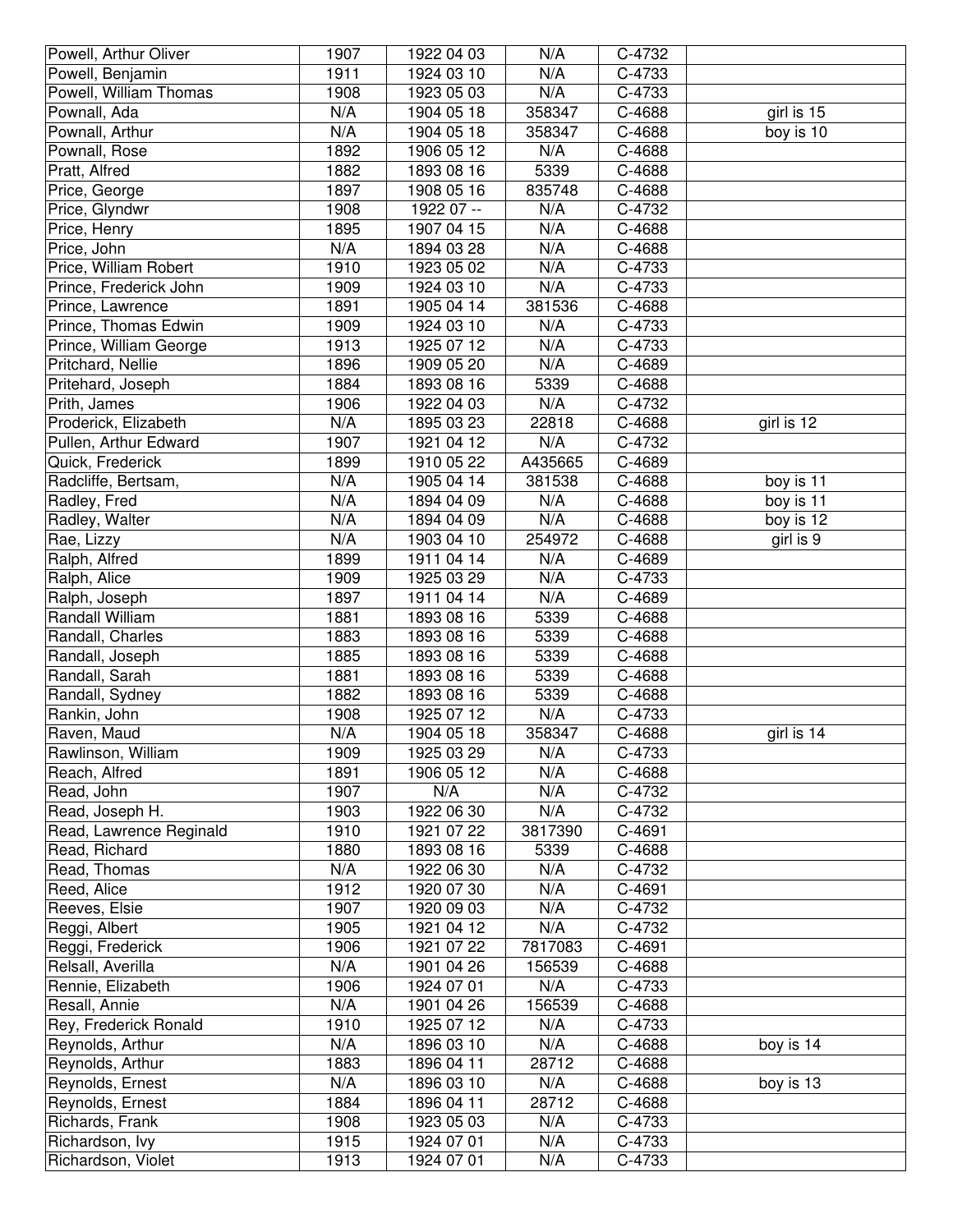| | | | | | |
|---|---|---|---|---|---|
| Powell, Arthur Oliver | 1907 | 1922 04 03 | N/A | C-4732 | |
| Powell, Benjamin | 1911 | 1924 03 10 | N/A | C-4733 | |
| Powell, William Thomas | 1908 | 1923 05 03 | N/A | C-4733 | |
| Pownall, Ada | N/A | 1904 05 18 | 358347 | C-4688 | girl is 15 |
| Pownall, Arthur | N/A | 1904 05 18 | 358347 | C-4688 | boy is 10 |
| Pownall, Rose | 1892 | 1906 05 12 | N/A | C-4688 | |
| Pratt, Alfred | 1882 | 1893 08 16 | 5339 | C-4688 | |
| Price, George | 1897 | 1908 05 16 | 835748 | C-4688 | |
| Price, Glyndwr | 1908 | 1922 07 -- | N/A | C-4732 | |
| Price, Henry | 1895 | 1907 04 15 | N/A | C-4688 | |
| Price, John | N/A | 1894 03 28 | N/A | C-4688 | |
| Price, William Robert | 1910 | 1923 05 02 | N/A | C-4733 | |
| Prince, Frederick John | 1909 | 1924 03 10 | N/A | C-4733 | |
| Prince, Lawrence | 1891 | 1905 04 14 | 381536 | C-4688 | |
| Prince, Thomas Edwin | 1909 | 1924 03 10 | N/A | C-4733 | |
| Prince, William George | 1913 | 1925 07 12 | N/A | C-4733 | |
| Pritchard, Nellie | 1896 | 1909 05 20 | N/A | C-4689 | |
| Pritehard, Joseph | 1884 | 1893 08 16 | 5339 | C-4688 | |
| Prith, James | 1906 | 1922 04 03 | N/A | C-4732 | |
| Proderick, Elizabeth | N/A | 1895 03 23 | 22818 | C-4688 | girl is 12 |
| Pullen, Arthur Edward | 1907 | 1921 04 12 | N/A | C-4732 | |
| Quick, Frederick | 1899 | 1910 05 22 | A435665 | C-4689 | |
| Radcliffe, Bertsam, | N/A | 1905 04 14 | 381538 | C-4688 | boy is 11 |
| Radley, Fred | N/A | 1894 04 09 | N/A | C-4688 | boy is 11 |
| Radley, Walter | N/A | 1894 04 09 | N/A | C-4688 | boy is 12 |
| Rae, Lizzy | N/A | 1903 04 10 | 254972 | C-4688 | girl is 9 |
| Ralph, Alfred | 1899 | 1911 04 14 | N/A | C-4689 | |
| Ralph, Alice | 1909 | 1925 03 29 | N/A | C-4733 | |
| Ralph, Joseph | 1897 | 1911 04 14 | N/A | C-4689 | |
| Randall William | 1881 | 1893 08 16 | 5339 | C-4688 | |
| Randall, Charles | 1883 | 1893 08 16 | 5339 | C-4688 | |
| Randall, Joseph | 1885 | 1893 08 16 | 5339 | C-4688 | |
| Randall, Sarah | 1881 | 1893 08 16 | 5339 | C-4688 | |
| Randall, Sydney | 1882 | 1893 08 16 | 5339 | C-4688 | |
| Rankin, John | 1908 | 1925 07 12 | N/A | C-4733 | |
| Raven, Maud | N/A | 1904 05 18 | 358347 | C-4688 | girl is 14 |
| Rawlinson, William | 1909 | 1925 03 29 | N/A | C-4733 | |
| Reach, Alfred | 1891 | 1906 05 12 | N/A | C-4688 | |
| Read, John | 1907 | N/A | N/A | C-4732 | |
| Read, Joseph H. | 1903 | 1922 06 30 | N/A | C-4732 | |
| Read, Lawrence Reginald | 1910 | 1921 07 22 | 3817390 | C-4691 | |
| Read, Richard | 1880 | 1893 08 16 | 5339 | C-4688 | |
| Read, Thomas | N/A | 1922 06 30 | N/A | C-4732 | |
| Reed, Alice | 1912 | 1920 07 30 | N/A | C-4691 | |
| Reeves, Elsie | 1907 | 1920 09 03 | N/A | C-4732 | |
| Reggi, Albert | 1905 | 1921 04 12 | N/A | C-4732 | |
| Reggi, Frederick | 1906 | 1921 07 22 | 7817083 | C-4691 | |
| Relsall, Averilla | N/A | 1901 04 26 | 156539 | C-4688 | |
| Rennie, Elizabeth | 1906 | 1924 07 01 | N/A | C-4733 | |
| Resall, Annie | N/A | 1901 04 26 | 156539 | C-4688 | |
| Rey, Frederick Ronald | 1910 | 1925 07 12 | N/A | C-4733 | |
| Reynolds, Arthur | N/A | 1896 03 10 | N/A | C-4688 | boy is 14 |
| Reynolds, Arthur | 1883 | 1896 04 11 | 28712 | C-4688 | |
| Reynolds, Ernest | N/A | 1896 03 10 | N/A | C-4688 | boy is 13 |
| Reynolds, Ernest | 1884 | 1896 04 11 | 28712 | C-4688 | |
| Richards, Frank | 1908 | 1923 05 03 | N/A | C-4733 | |
| Richardson, Ivy | 1915 | 1924 07 01 | N/A | C-4733 | |
| Richardson, Violet | 1913 | 1924 07 01 | N/A | C-4733 | |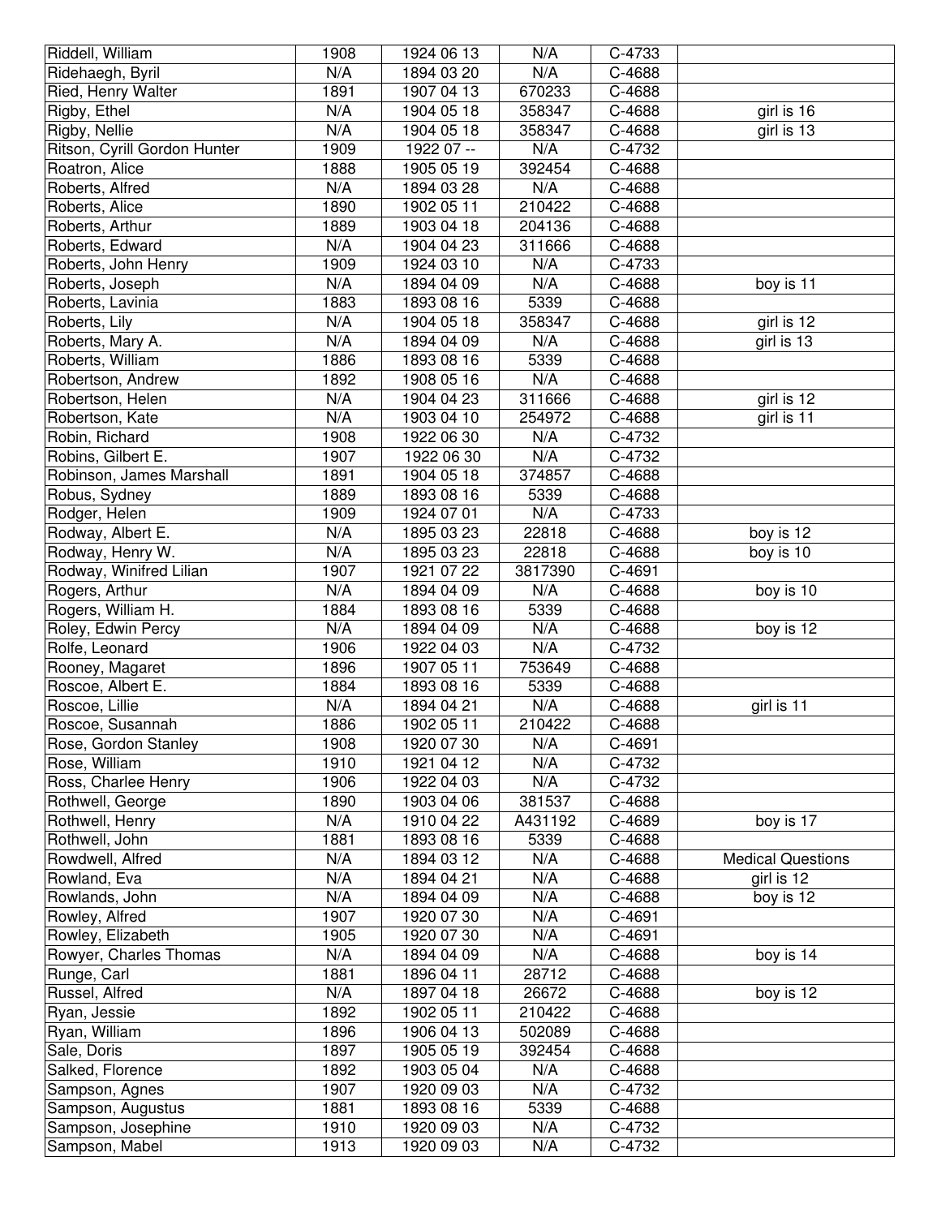| Riddell, William | 1908 | 1924 06 13 | N/A | C-4733 | |
|---|---|---|---|---|---|
| Ridehaegh, Byril | N/A | 1894 03 20 | N/A | C-4688 | |
| Ried, Henry Walter | 1891 | 1907 04 13 | 670233 | C-4688 | |
| Rigby, Ethel | N/A | 1904 05 18 | 358347 | C-4688 | girl is 16 |
| Rigby, Nellie | N/A | 1904 05 18 | 358347 | C-4688 | girl is 13 |
| Ritson, Cyrill Gordon Hunter | 1909 | 1922 07 -- | N/A | C-4732 | |
| Roatron, Alice | 1888 | 1905 05 19 | 392454 | C-4688 | |
| Roberts, Alfred | N/A | 1894 03 28 | N/A | C-4688 | |
| Roberts, Alice | 1890 | 1902 05 11 | 210422 | C-4688 | |
| Roberts, Arthur | 1889 | 1903 04 18 | 204136 | C-4688 | |
| Roberts, Edward | N/A | 1904 04 23 | 311666 | C-4688 | |
| Roberts, John Henry | 1909 | 1924 03 10 | N/A | C-4733 | |
| Roberts, Joseph | N/A | 1894 04 09 | N/A | C-4688 | boy is 11 |
| Roberts, Lavinia | 1883 | 1893 08 16 | 5339 | C-4688 | |
| Roberts, Lily | N/A | 1904 05 18 | 358347 | C-4688 | girl is 12 |
| Roberts, Mary A. | N/A | 1894 04 09 | N/A | C-4688 | girl is 13 |
| Roberts, William | 1886 | 1893 08 16 | 5339 | C-4688 | |
| Robertson, Andrew | 1892 | 1908 05 16 | N/A | C-4688 | |
| Robertson, Helen | N/A | 1904 04 23 | 311666 | C-4688 | girl is 12 |
| Robertson, Kate | N/A | 1903 04 10 | 254972 | C-4688 | girl is 11 |
| Robin, Richard | 1908 | 1922 06 30 | N/A | C-4732 | |
| Robins, Gilbert E. | 1907 | 1922 06 30 | N/A | C-4732 | |
| Robinson, James Marshall | 1891 | 1904 05 18 | 374857 | C-4688 | |
| Robus, Sydney | 1889 | 1893 08 16 | 5339 | C-4688 | |
| Rodger, Helen | 1909 | 1924 07 01 | N/A | C-4733 | |
| Rodway, Albert E. | N/A | 1895 03 23 | 22818 | C-4688 | boy is 12 |
| Rodway, Henry W. | N/A | 1895 03 23 | 22818 | C-4688 | boy is 10 |
| Rodway, Winifred Lilian | 1907 | 1921 07 22 | 3817390 | C-4691 | |
| Rogers, Arthur | N/A | 1894 04 09 | N/A | C-4688 | boy is 10 |
| Rogers, William H. | 1884 | 1893 08 16 | 5339 | C-4688 | |
| Roley, Edwin Percy | N/A | 1894 04 09 | N/A | C-4688 | boy is 12 |
| Rolfe, Leonard | 1906 | 1922 04 03 | N/A | C-4732 | |
| Rooney, Magaret | 1896 | 1907 05 11 | 753649 | C-4688 | |
| Roscoe, Albert E. | 1884 | 1893 08 16 | 5339 | C-4688 | |
| Roscoe, Lillie | N/A | 1894 04 21 | N/A | C-4688 | girl is 11 |
| Roscoe, Susannah | 1886 | 1902 05 11 | 210422 | C-4688 | |
| Rose, Gordon Stanley | 1908 | 1920 07 30 | N/A | C-4691 | |
| Rose, William | 1910 | 1921 04 12 | N/A | C-4732 | |
| Ross, Charlee Henry | 1906 | 1922 04 03 | N/A | C-4732 | |
| Rothwell, George | 1890 | 1903 04 06 | 381537 | C-4688 | |
| Rothwell, Henry | N/A | 1910 04 22 | A431192 | C-4689 | boy is 17 |
| Rothwell, John | 1881 | 1893 08 16 | 5339 | C-4688 | |
| Rowdwell, Alfred | N/A | 1894 03 12 | N/A | C-4688 | Medical Questions |
| Rowland, Eva | N/A | 1894 04 21 | N/A | C-4688 | girl is 12 |
| Rowlands, John | N/A | 1894 04 09 | N/A | C-4688 | boy is 12 |
| Rowley, Alfred | 1907 | 1920 07 30 | N/A | C-4691 | |
| Rowley, Elizabeth | 1905 | 1920 07 30 | N/A | C-4691 | |
| Rowyer, Charles Thomas | N/A | 1894 04 09 | N/A | C-4688 | boy is 14 |
| Runge, Carl | 1881 | 1896 04 11 | 28712 | C-4688 | |
| Russel, Alfred | N/A | 1897 04 18 | 26672 | C-4688 | boy is 12 |
| Ryan, Jessie | 1892 | 1902 05 11 | 210422 | C-4688 | |
| Ryan, William | 1896 | 1906 04 13 | 502089 | C-4688 | |
| Sale, Doris | 1897 | 1905 05 19 | 392454 | C-4688 | |
| Salked, Florence | 1892 | 1903 05 04 | N/A | C-4688 | |
| Sampson, Agnes | 1907 | 1920 09 03 | N/A | C-4732 | |
| Sampson, Augustus | 1881 | 1893 08 16 | 5339 | C-4688 | |
| Sampson, Josephine | 1910 | 1920 09 03 | N/A | C-4732 | |
| Sampson, Mabel | 1913 | 1920 09 03 | N/A | C-4732 | |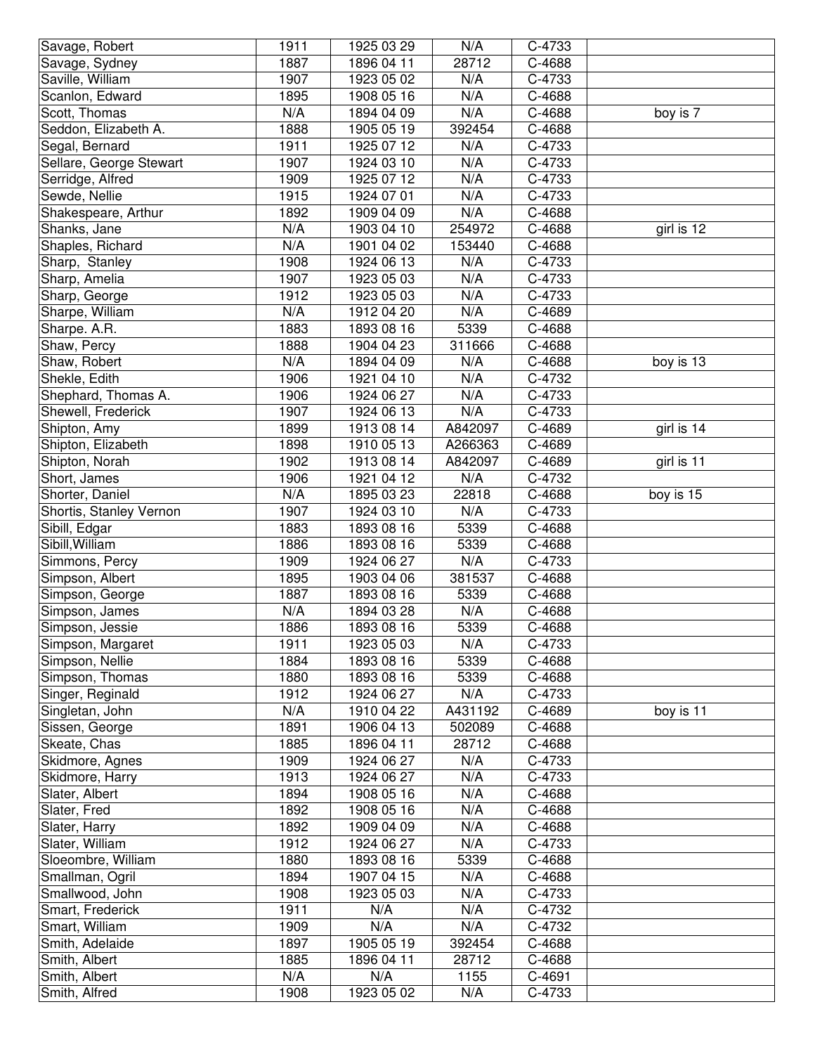| | | | | | |
|---|---|---|---|---|---|
| Savage, Robert | 1911 | 1925 03 29 | N/A | C-4733 | |
| Savage, Sydney | 1887 | 1896 04 11 | 28712 | C-4688 | |
| Saville, William | 1907 | 1923 05 02 | N/A | C-4733 | |
| Scanlon, Edward | 1895 | 1908 05 16 | N/A | C-4688 | |
| Scott, Thomas | N/A | 1894 04 09 | N/A | C-4688 | boy is 7 |
| Seddon, Elizabeth A. | 1888 | 1905 05 19 | 392454 | C-4688 | |
| Segal, Bernard | 1911 | 1925 07 12 | N/A | C-4733 | |
| Sellare, George Stewart | 1907 | 1924 03 10 | N/A | C-4733 | |
| Serridge, Alfred | 1909 | 1925 07 12 | N/A | C-4733 | |
| Sewde, Nellie | 1915 | 1924 07 01 | N/A | C-4733 | |
| Shakespeare, Arthur | 1892 | 1909 04 09 | N/A | C-4688 | |
| Shanks, Jane | N/A | 1903 04 10 | 254972 | C-4688 | girl is 12 |
| Shaples, Richard | N/A | 1901 04 02 | 153440 | C-4688 | |
| Sharp, Stanley | 1908 | 1924 06 13 | N/A | C-4733 | |
| Sharp, Amelia | 1907 | 1923 05 03 | N/A | C-4733 | |
| Sharp, George | 1912 | 1923 05 03 | N/A | C-4733 | |
| Sharpe, William | N/A | 1912 04 20 | N/A | C-4689 | |
| Sharpe. A.R. | 1883 | 1893 08 16 | 5339 | C-4688 | |
| Shaw, Percy | 1888 | 1904 04 23 | 311666 | C-4688 | |
| Shaw, Robert | N/A | 1894 04 09 | N/A | C-4688 | boy is 13 |
| Shekle, Edith | 1906 | 1921 04 10 | N/A | C-4732 | |
| Shephard, Thomas A. | 1906 | 1924 06 27 | N/A | C-4733 | |
| Shewell, Frederick | 1907 | 1924 06 13 | N/A | C-4733 | |
| Shipton, Amy | 1899 | 1913 08 14 | A842097 | C-4689 | girl is 14 |
| Shipton, Elizabeth | 1898 | 1910 05 13 | A266363 | C-4689 | |
| Shipton, Norah | 1902 | 1913 08 14 | A842097 | C-4689 | girl is 11 |
| Short, James | 1906 | 1921 04 12 | N/A | C-4732 | |
| Shorter, Daniel | N/A | 1895 03 23 | 22818 | C-4688 | boy is 15 |
| Shortis, Stanley Vernon | 1907 | 1924 03 10 | N/A | C-4733 | |
| Sibill, Edgar | 1883 | 1893 08 16 | 5339 | C-4688 | |
| Sibill,William | 1886 | 1893 08 16 | 5339 | C-4688 | |
| Simmons, Percy | 1909 | 1924 06 27 | N/A | C-4733 | |
| Simpson, Albert | 1895 | 1903 04 06 | 381537 | C-4688 | |
| Simpson, George | 1887 | 1893 08 16 | 5339 | C-4688 | |
| Simpson, James | N/A | 1894 03 28 | N/A | C-4688 | |
| Simpson, Jessie | 1886 | 1893 08 16 | 5339 | C-4688 | |
| Simpson, Margaret | 1911 | 1923 05 03 | N/A | C-4733 | |
| Simpson, Nellie | 1884 | 1893 08 16 | 5339 | C-4688 | |
| Simpson, Thomas | 1880 | 1893 08 16 | 5339 | C-4688 | |
| Singer, Reginald | 1912 | 1924 06 27 | N/A | C-4733 | |
| Singletan, John | N/A | 1910 04 22 | A431192 | C-4689 | boy is 11 |
| Sissen, George | 1891 | 1906 04 13 | 502089 | C-4688 | |
| Skeate, Chas | 1885 | 1896 04 11 | 28712 | C-4688 | |
| Skidmore, Agnes | 1909 | 1924 06 27 | N/A | C-4733 | |
| Skidmore, Harry | 1913 | 1924 06 27 | N/A | C-4733 | |
| Slater, Albert | 1894 | 1908 05 16 | N/A | C-4688 | |
| Slater, Fred | 1892 | 1908 05 16 | N/A | C-4688 | |
| Slater, Harry | 1892 | 1909 04 09 | N/A | C-4688 | |
| Slater, William | 1912 | 1924 06 27 | N/A | C-4733 | |
| Sloeombre, William | 1880 | 1893 08 16 | 5339 | C-4688 | |
| Smallman, Ogril | 1894 | 1907 04 15 | N/A | C-4688 | |
| Smallwood, John | 1908 | 1923 05 03 | N/A | C-4733 | |
| Smart, Frederick | 1911 | N/A | N/A | C-4732 | |
| Smart, William | 1909 | N/A | N/A | C-4732 | |
| Smith, Adelaide | 1897 | 1905 05 19 | 392454 | C-4688 | |
| Smith, Albert | 1885 | 1896 04 11 | 28712 | C-4688 | |
| Smith, Albert | N/A | N/A | 1155 | C-4691 | |
| Smith, Alfred | 1908 | 1923 05 02 | N/A | C-4733 | |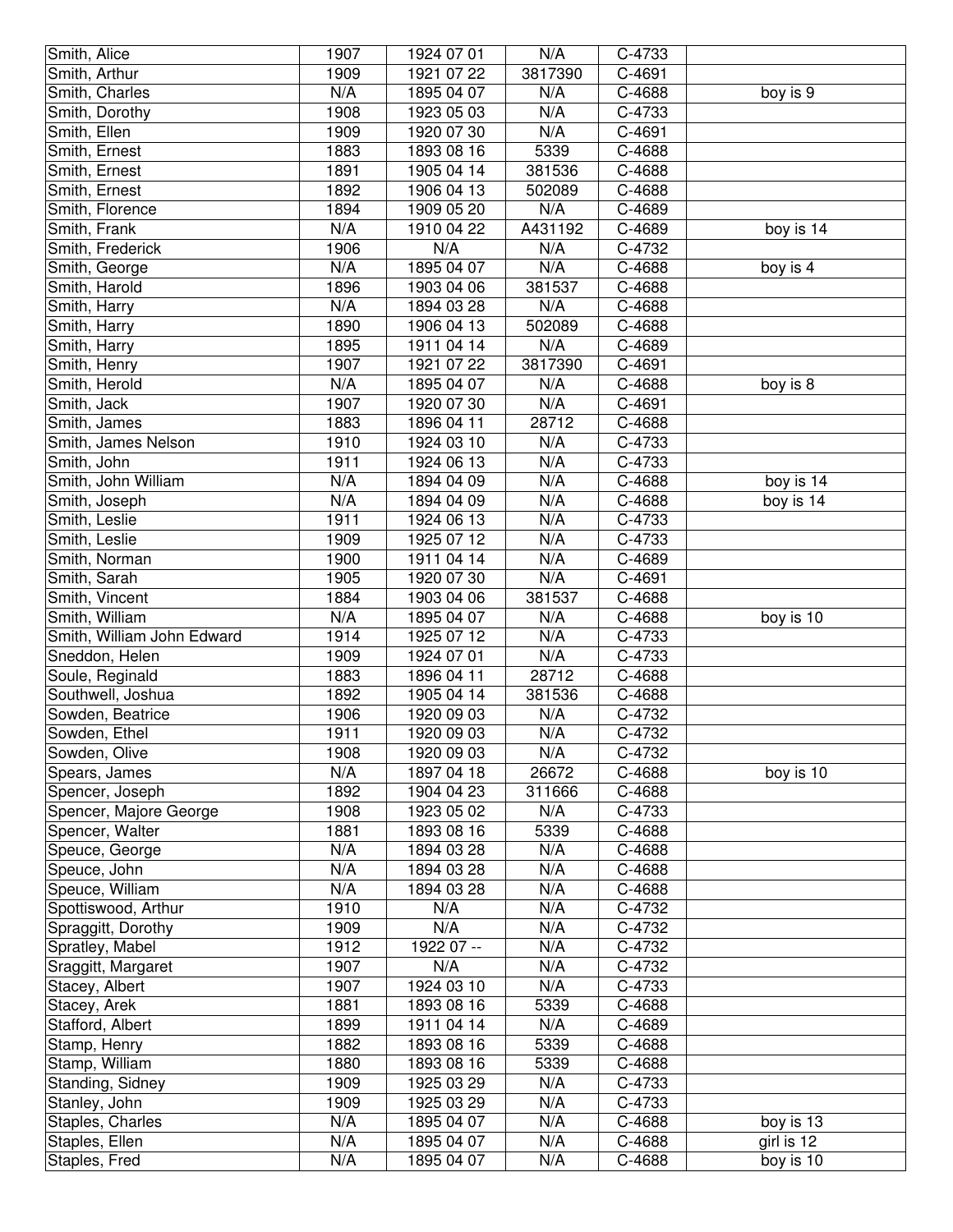| | | | | | |
|---|---|---|---|---|---|
| Smith, Alice | 1907 | 1924 07 01 | N/A | C-4733 | |
| Smith, Arthur | 1909 | 1921 07 22 | 3817390 | C-4691 | |
| Smith, Charles | N/A | 1895 04 07 | N/A | C-4688 | boy is 9 |
| Smith, Dorothy | 1908 | 1923 05 03 | N/A | C-4733 | |
| Smith, Ellen | 1909 | 1920 07 30 | N/A | C-4691 | |
| Smith, Ernest | 1883 | 1893 08 16 | 5339 | C-4688 | |
| Smith, Ernest | 1891 | 1905 04 14 | 381536 | C-4688 | |
| Smith, Ernest | 1892 | 1906 04 13 | 502089 | C-4688 | |
| Smith, Florence | 1894 | 1909 05 20 | N/A | C-4689 | |
| Smith, Frank | N/A | 1910 04 22 | A431192 | C-4689 | boy is 14 |
| Smith, Frederick | 1906 | N/A | N/A | C-4732 | |
| Smith, George | N/A | 1895 04 07 | N/A | C-4688 | boy is 4 |
| Smith, Harold | 1896 | 1903 04 06 | 381537 | C-4688 | |
| Smith, Harry | N/A | 1894 03 28 | N/A | C-4688 | |
| Smith, Harry | 1890 | 1906 04 13 | 502089 | C-4688 | |
| Smith, Harry | 1895 | 1911 04 14 | N/A | C-4689 | |
| Smith, Henry | 1907 | 1921 07 22 | 3817390 | C-4691 | |
| Smith, Herold | N/A | 1895 04 07 | N/A | C-4688 | boy is 8 |
| Smith, Jack | 1907 | 1920 07 30 | N/A | C-4691 | |
| Smith, James | 1883 | 1896 04 11 | 28712 | C-4688 | |
| Smith, James Nelson | 1910 | 1924 03 10 | N/A | C-4733 | |
| Smith, John | 1911 | 1924 06 13 | N/A | C-4733 | |
| Smith, John William | N/A | 1894 04 09 | N/A | C-4688 | boy is 14 |
| Smith, Joseph | N/A | 1894 04 09 | N/A | C-4688 | boy is 14 |
| Smith, Leslie | 1911 | 1924 06 13 | N/A | C-4733 | |
| Smith, Leslie | 1909 | 1925 07 12 | N/A | C-4733 | |
| Smith, Norman | 1900 | 1911 04 14 | N/A | C-4689 | |
| Smith, Sarah | 1905 | 1920 07 30 | N/A | C-4691 | |
| Smith, Vincent | 1884 | 1903 04 06 | 381537 | C-4688 | |
| Smith, William | N/A | 1895 04 07 | N/A | C-4688 | boy is 10 |
| Smith, William John Edward | 1914 | 1925 07 12 | N/A | C-4733 | |
| Sneddon, Helen | 1909 | 1924 07 01 | N/A | C-4733 | |
| Soule, Reginald | 1883 | 1896 04 11 | 28712 | C-4688 | |
| Southwell, Joshua | 1892 | 1905 04 14 | 381536 | C-4688 | |
| Sowden, Beatrice | 1906 | 1920 09 03 | N/A | C-4732 | |
| Sowden, Ethel | 1911 | 1920 09 03 | N/A | C-4732 | |
| Sowden, Olive | 1908 | 1920 09 03 | N/A | C-4732 | |
| Spears, James | N/A | 1897 04 18 | 26672 | C-4688 | boy is 10 |
| Spencer, Joseph | 1892 | 1904 04 23 | 311666 | C-4688 | |
| Spencer, Majore George | 1908 | 1923 05 02 | N/A | C-4733 | |
| Spencer, Walter | 1881 | 1893 08 16 | 5339 | C-4688 | |
| Speuce, George | N/A | 1894 03 28 | N/A | C-4688 | |
| Speuce, John | N/A | 1894 03 28 | N/A | C-4688 | |
| Speuce, William | N/A | 1894 03 28 | N/A | C-4688 | |
| Spottiswood, Arthur | 1910 | N/A | N/A | C-4732 | |
| Spraggitt, Dorothy | 1909 | N/A | N/A | C-4732 | |
| Spratley, Mabel | 1912 | 1922 07 -- | N/A | C-4732 | |
| Sraggitt, Margaret | 1907 | N/A | N/A | C-4732 | |
| Stacey, Albert | 1907 | 1924 03 10 | N/A | C-4733 | |
| Stacey, Arek | 1881 | 1893 08 16 | 5339 | C-4688 | |
| Stafford, Albert | 1899 | 1911 04 14 | N/A | C-4689 | |
| Stamp, Henry | 1882 | 1893 08 16 | 5339 | C-4688 | |
| Stamp, William | 1880 | 1893 08 16 | 5339 | C-4688 | |
| Standing, Sidney | 1909 | 1925 03 29 | N/A | C-4733 | |
| Stanley, John | 1909 | 1925 03 29 | N/A | C-4733 | |
| Staples, Charles | N/A | 1895 04 07 | N/A | C-4688 | boy is 13 |
| Staples, Ellen | N/A | 1895 04 07 | N/A | C-4688 | girl is 12 |
| Staples, Fred | N/A | 1895 04 07 | N/A | C-4688 | boy is 10 |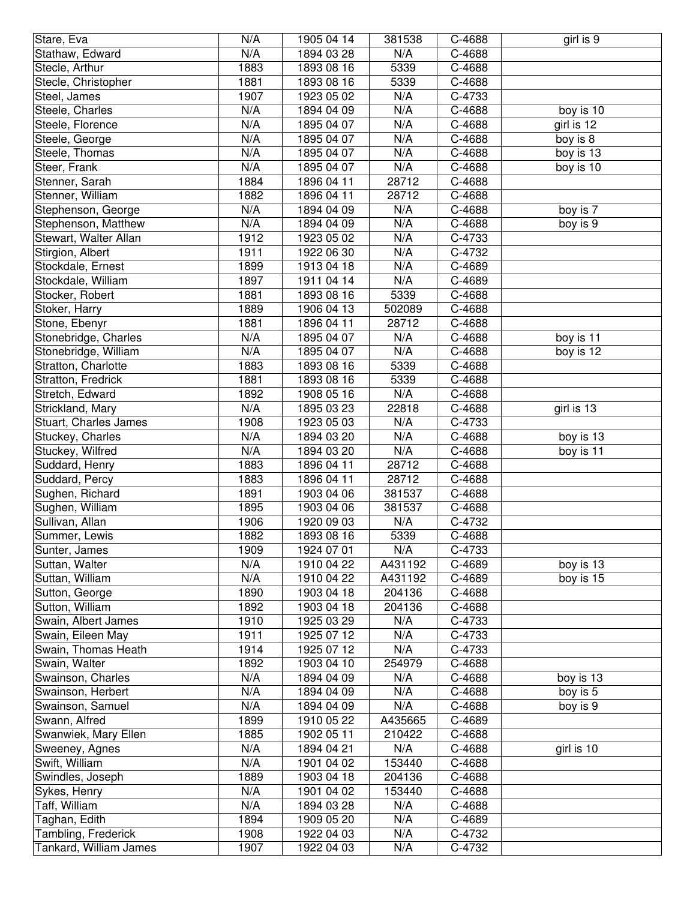| Stare, Eva | N/A | 1905 04 14 | 381538 | C-4688 | girl is 9 |
|---|---|---|---|---|---|
| Stathaw, Edward | N/A | 1894 03 28 | N/A | C-4688 | |
| Stecle, Arthur | 1883 | 1893 08 16 | 5339 | C-4688 | |
| Stecle, Christopher | 1881 | 1893 08 16 | 5339 | C-4688 | |
| Steel, James | 1907 | 1923 05 02 | N/A | C-4733 | |
| Steele, Charles | N/A | 1894 04 09 | N/A | C-4688 | boy is 10 |
| Steele, Florence | N/A | 1895 04 07 | N/A | C-4688 | girl is 12 |
| Steele, George | N/A | 1895 04 07 | N/A | C-4688 | boy is 8 |
| Steele, Thomas | N/A | 1895 04 07 | N/A | C-4688 | boy is 13 |
| Steer, Frank | N/A | 1895 04 07 | N/A | C-4688 | boy is 10 |
| Stenner, Sarah | 1884 | 1896 04 11 | 28712 | C-4688 | |
| Stenner, William | 1882 | 1896 04 11 | 28712 | C-4688 | |
| Stephenson, George | N/A | 1894 04 09 | N/A | C-4688 | boy is 7 |
| Stephenson, Matthew | N/A | 1894 04 09 | N/A | C-4688 | boy is 9 |
| Stewart, Walter Allan | 1912 | 1923 05 02 | N/A | C-4733 | |
| Stirgion, Albert | 1911 | 1922 06 30 | N/A | C-4732 | |
| Stockdale, Ernest | 1899 | 1913 04 18 | N/A | C-4689 | |
| Stockdale, William | 1897 | 1911 04 14 | N/A | C-4689 | |
| Stocker, Robert | 1881 | 1893 08 16 | 5339 | C-4688 | |
| Stoker, Harry | 1889 | 1906 04 13 | 502089 | C-4688 | |
| Stone, Ebenyr | 1881 | 1896 04 11 | 28712 | C-4688 | |
| Stonebridge, Charles | N/A | 1895 04 07 | N/A | C-4688 | boy is 11 |
| Stonebridge, William | N/A | 1895 04 07 | N/A | C-4688 | boy is 12 |
| Stratton, Charlotte | 1883 | 1893 08 16 | 5339 | C-4688 | |
| Stratton, Fredrick | 1881 | 1893 08 16 | 5339 | C-4688 | |
| Stretch, Edward | 1892 | 1908 05 16 | N/A | C-4688 | |
| Strickland, Mary | N/A | 1895 03 23 | 22818 | C-4688 | girl is 13 |
| Stuart, Charles James | 1908 | 1923 05 03 | N/A | C-4733 | |
| Stuckey, Charles | N/A | 1894 03 20 | N/A | C-4688 | boy is 13 |
| Stuckey, Wilfred | N/A | 1894 03 20 | N/A | C-4688 | boy is 11 |
| Suddard, Henry | 1883 | 1896 04 11 | 28712 | C-4688 | |
| Suddard, Percy | 1883 | 1896 04 11 | 28712 | C-4688 | |
| Sughen, Richard | 1891 | 1903 04 06 | 381537 | C-4688 | |
| Sughen, William | 1895 | 1903 04 06 | 381537 | C-4688 | |
| Sullivan, Allan | 1906 | 1920 09 03 | N/A | C-4732 | |
| Summer, Lewis | 1882 | 1893 08 16 | 5339 | C-4688 | |
| Sunter, James | 1909 | 1924 07 01 | N/A | C-4733 | |
| Suttan, Walter | N/A | 1910 04 22 | A431192 | C-4689 | boy is 13 |
| Suttan, William | N/A | 1910 04 22 | A431192 | C-4689 | boy is 15 |
| Sutton, George | 1890 | 1903 04 18 | 204136 | C-4688 | |
| Sutton, William | 1892 | 1903 04 18 | 204136 | C-4688 | |
| Swain, Albert James | 1910 | 1925 03 29 | N/A | C-4733 | |
| Swain, Eileen May | 1911 | 1925 07 12 | N/A | C-4733 | |
| Swain, Thomas Heath | 1914 | 1925 07 12 | N/A | C-4733 | |
| Swain, Walter | 1892 | 1903 04 10 | 254979 | C-4688 | |
| Swainson, Charles | N/A | 1894 04 09 | N/A | C-4688 | boy is 13 |
| Swainson, Herbert | N/A | 1894 04 09 | N/A | C-4688 | boy is 5 |
| Swainson, Samuel | N/A | 1894 04 09 | N/A | C-4688 | boy is 9 |
| Swann, Alfred | 1899 | 1910 05 22 | A435665 | C-4689 | |
| Swanwiek, Mary Ellen | 1885 | 1902 05 11 | 210422 | C-4688 | |
| Sweeney, Agnes | N/A | 1894 04 21 | N/A | C-4688 | girl is 10 |
| Swift, William | N/A | 1901 04 02 | 153440 | C-4688 | |
| Swindles, Joseph | 1889 | 1903 04 18 | 204136 | C-4688 | |
| Sykes, Henry | N/A | 1901 04 02 | 153440 | C-4688 | |
| Taff, William | N/A | 1894 03 28 | N/A | C-4688 | |
| Taghan, Edith | 1894 | 1909 05 20 | N/A | C-4689 | |
| Tambling, Frederick | 1908 | 1922 04 03 | N/A | C-4732 | |
| Tankard, William James | 1907 | 1922 04 03 | N/A | C-4732 | |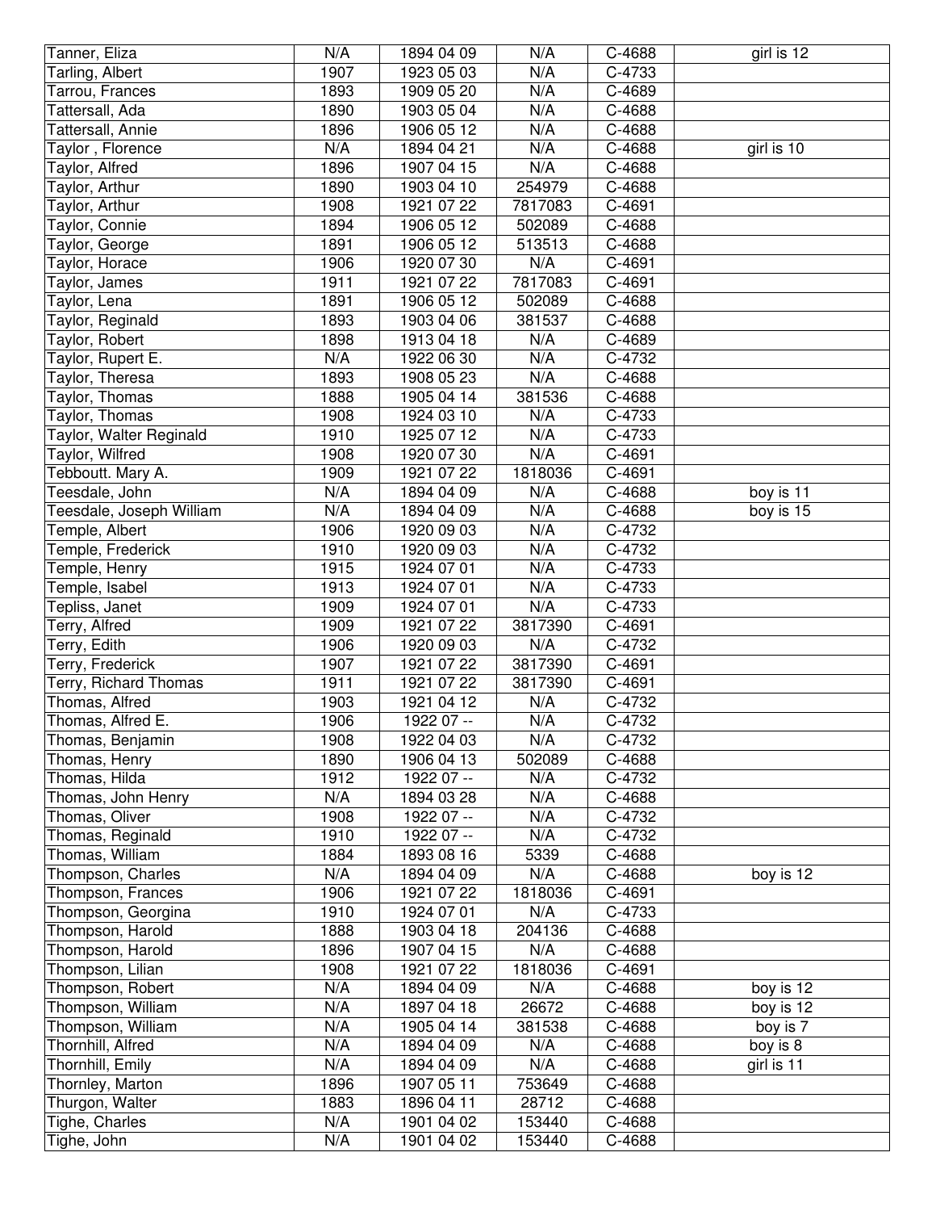| Tanner, Eliza | N/A | 1894 04 09 | N/A | C-4688 | girl is 12 |
|---|---|---|---|---|---|
| Tarling, Albert | 1907 | 1923 05 03 | N/A | C-4733 | |
| Tarrou, Frances | 1893 | 1909 05 20 | N/A | C-4689 | |
| Tattersall, Ada | 1890 | 1903 05 04 | N/A | C-4688 | |
| Tattersall, Annie | 1896 | 1906 05 12 | N/A | C-4688 | |
| Taylor , Florence | N/A | 1894 04 21 | N/A | C-4688 | girl is 10 |
| Taylor, Alfred | 1896 | 1907 04 15 | N/A | C-4688 | |
| Taylor, Arthur | 1890 | 1903 04 10 | 254979 | C-4688 | |
| Taylor, Arthur | 1908 | 1921 07 22 | 7817083 | C-4691 | |
| Taylor, Connie | 1894 | 1906 05 12 | 502089 | C-4688 | |
| Taylor, George | 1891 | 1906 05 12 | 513513 | C-4688 | |
| Taylor, Horace | 1906 | 1920 07 30 | N/A | C-4691 | |
| Taylor, James | 1911 | 1921 07 22 | 7817083 | C-4691 | |
| Taylor, Lena | 1891 | 1906 05 12 | 502089 | C-4688 | |
| Taylor, Reginald | 1893 | 1903 04 06 | 381537 | C-4688 | |
| Taylor, Robert | 1898 | 1913 04 18 | N/A | C-4689 | |
| Taylor, Rupert E. | N/A | 1922 06 30 | N/A | C-4732 | |
| Taylor, Theresa | 1893 | 1908 05 23 | N/A | C-4688 | |
| Taylor, Thomas | 1888 | 1905 04 14 | 381536 | C-4688 | |
| Taylor, Thomas | 1908 | 1924 03 10 | N/A | C-4733 | |
| Taylor, Walter Reginald | 1910 | 1925 07 12 | N/A | C-4733 | |
| Taylor, Wilfred | 1908 | 1920 07 30 | N/A | C-4691 | |
| Tebboutt. Mary A. | 1909 | 1921 07 22 | 1818036 | C-4691 | |
| Teesdale, John | N/A | 1894 04 09 | N/A | C-4688 | boy is 11 |
| Teesdale, Joseph William | N/A | 1894 04 09 | N/A | C-4688 | boy is 15 |
| Temple, Albert | 1906 | 1920 09 03 | N/A | C-4732 | |
| Temple, Frederick | 1910 | 1920 09 03 | N/A | C-4732 | |
| Temple, Henry | 1915 | 1924 07 01 | N/A | C-4733 | |
| Temple, Isabel | 1913 | 1924 07 01 | N/A | C-4733 | |
| Tepliss, Janet | 1909 | 1924 07 01 | N/A | C-4733 | |
| Terry, Alfred | 1909 | 1921 07 22 | 3817390 | C-4691 | |
| Terry, Edith | 1906 | 1920 09 03 | N/A | C-4732 | |
| Terry, Frederick | 1907 | 1921 07 22 | 3817390 | C-4691 | |
| Terry, Richard Thomas | 1911 | 1921 07 22 | 3817390 | C-4691 | |
| Thomas, Alfred | 1903 | 1921 04 12 | N/A | C-4732 | |
| Thomas, Alfred E. | 1906 | 1922 07 -- | N/A | C-4732 | |
| Thomas, Benjamin | 1908 | 1922 04 03 | N/A | C-4732 | |
| Thomas, Henry | 1890 | 1906 04 13 | 502089 | C-4688 | |
| Thomas, Hilda | 1912 | 1922 07 -- | N/A | C-4732 | |
| Thomas, John Henry | N/A | 1894 03 28 | N/A | C-4688 | |
| Thomas, Oliver | 1908 | 1922 07 -- | N/A | C-4732 | |
| Thomas, Reginald | 1910 | 1922 07 -- | N/A | C-4732 | |
| Thomas, William | 1884 | 1893 08 16 | 5339 | C-4688 | |
| Thompson, Charles | N/A | 1894 04 09 | N/A | C-4688 | boy is 12 |
| Thompson, Frances | 1906 | 1921 07 22 | 1818036 | C-4691 | |
| Thompson, Georgina | 1910 | 1924 07 01 | N/A | C-4733 | |
| Thompson, Harold | 1888 | 1903 04 18 | 204136 | C-4688 | |
| Thompson, Harold | 1896 | 1907 04 15 | N/A | C-4688 | |
| Thompson, Lilian | 1908 | 1921 07 22 | 1818036 | C-4691 | |
| Thompson, Robert | N/A | 1894 04 09 | N/A | C-4688 | boy is 12 |
| Thompson, William | N/A | 1897 04 18 | 26672 | C-4688 | boy is 12 |
| Thompson, William | N/A | 1905 04 14 | 381538 | C-4688 | boy is 7 |
| Thornhill, Alfred | N/A | 1894 04 09 | N/A | C-4688 | boy is 8 |
| Thornhill, Emily | N/A | 1894 04 09 | N/A | C-4688 | girl is 11 |
| Thornley, Marton | 1896 | 1907 05 11 | 753649 | C-4688 | |
| Thurgon, Walter | 1883 | 1896 04 11 | 28712 | C-4688 | |
| Tighe, Charles | N/A | 1901 04 02 | 153440 | C-4688 | |
| Tighe, John | N/A | 1901 04 02 | 153440 | C-4688 | |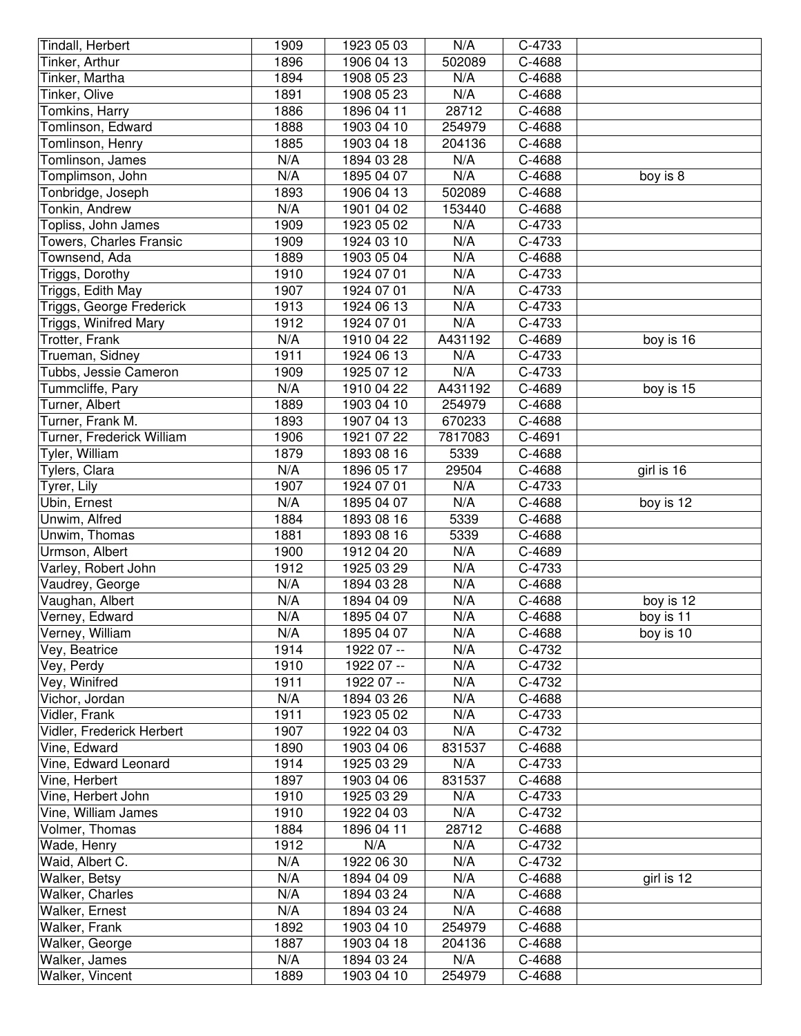| | | | | | |
|---|---|---|---|---|---|
| Tindall, Herbert | 1909 | 1923 05 03 | N/A | C-4733 | |
| Tinker, Arthur | 1896 | 1906 04 13 | 502089 | C-4688 | |
| Tinker, Martha | 1894 | 1908 05 23 | N/A | C-4688 | |
| Tinker, Olive | 1891 | 1908 05 23 | N/A | C-4688 | |
| Tomkins, Harry | 1886 | 1896 04 11 | 28712 | C-4688 | |
| Tomlinson, Edward | 1888 | 1903 04 10 | 254979 | C-4688 | |
| Tomlinson, Henry | 1885 | 1903 04 18 | 204136 | C-4688 | |
| Tomlinson, James | N/A | 1894 03 28 | N/A | C-4688 | |
| Tomplimson, John | N/A | 1895 04 07 | N/A | C-4688 | boy is 8 |
| Tonbridge, Joseph | 1893 | 1906 04 13 | 502089 | C-4688 | |
| Tonkin, Andrew | N/A | 1901 04 02 | 153440 | C-4688 | |
| Topliss, John James | 1909 | 1923 05 02 | N/A | C-4733 | |
| Towers, Charles Fransic | 1909 | 1924 03 10 | N/A | C-4733 | |
| Townsend, Ada | 1889 | 1903 05 04 | N/A | C-4688 | |
| Triggs, Dorothy | 1910 | 1924 07 01 | N/A | C-4733 | |
| Triggs, Edith May | 1907 | 1924 07 01 | N/A | C-4733 | |
| Triggs, George Frederick | 1913 | 1924 06 13 | N/A | C-4733 | |
| Triggs, Winifred Mary | 1912 | 1924 07 01 | N/A | C-4733 | |
| Trotter, Frank | N/A | 1910 04 22 | A431192 | C-4689 | boy is 16 |
| Trueman, Sidney | 1911 | 1924 06 13 | N/A | C-4733 | |
| Tubbs, Jessie Cameron | 1909 | 1925 07 12 | N/A | C-4733 | |
| Tummcliffe, Pary | N/A | 1910 04 22 | A431192 | C-4689 | boy is 15 |
| Turner, Albert | 1889 | 1903 04 10 | 254979 | C-4688 | |
| Turner, Frank M. | 1893 | 1907 04 13 | 670233 | C-4688 | |
| Turner, Frederick William | 1906 | 1921 07 22 | 7817083 | C-4691 | |
| Tyler, William | 1879 | 1893 08 16 | 5339 | C-4688 | |
| Tylers, Clara | N/A | 1896 05 17 | 29504 | C-4688 | girl is 16 |
| Tyrer, Lily | 1907 | 1924 07 01 | N/A | C-4733 | |
| Ubin, Ernest | N/A | 1895 04 07 | N/A | C-4688 | boy is 12 |
| Unwim, Alfred | 1884 | 1893 08 16 | 5339 | C-4688 | |
| Unwim, Thomas | 1881 | 1893 08 16 | 5339 | C-4688 | |
| Urmson, Albert | 1900 | 1912 04 20 | N/A | C-4689 | |
| Varley, Robert John | 1912 | 1925 03 29 | N/A | C-4733 | |
| Vaudrey, George | N/A | 1894 03 28 | N/A | C-4688 | |
| Vaughan, Albert | N/A | 1894 04 09 | N/A | C-4688 | boy is 12 |
| Verney, Edward | N/A | 1895 04 07 | N/A | C-4688 | boy is 11 |
| Verney, William | N/A | 1895 04 07 | N/A | C-4688 | boy is 10 |
| Vey, Beatrice | 1914 | 1922 07 -- | N/A | C-4732 | |
| Vey, Perdy | 1910 | 1922 07 -- | N/A | C-4732 | |
| Vey, Winifred | 1911 | 1922 07 -- | N/A | C-4732 | |
| Vichor, Jordan | N/A | 1894 03 26 | N/A | C-4688 | |
| Vidler, Frank | 1911 | 1923 05 02 | N/A | C-4733 | |
| Vidler, Frederick Herbert | 1907 | 1922 04 03 | N/A | C-4732 | |
| Vine, Edward | 1890 | 1903 04 06 | 831537 | C-4688 | |
| Vine, Edward Leonard | 1914 | 1925 03 29 | N/A | C-4733 | |
| Vine, Herbert | 1897 | 1903 04 06 | 831537 | C-4688 | |
| Vine, Herbert John | 1910 | 1925 03 29 | N/A | C-4733 | |
| Vine, William James | 1910 | 1922 04 03 | N/A | C-4732 | |
| Volmer, Thomas | 1884 | 1896 04 11 | 28712 | C-4688 | |
| Wade, Henry | 1912 | N/A | N/A | C-4732 | |
| Waid, Albert C. | N/A | 1922 06 30 | N/A | C-4732 | |
| Walker, Betsy | N/A | 1894 04 09 | N/A | C-4688 | girl is 12 |
| Walker, Charles | N/A | 1894 03 24 | N/A | C-4688 | |
| Walker, Ernest | N/A | 1894 03 24 | N/A | C-4688 | |
| Walker, Frank | 1892 | 1903 04 10 | 254979 | C-4688 | |
| Walker, George | 1887 | 1903 04 18 | 204136 | C-4688 | |
| Walker, James | N/A | 1894 03 24 | N/A | C-4688 | |
| Walker, Vincent | 1889 | 1903 04 10 | 254979 | C-4688 | |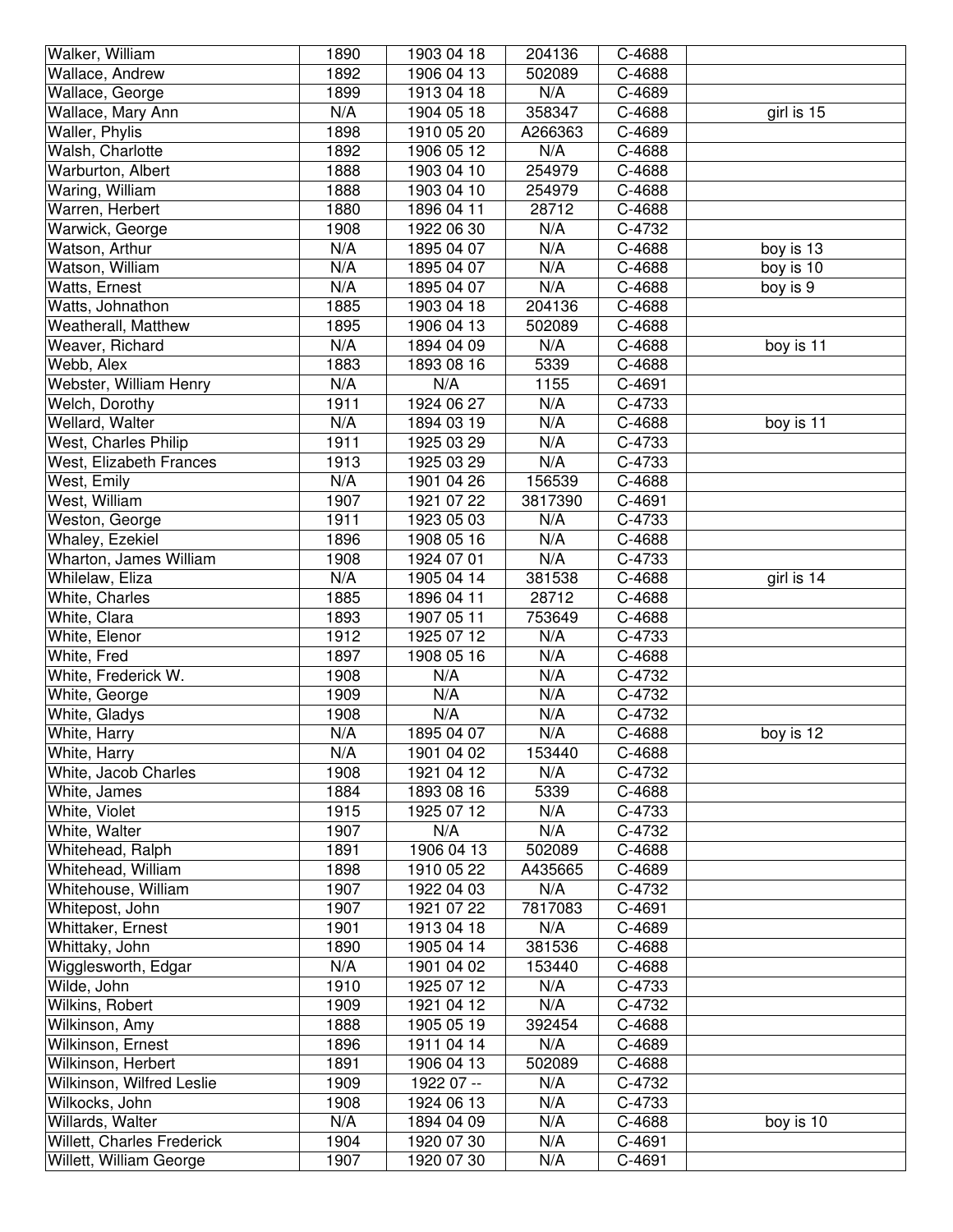| | | | | | |
|---|---|---|---|---|---|
| Walker, William | 1890 | 1903 04 18 | 204136 | C-4688 | |
| Wallace, Andrew | 1892 | 1906 04 13 | 502089 | C-4688 | |
| Wallace, George | 1899 | 1913 04 18 | N/A | C-4689 | |
| Wallace, Mary Ann | N/A | 1904 05 18 | 358347 | C-4688 | girl is 15 |
| Waller, Phylis | 1898 | 1910 05 20 | A266363 | C-4689 | |
| Walsh, Charlotte | 1892 | 1906 05 12 | N/A | C-4688 | |
| Warburton, Albert | 1888 | 1903 04 10 | 254979 | C-4688 | |
| Waring, William | 1888 | 1903 04 10 | 254979 | C-4688 | |
| Warren, Herbert | 1880 | 1896 04 11 | 28712 | C-4688 | |
| Warwick, George | 1908 | 1922 06 30 | N/A | C-4732 | |
| Watson, Arthur | N/A | 1895 04 07 | N/A | C-4688 | boy is 13 |
| Watson, William | N/A | 1895 04 07 | N/A | C-4688 | boy is 10 |
| Watts, Ernest | N/A | 1895 04 07 | N/A | C-4688 | boy is 9 |
| Watts, Johnathon | 1885 | 1903 04 18 | 204136 | C-4688 | |
| Weatherall, Matthew | 1895 | 1906 04 13 | 502089 | C-4688 | |
| Weaver, Richard | N/A | 1894 04 09 | N/A | C-4688 | boy is 11 |
| Webb, Alex | 1883 | 1893 08 16 | 5339 | C-4688 | |
| Webster, William Henry | N/A | N/A | 1155 | C-4691 | |
| Welch, Dorothy | 1911 | 1924 06 27 | N/A | C-4733 | |
| Wellard, Walter | N/A | 1894 03 19 | N/A | C-4688 | boy is 11 |
| West, Charles Philip | 1911 | 1925 03 29 | N/A | C-4733 | |
| West, Elizabeth Frances | 1913 | 1925 03 29 | N/A | C-4733 | |
| West, Emily | N/A | 1901 04 26 | 156539 | C-4688 | |
| West, William | 1907 | 1921 07 22 | 3817390 | C-4691 | |
| Weston, George | 1911 | 1923 05 03 | N/A | C-4733 | |
| Whaley, Ezekiel | 1896 | 1908 05 16 | N/A | C-4688 | |
| Wharton, James William | 1908 | 1924 07 01 | N/A | C-4733 | |
| Whilelaw, Eliza | N/A | 1905 04 14 | 381538 | C-4688 | girl is 14 |
| White, Charles | 1885 | 1896 04 11 | 28712 | C-4688 | |
| White, Clara | 1893 | 1907 05 11 | 753649 | C-4688 | |
| White, Elenor | 1912 | 1925 07 12 | N/A | C-4733 | |
| White, Fred | 1897 | 1908 05 16 | N/A | C-4688 | |
| White, Frederick W. | 1908 | N/A | N/A | C-4732 | |
| White, George | 1909 | N/A | N/A | C-4732 | |
| White, Gladys | 1908 | N/A | N/A | C-4732 | |
| White, Harry | N/A | 1895 04 07 | N/A | C-4688 | boy is 12 |
| White, Harry | N/A | 1901 04 02 | 153440 | C-4688 | |
| White, Jacob Charles | 1908 | 1921 04 12 | N/A | C-4732 | |
| White, James | 1884 | 1893 08 16 | 5339 | C-4688 | |
| White, Violet | 1915 | 1925 07 12 | N/A | C-4733 | |
| White, Walter | 1907 | N/A | N/A | C-4732 | |
| Whitehead, Ralph | 1891 | 1906 04 13 | 502089 | C-4688 | |
| Whitehead, William | 1898 | 1910 05 22 | A435665 | C-4689 | |
| Whitehouse, William | 1907 | 1922 04 03 | N/A | C-4732 | |
| Whitepost, John | 1907 | 1921 07 22 | 7817083 | C-4691 | |
| Whittaker, Ernest | 1901 | 1913 04 18 | N/A | C-4689 | |
| Whittaky, John | 1890 | 1905 04 14 | 381536 | C-4688 | |
| Wigglesworth, Edgar | N/A | 1901 04 02 | 153440 | C-4688 | |
| Wilde, John | 1910 | 1925 07 12 | N/A | C-4733 | |
| Wilkins, Robert | 1909 | 1921 04 12 | N/A | C-4732 | |
| Wilkinson, Amy | 1888 | 1905 05 19 | 392454 | C-4688 | |
| Wilkinson, Ernest | 1896 | 1911 04 14 | N/A | C-4689 | |
| Wilkinson, Herbert | 1891 | 1906 04 13 | 502089 | C-4688 | |
| Wilkinson, Wilfred Leslie | 1909 | 1922 07 -- | N/A | C-4732 | |
| Wilkocks, John | 1908 | 1924 06 13 | N/A | C-4733 | |
| Willards, Walter | N/A | 1894 04 09 | N/A | C-4688 | boy is 10 |
| Willett, Charles Frederick | 1904 | 1920 07 30 | N/A | C-4691 | |
| Willett, William George | 1907 | 1920 07 30 | N/A | C-4691 | |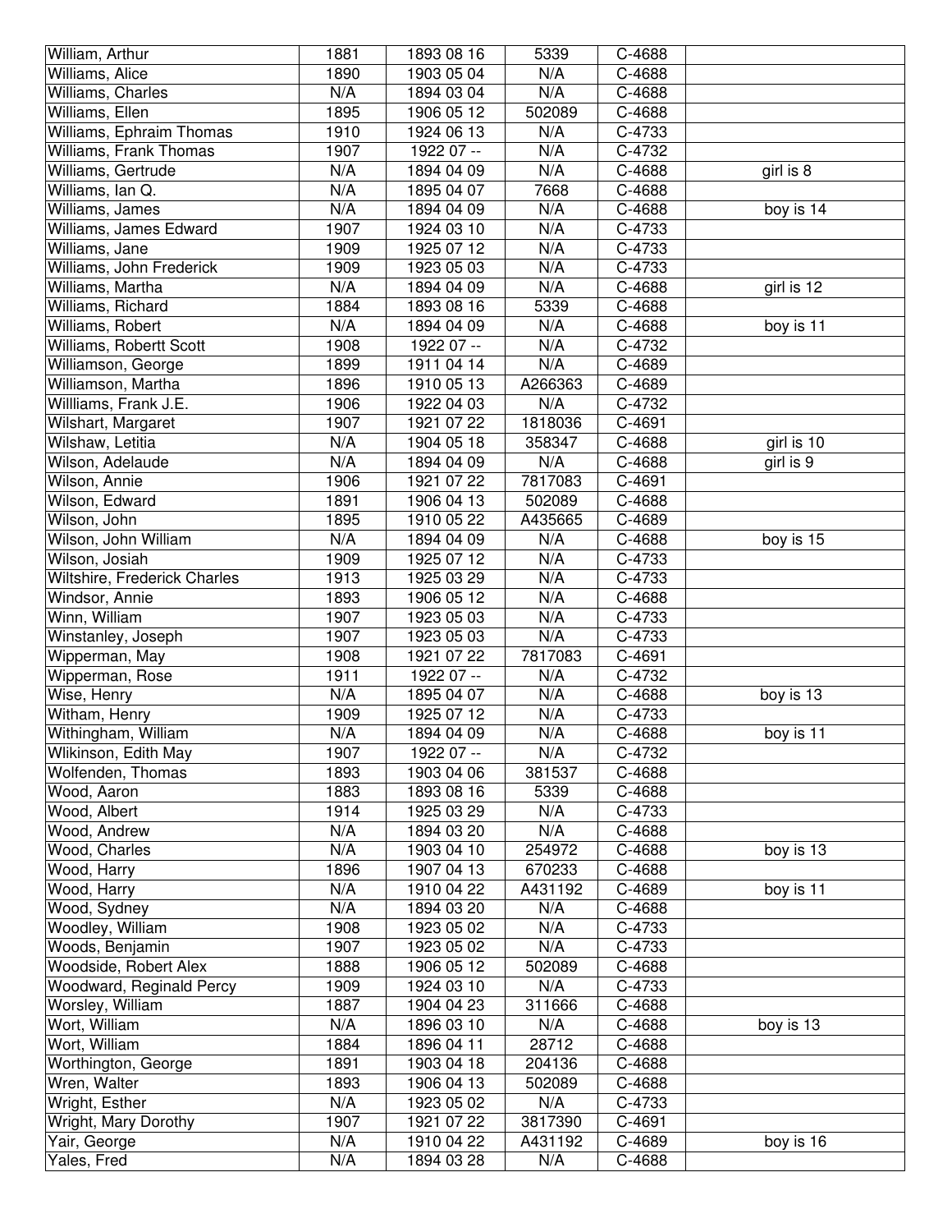| William, Arthur | 1881 | 1893 08 16 | 5339 | C-4688 | |
|---|---|---|---|---|---|
| Williams, Alice | 1890 | 1903 05 04 | N/A | C-4688 | |
| Williams, Charles | N/A | 1894 03 04 | N/A | C-4688 | |
| Williams, Ellen | 1895 | 1906 05 12 | 502089 | C-4688 | |
| Williams, Ephraim Thomas | 1910 | 1924 06 13 | N/A | C-4733 | |
| Williams, Frank Thomas | 1907 | 1922 07 -- | N/A | C-4732 | |
| Williams, Gertrude | N/A | 1894 04 09 | N/A | C-4688 | girl is 8 |
| Williams, Ian Q. | N/A | 1895 04 07 | 7668 | C-4688 | |
| Williams, James | N/A | 1894 04 09 | N/A | C-4688 | boy is 14 |
| Williams, James Edward | 1907 | 1924 03 10 | N/A | C-4733 | |
| Williams, Jane | 1909 | 1925 07 12 | N/A | C-4733 | |
| Williams, John Frederick | 1909 | 1923 05 03 | N/A | C-4733 | |
| Williams, Martha | N/A | 1894 04 09 | N/A | C-4688 | girl is 12 |
| Williams, Richard | 1884 | 1893 08 16 | 5339 | C-4688 | |
| Williams, Robert | N/A | 1894 04 09 | N/A | C-4688 | boy is 11 |
| Williams, Robertt Scott | 1908 | 1922 07 -- | N/A | C-4732 | |
| Williamson, George | 1899 | 1911 04 14 | N/A | C-4689 | |
| Williamson, Martha | 1896 | 1910 05 13 | A266363 | C-4689 | |
| Willliams, Frank J.E. | 1906 | 1922 04 03 | N/A | C-4732 | |
| Wilshart, Margaret | 1907 | 1921 07 22 | 1818036 | C-4691 | |
| Wilshaw, Letitia | N/A | 1904 05 18 | 358347 | C-4688 | girl is 10 |
| Wilson, Adelaude | N/A | 1894 04 09 | N/A | C-4688 | girl is 9 |
| Wilson, Annie | 1906 | 1921 07 22 | 7817083 | C-4691 | |
| Wilson, Edward | 1891 | 1906 04 13 | 502089 | C-4688 | |
| Wilson, John | 1895 | 1910 05 22 | A435665 | C-4689 | |
| Wilson, John William | N/A | 1894 04 09 | N/A | C-4688 | boy is 15 |
| Wilson, Josiah | 1909 | 1925 07 12 | N/A | C-4733 | |
| Wiltshire, Frederick Charles | 1913 | 1925 03 29 | N/A | C-4733 | |
| Windsor, Annie | 1893 | 1906 05 12 | N/A | C-4688 | |
| Winn, William | 1907 | 1923 05 03 | N/A | C-4733 | |
| Winstanley, Joseph | 1907 | 1923 05 03 | N/A | C-4733 | |
| Wipperman, May | 1908 | 1921 07 22 | 7817083 | C-4691 | |
| Wipperman, Rose | 1911 | 1922 07 -- | N/A | C-4732 | |
| Wise, Henry | N/A | 1895 04 07 | N/A | C-4688 | boy is 13 |
| Witham, Henry | 1909 | 1925 07 12 | N/A | C-4733 | |
| Withingham, William | N/A | 1894 04 09 | N/A | C-4688 | boy is 11 |
| Wlikinson, Edith May | 1907 | 1922 07 -- | N/A | C-4732 | |
| Wolfenden, Thomas | 1893 | 1903 04 06 | 381537 | C-4688 | |
| Wood, Aaron | 1883 | 1893 08 16 | 5339 | C-4688 | |
| Wood, Albert | 1914 | 1925 03 29 | N/A | C-4733 | |
| Wood, Andrew | N/A | 1894 03 20 | N/A | C-4688 | |
| Wood, Charles | N/A | 1903 04 10 | 254972 | C-4688 | boy is 13 |
| Wood, Harry | 1896 | 1907 04 13 | 670233 | C-4688 | |
| Wood, Harry | N/A | 1910 04 22 | A431192 | C-4689 | boy is 11 |
| Wood, Sydney | N/A | 1894 03 20 | N/A | C-4688 | |
| Woodley, William | 1908 | 1923 05 02 | N/A | C-4733 | |
| Woods, Benjamin | 1907 | 1923 05 02 | N/A | C-4733 | |
| Woodside, Robert Alex | 1888 | 1906 05 12 | 502089 | C-4688 | |
| Woodward, Reginald Percy | 1909 | 1924 03 10 | N/A | C-4733 | |
| Worsley, William | 1887 | 1904 04 23 | 311666 | C-4688 | |
| Wort, William | N/A | 1896 03 10 | N/A | C-4688 | boy is 13 |
| Wort, William | 1884 | 1896 04 11 | 28712 | C-4688 | |
| Worthington, George | 1891 | 1903 04 18 | 204136 | C-4688 | |
| Wren, Walter | 1893 | 1906 04 13 | 502089 | C-4688 | |
| Wright, Esther | N/A | 1923 05 02 | N/A | C-4733 | |
| Wright, Mary Dorothy | 1907 | 1921 07 22 | 3817390 | C-4691 | |
| Yair, George | N/A | 1910 04 22 | A431192 | C-4689 | boy is 16 |
| Yales, Fred | N/A | 1894 03 28 | N/A | C-4688 | |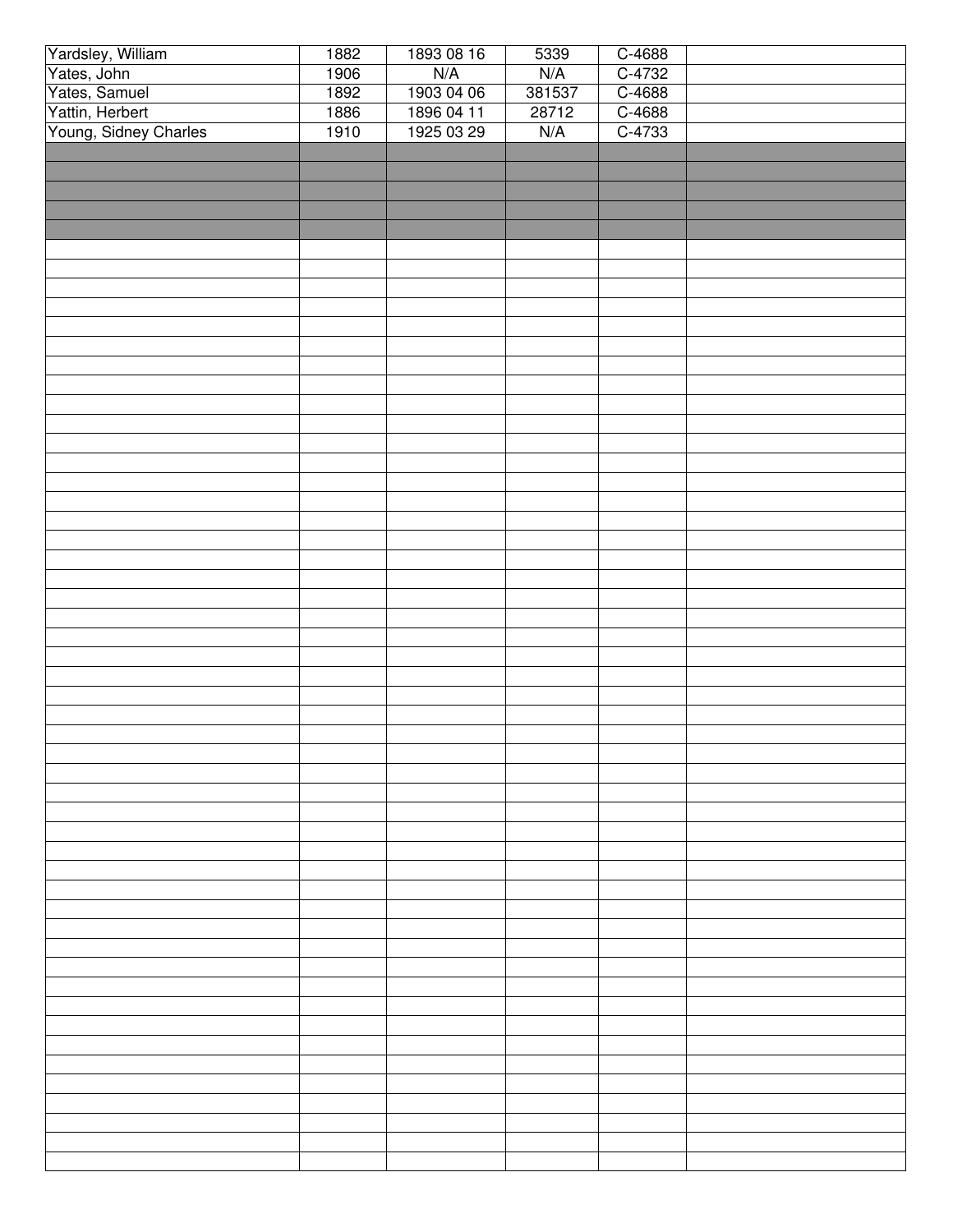| | | | | | |
|---|---|---|---|---|---|
| Yardsley, William | 1882 | 1893 08 16 | 5339 | C-4688 | |
| Yates, John | 1906 | N/A | N/A | C-4732 | |
| Yates, Samuel | 1892 | 1903 04 06 | 381537 | C-4688 | |
| Yattin, Herbert | 1886 | 1896 04 11 | 28712 | C-4688 | |
| Young, Sidney Charles | 1910 | 1925 03 29 | N/A | C-4733 | |